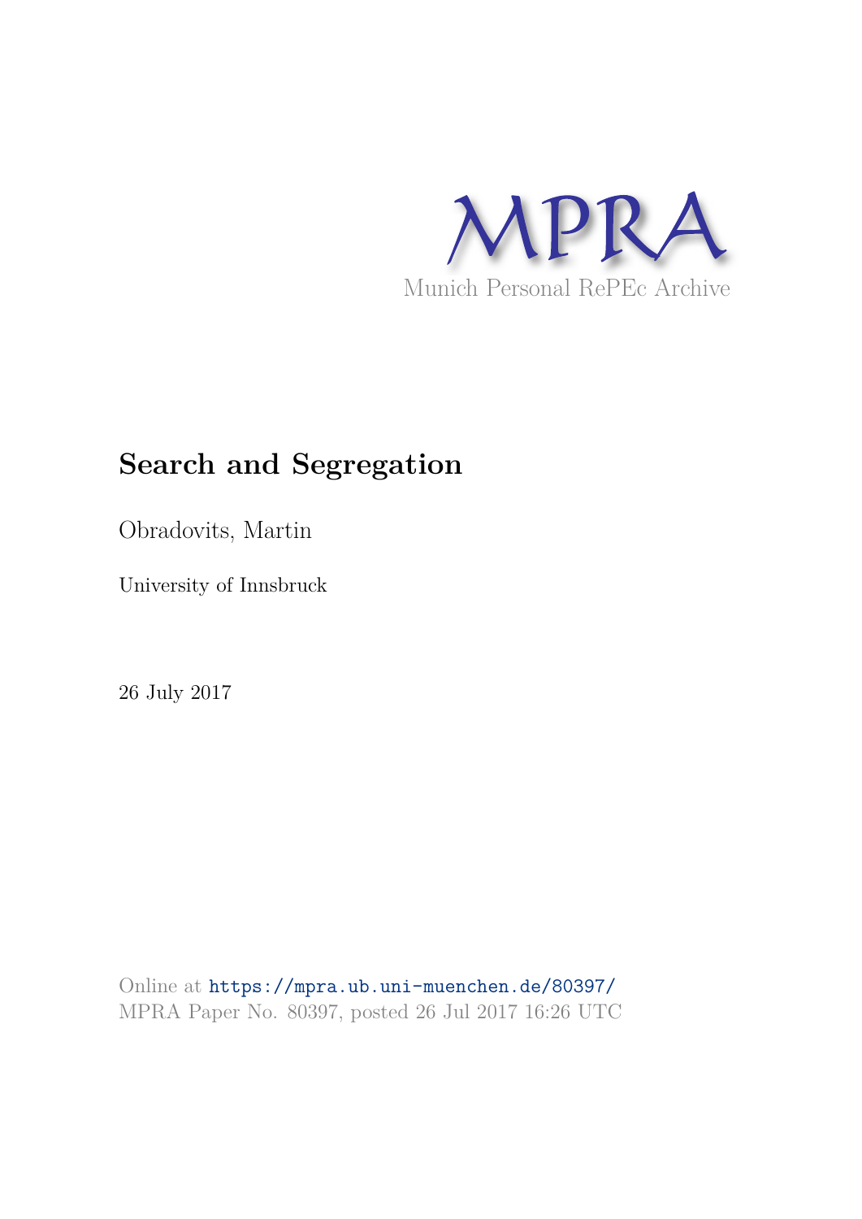MPRA

Munich Personal RePEc Archive

# Search and Segregation

Obradovits, Martin

University of Innsbruck

26 July 2017

Online at https://mpra.ub.uni-muenchen.de/80397/
MPRA Paper No. 80397, posted 26 Jul 2017 16:26 UTC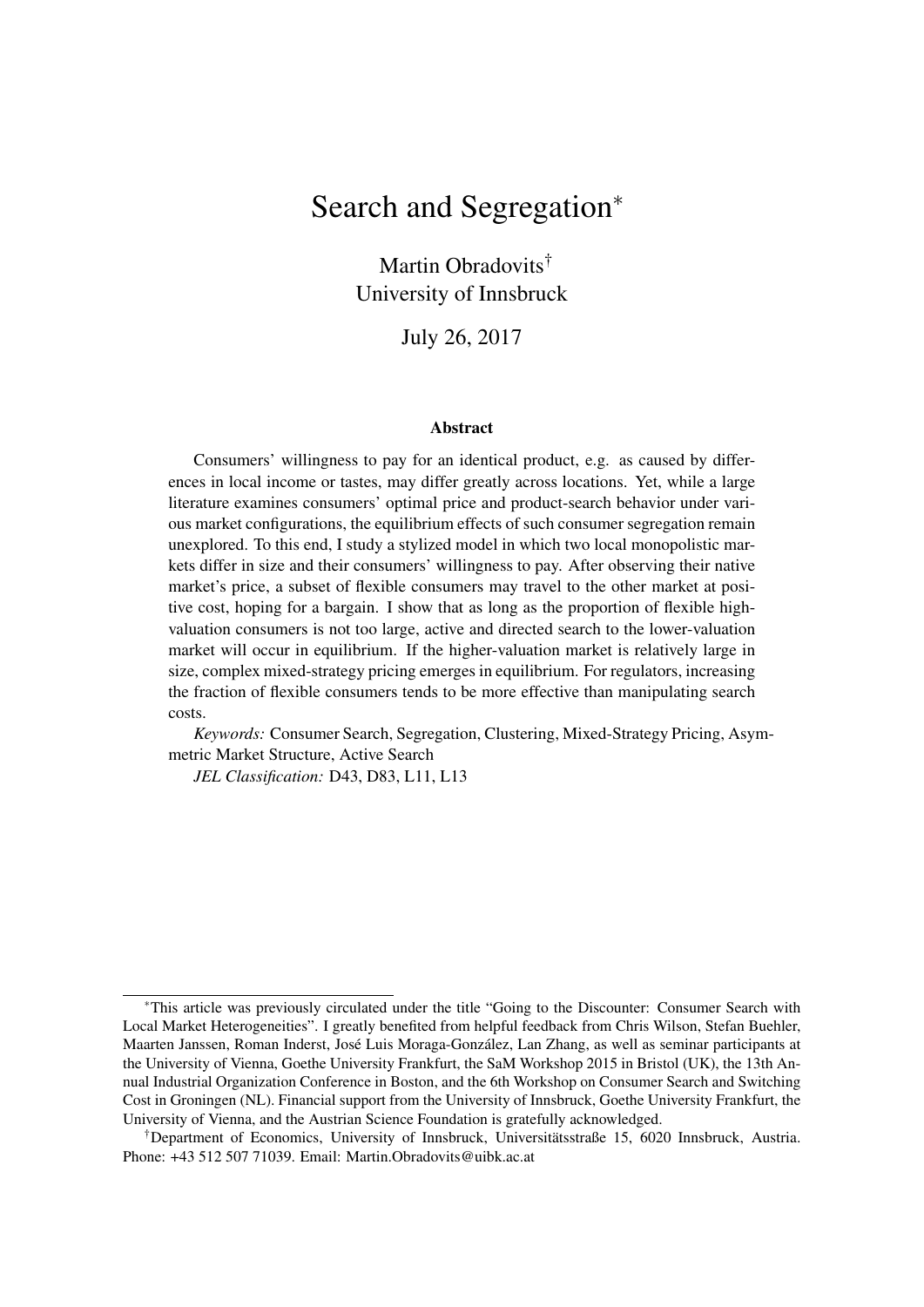# Search and Segregation*

Martin Obradovits[†]
University of Innsbruck

July 26, 2017

### Abstract

Consumers' willingness to pay for an identical product, e.g. as caused by differences in local income or tastes, may differ greatly across locations. Yet, while a large literature examines consumers' optimal price and product-search behavior under various market configurations, the equilibrium effects of such consumer segregation remain unexplored. To this end, I study a stylized model in which two local monopolistic markets differ in size and their consumers' willingness to pay. After observing their native market's price, a subset of flexible consumers may travel to the other market at positive cost, hoping for a bargain. I show that as long as the proportion of flexible high-valuation consumers is not too large, active and directed search to the lower-valuation market will occur in equilibrium. If the higher-valuation market is relatively large in size, complex mixed-strategy pricing emerges in equilibrium. For regulators, increasing the fraction of flexible consumers tends to be more effective than manipulating search costs.

*Keywords:* Consumer Search, Segregation, Clustering, Mixed-Strategy Pricing, Asymmetric Market Structure, Active Search

*JEL Classification:* D43, D83, L11, L13

---

*This article was previously circulated under the title "Going to the Discounter: Consumer Search with Local Market Heterogeneities". I greatly benefited from helpful feedback from Chris Wilson, Stefan Buehler, Maarten Janssen, Roman Inderst, José Luis Moraga-González, Lan Zhang, as well as seminar participants at the University of Vienna, Goethe University Frankfurt, the SaM Workshop 2015 in Bristol (UK), the 13th Annual Industrial Organization Conference in Boston, and the 6th Workshop on Consumer Search and Switching Cost in Groningen (NL). Financial support from the University of Innsbruck, Goethe University Frankfurt, the University of Vienna, and the Austrian Science Foundation is gratefully acknowledged.

[†]Department of Economics, University of Innsbruck, Universitätsstraße 15, 6020 Innsbruck, Austria. Phone: +43 512 507 71039. Email: Martin.Obradovits@uibk.ac.at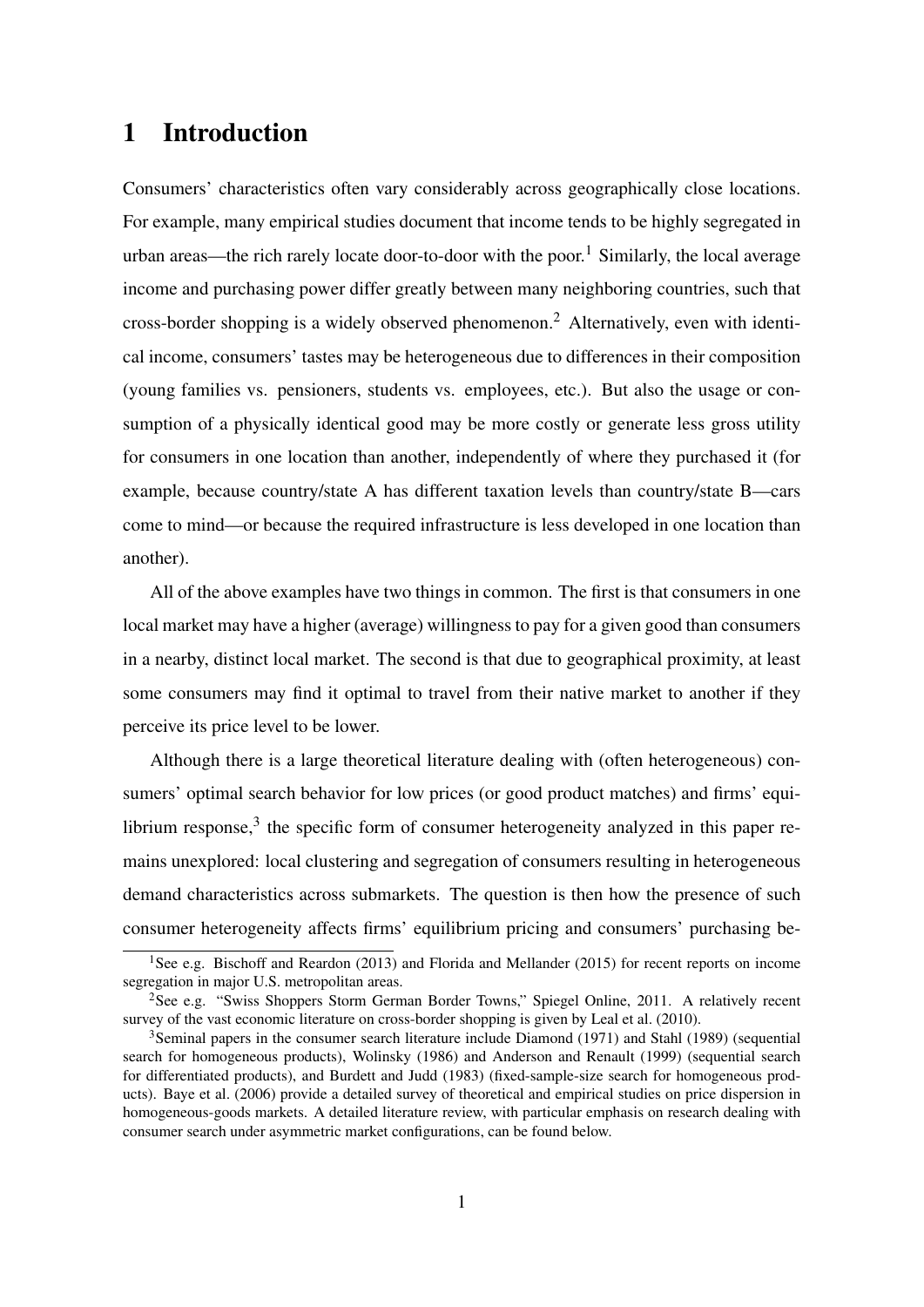# 1 Introduction

Consumers' characteristics often vary considerably across geographically close locations. For example, many empirical studies document that income tends to be highly segregated in urban areas—the rich rarely locate door-to-door with the poor.[1] Similarly, the local average income and purchasing power differ greatly between many neighboring countries, such that cross-border shopping is a widely observed phenomenon.[2] Alternatively, even with identical income, consumers' tastes may be heterogeneous due to differences in their composition (young families vs. pensioners, students vs. employees, etc.). But also the usage or consumption of a physically identical good may be more costly or generate less gross utility for consumers in one location than another, independently of where they purchased it (for example, because country/state A has different taxation levels than country/state B—cars come to mind—or because the required infrastructure is less developed in one location than another).

All of the above examples have two things in common. The first is that consumers in one local market may have a higher (average) willingness to pay for a given good than consumers in a nearby, distinct local market. The second is that due to geographical proximity, at least some consumers may find it optimal to travel from their native market to another if they perceive its price level to be lower.

Although there is a large theoretical literature dealing with (often heterogeneous) consumers' optimal search behavior for low prices (or good product matches) and firms' equilibrium response,[3] the specific form of consumer heterogeneity analyzed in this paper remains unexplored: local clustering and segregation of consumers resulting in heterogeneous demand characteristics across submarkets. The question is then how the presence of such consumer heterogeneity affects firms' equilibrium pricing and consumers' purchasing be-

[1] See e.g. Bischoff and Reardon (2013) and Florida and Mellander (2015) for recent reports on income segregation in major U.S. metropolitan areas.

[2] See e.g. "Swiss Shoppers Storm German Border Towns," Spiegel Online, 2011. A relatively recent survey of the vast economic literature on cross-border shopping is given by Leal et al. (2010).

[3] Seminal papers in the consumer search literature include Diamond (1971) and Stahl (1989) (sequential search for homogeneous products), Wolinsky (1986) and Anderson and Renault (1999) (sequential search for differentiated products), and Burdett and Judd (1983) (fixed-sample-size search for homogeneous products). Baye et al. (2006) provide a detailed survey of theoretical and empirical studies on price dispersion in homogeneous-goods markets. A detailed literature review, with particular emphasis on research dealing with consumer search under asymmetric market configurations, can be found below.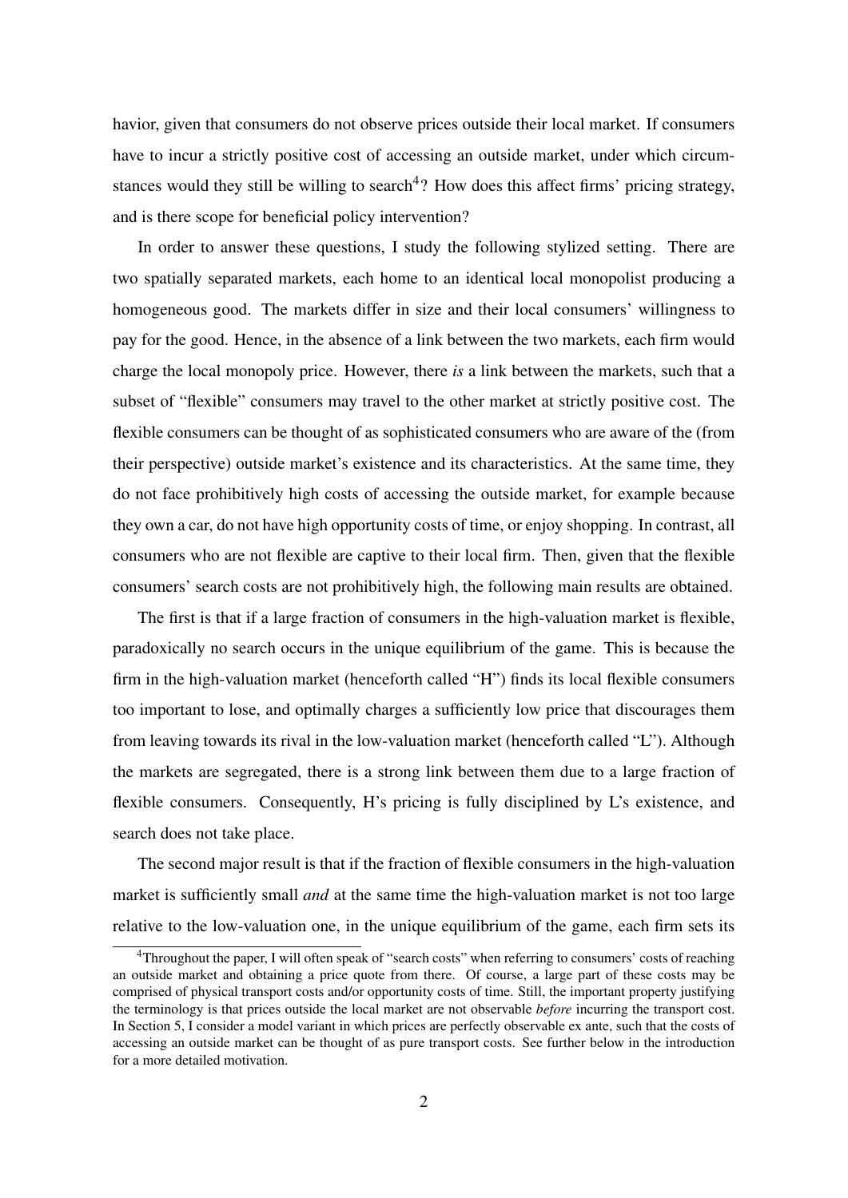havior, given that consumers do not observe prices outside their local market. If consumers have to incur a strictly positive cost of accessing an outside market, under which circumstances would they still be willing to search[4]? How does this affect firms' pricing strategy, and is there scope for beneficial policy intervention?

In order to answer these questions, I study the following stylized setting. There are two spatially separated markets, each home to an identical local monopolist producing a homogeneous good. The markets differ in size and their local consumers' willingness to pay for the good. Hence, in the absence of a link between the two markets, each firm would charge the local monopoly price. However, there *is* a link between the markets, such that a subset of "flexible" consumers may travel to the other market at strictly positive cost. The flexible consumers can be thought of as sophisticated consumers who are aware of the (from their perspective) outside market's existence and its characteristics. At the same time, they do not face prohibitively high costs of accessing the outside market, for example because they own a car, do not have high opportunity costs of time, or enjoy shopping. In contrast, all consumers who are not flexible are captive to their local firm. Then, given that the flexible consumers' search costs are not prohibitively high, the following main results are obtained.

The first is that if a large fraction of consumers in the high-valuation market is flexible, paradoxically no search occurs in the unique equilibrium of the game. This is because the firm in the high-valuation market (henceforth called "H") finds its local flexible consumers too important to lose, and optimally charges a sufficiently low price that discourages them from leaving towards its rival in the low-valuation market (henceforth called "L"). Although the markets are segregated, there is a strong link between them due to a large fraction of flexible consumers. Consequently, H's pricing is fully disciplined by L's existence, and search does not take place.

The second major result is that if the fraction of flexible consumers in the high-valuation market is sufficiently small *and* at the same time the high-valuation market is not too large relative to the low-valuation one, in the unique equilibrium of the game, each firm sets its

[4]Throughout the paper, I will often speak of "search costs" when referring to consumers' costs of reaching an outside market and obtaining a price quote from there. Of course, a large part of these costs may be comprised of physical transport costs and/or opportunity costs of time. Still, the important property justifying the terminology is that prices outside the local market are not observable *before* incurring the transport cost. In Section 5, I consider a model variant in which prices are perfectly observable ex ante, such that the costs of accessing an outside market can be thought of as pure transport costs. See further below in the introduction for a more detailed motivation.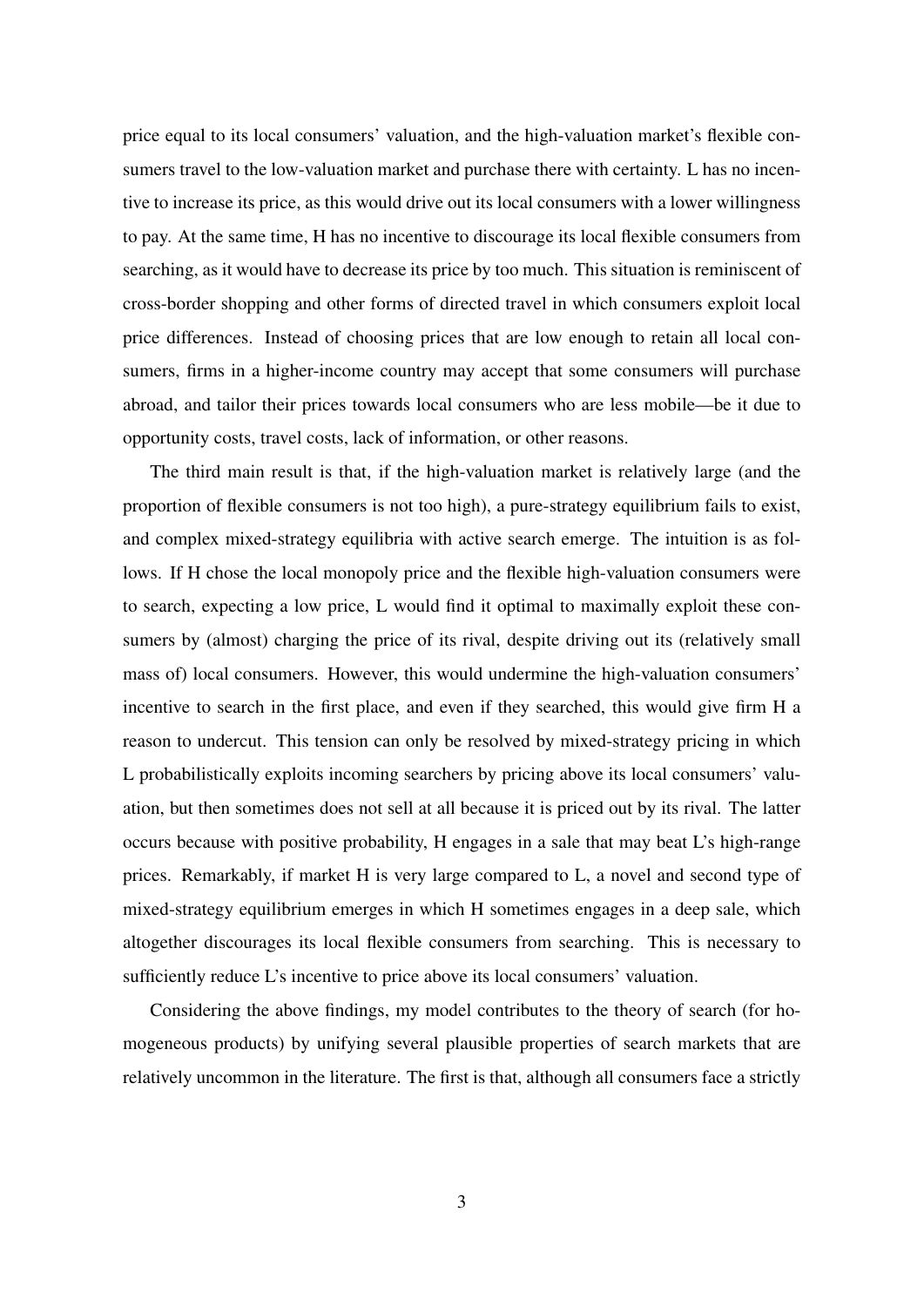price equal to its local consumers' valuation, and the high-valuation market's flexible consumers travel to the low-valuation market and purchase there with certainty. L has no incentive to increase its price, as this would drive out its local consumers with a lower willingness to pay. At the same time, H has no incentive to discourage its local flexible consumers from searching, as it would have to decrease its price by too much. This situation is reminiscent of cross-border shopping and other forms of directed travel in which consumers exploit local price differences. Instead of choosing prices that are low enough to retain all local consumers, firms in a higher-income country may accept that some consumers will purchase abroad, and tailor their prices towards local consumers who are less mobile—be it due to opportunity costs, travel costs, lack of information, or other reasons.

The third main result is that, if the high-valuation market is relatively large (and the proportion of flexible consumers is not too high), a pure-strategy equilibrium fails to exist, and complex mixed-strategy equilibria with active search emerge. The intuition is as follows. If H chose the local monopoly price and the flexible high-valuation consumers were to search, expecting a low price, L would find it optimal to maximally exploit these consumers by (almost) charging the price of its rival, despite driving out its (relatively small mass of) local consumers. However, this would undermine the high-valuation consumers' incentive to search in the first place, and even if they searched, this would give firm H a reason to undercut. This tension can only be resolved by mixed-strategy pricing in which L probabilistically exploits incoming searchers by pricing above its local consumers' valuation, but then sometimes does not sell at all because it is priced out by its rival. The latter occurs because with positive probability, H engages in a sale that may beat L's high-range prices. Remarkably, if market H is very large compared to L, a novel and second type of mixed-strategy equilibrium emerges in which H sometimes engages in a deep sale, which altogether discourages its local flexible consumers from searching. This is necessary to sufficiently reduce L's incentive to price above its local consumers' valuation.

Considering the above findings, my model contributes to the theory of search (for homogeneous products) by unifying several plausible properties of search markets that are relatively uncommon in the literature. The first is that, although all consumers face a strictly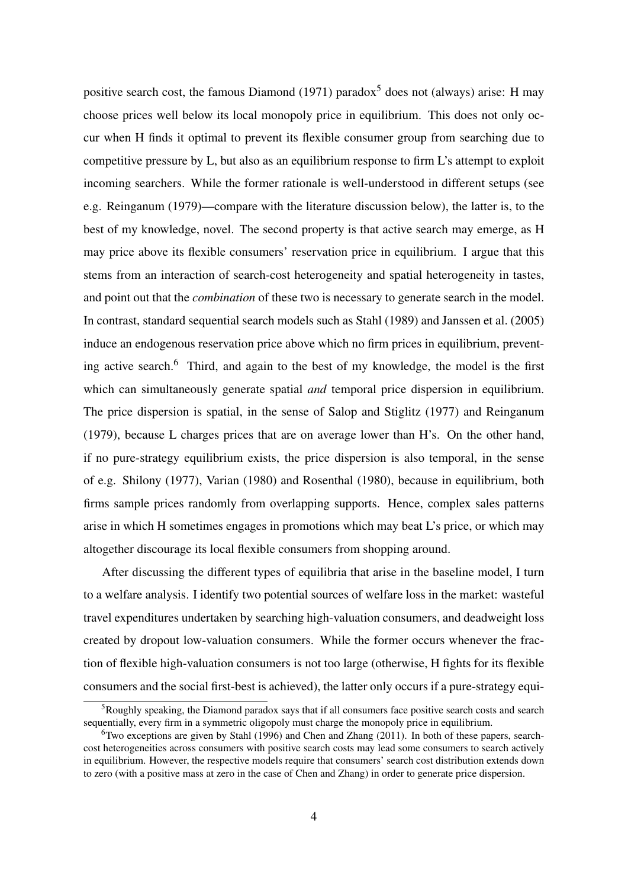positive search cost, the famous Diamond (1971) paradox[5] does not (always) arise: H may choose prices well below its local monopoly price in equilibrium. This does not only occur when H finds it optimal to prevent its flexible consumer group from searching due to competitive pressure by L, but also as an equilibrium response to firm L's attempt to exploit incoming searchers. While the former rationale is well-understood in different setups (see e.g. Reinganum (1979)—compare with the literature discussion below), the latter is, to the best of my knowledge, novel. The second property is that active search may emerge, as H may price above its flexible consumers' reservation price in equilibrium. I argue that this stems from an interaction of search-cost heterogeneity and spatial heterogeneity in tastes, and point out that the *combination* of these two is necessary to generate search in the model. In contrast, standard sequential search models such as Stahl (1989) and Janssen et al. (2005) induce an endogenous reservation price above which no firm prices in equilibrium, preventing active search.[6] Third, and again to the best of my knowledge, the model is the first which can simultaneously generate spatial *and* temporal price dispersion in equilibrium. The price dispersion is spatial, in the sense of Salop and Stiglitz (1977) and Reinganum (1979), because L charges prices that are on average lower than H's. On the other hand, if no pure-strategy equilibrium exists, the price dispersion is also temporal, in the sense of e.g. Shilony (1977), Varian (1980) and Rosenthal (1980), because in equilibrium, both firms sample prices randomly from overlapping supports. Hence, complex sales patterns arise in which H sometimes engages in promotions which may beat L's price, or which may altogether discourage its local flexible consumers from shopping around.

After discussing the different types of equilibria that arise in the baseline model, I turn to a welfare analysis. I identify two potential sources of welfare loss in the market: wasteful travel expenditures undertaken by searching high-valuation consumers, and deadweight loss created by dropout low-valuation consumers. While the former occurs whenever the fraction of flexible high-valuation consumers is not too large (otherwise, H fights for its flexible consumers and the social first-best is achieved), the latter only occurs if a pure-strategy equi-

[5] Roughly speaking, the Diamond paradox says that if all consumers face positive search costs and search sequentially, every firm in a symmetric oligopoly must charge the monopoly price in equilibrium.

[6] Two exceptions are given by Stahl (1996) and Chen and Zhang (2011). In both of these papers, search-cost heterogeneities across consumers with positive search costs may lead some consumers to search actively in equilibrium. However, the respective models require that consumers' search cost distribution extends down to zero (with a positive mass at zero in the case of Chen and Zhang) in order to generate price dispersion.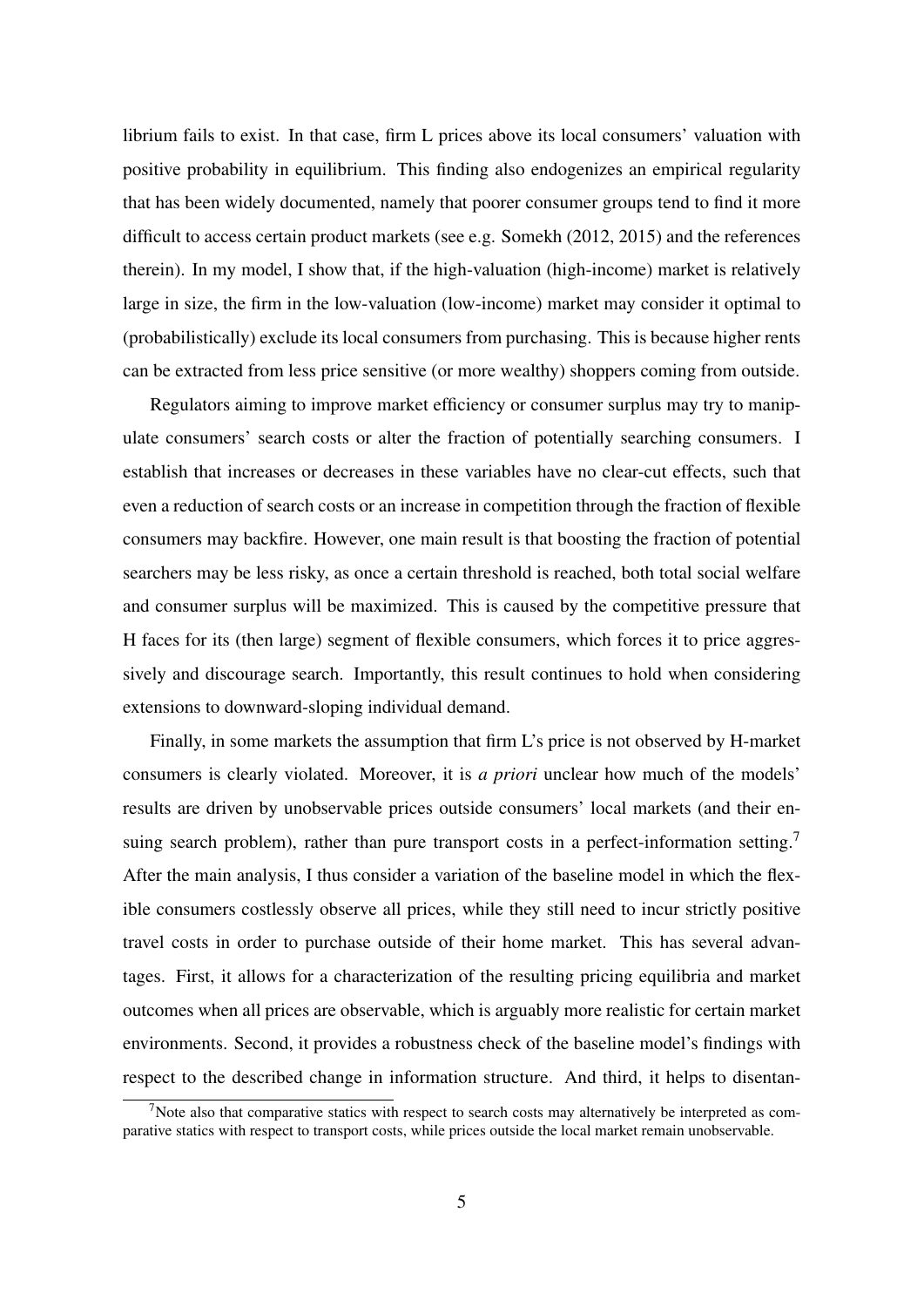librium fails to exist. In that case, firm L prices above its local consumers' valuation with positive probability in equilibrium. This finding also endogenizes an empirical regularity that has been widely documented, namely that poorer consumer groups tend to find it more difficult to access certain product markets (see e.g. Somekh (2012, 2015) and the references therein). In my model, I show that, if the high-valuation (high-income) market is relatively large in size, the firm in the low-valuation (low-income) market may consider it optimal to (probabilistically) exclude its local consumers from purchasing. This is because higher rents can be extracted from less price sensitive (or more wealthy) shoppers coming from outside.

Regulators aiming to improve market efficiency or consumer surplus may try to manipulate consumers' search costs or alter the fraction of potentially searching consumers. I establish that increases or decreases in these variables have no clear-cut effects, such that even a reduction of search costs or an increase in competition through the fraction of flexible consumers may backfire. However, one main result is that boosting the fraction of potential searchers may be less risky, as once a certain threshold is reached, both total social welfare and consumer surplus will be maximized. This is caused by the competitive pressure that H faces for its (then large) segment of flexible consumers, which forces it to price aggressively and discourage search. Importantly, this result continues to hold when considering extensions to downward-sloping individual demand.

Finally, in some markets the assumption that firm L's price is not observed by H-market consumers is clearly violated. Moreover, it is *a priori* unclear how much of the models' results are driven by unobservable prices outside consumers' local markets (and their ensuing search problem), rather than pure transport costs in a perfect-information setting.[7] After the main analysis, I thus consider a variation of the baseline model in which the flexible consumers costlessly observe all prices, while they still need to incur strictly positive travel costs in order to purchase outside of their home market. This has several advantages. First, it allows for a characterization of the resulting pricing equilibria and market outcomes when all prices are observable, which is arguably more realistic for certain market environments. Second, it provides a robustness check of the baseline model's findings with respect to the described change in information structure. And third, it helps to disentan-

[7] Note also that comparative statics with respect to search costs may alternatively be interpreted as comparative statics with respect to transport costs, while prices outside the local market remain unobservable.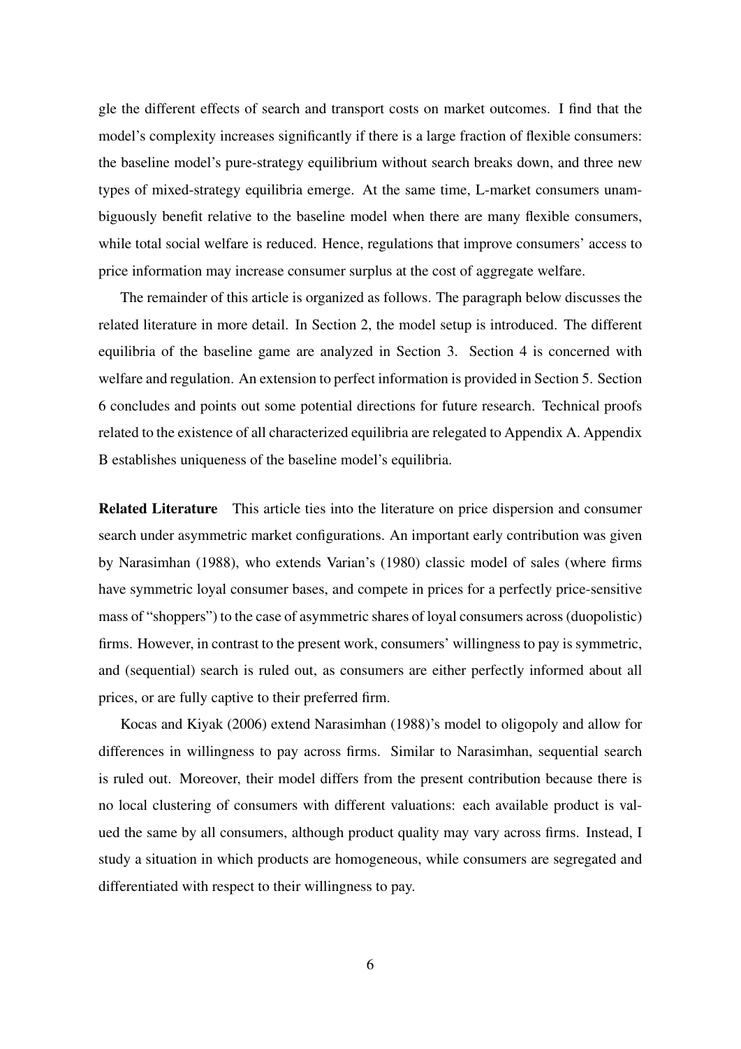gle the different effects of search and transport costs on market outcomes. I find that the model's complexity increases significantly if there is a large fraction of flexible consumers: the baseline model's pure-strategy equilibrium without search breaks down, and three new types of mixed-strategy equilibria emerge. At the same time, L-market consumers unambiguously benefit relative to the baseline model when there are many flexible consumers, while total social welfare is reduced. Hence, regulations that improve consumers' access to price information may increase consumer surplus at the cost of aggregate welfare.

The remainder of this article is organized as follows. The paragraph below discusses the related literature in more detail. In Section 2, the model setup is introduced. The different equilibria of the baseline game are analyzed in Section 3. Section 4 is concerned with welfare and regulation. An extension to perfect information is provided in Section 5. Section 6 concludes and points out some potential directions for future research. Technical proofs related to the existence of all characterized equilibria are relegated to Appendix A. Appendix B establishes uniqueness of the baseline model's equilibria.

**Related Literature** This article ties into the literature on price dispersion and consumer search under asymmetric market configurations. An important early contribution was given by Narasimhan (1988), who extends Varian's (1980) classic model of sales (where firms have symmetric loyal consumer bases, and compete in prices for a perfectly price-sensitive mass of "shoppers") to the case of asymmetric shares of loyal consumers across (duopolistic) firms. However, in contrast to the present work, consumers' willingness to pay is symmetric, and (sequential) search is ruled out, as consumers are either perfectly informed about all prices, or are fully captive to their preferred firm.

Kocas and Kiyak (2006) extend Narasimhan (1988)'s model to oligopoly and allow for differences in willingness to pay across firms. Similar to Narasimhan, sequential search is ruled out. Moreover, their model differs from the present contribution because there is no local clustering of consumers with different valuations: each available product is valued the same by all consumers, although product quality may vary across firms. Instead, I study a situation in which products are homogeneous, while consumers are segregated and differentiated with respect to their willingness to pay.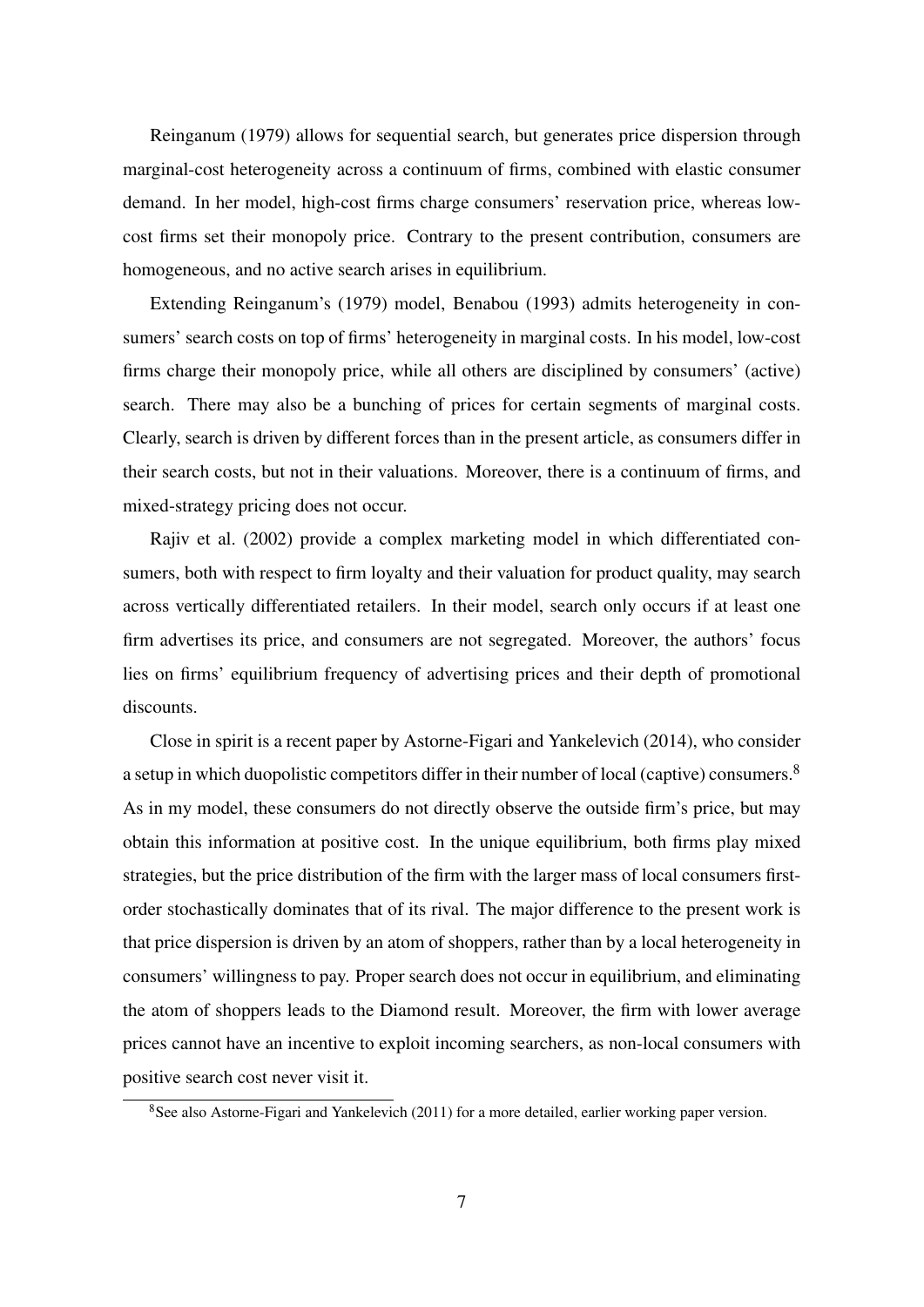Reinganum (1979) allows for sequential search, but generates price dispersion through marginal-cost heterogeneity across a continuum of firms, combined with elastic consumer demand. In her model, high-cost firms charge consumers' reservation price, whereas low-cost firms set their monopoly price. Contrary to the present contribution, consumers are homogeneous, and no active search arises in equilibrium.

Extending Reinganum's (1979) model, Benabou (1993) admits heterogeneity in consumers' search costs on top of firms' heterogeneity in marginal costs. In his model, low-cost firms charge their monopoly price, while all others are disciplined by consumers' (active) search. There may also be a bunching of prices for certain segments of marginal costs. Clearly, search is driven by different forces than in the present article, as consumers differ in their search costs, but not in their valuations. Moreover, there is a continuum of firms, and mixed-strategy pricing does not occur.

Rajiv et al. (2002) provide a complex marketing model in which differentiated consumers, both with respect to firm loyalty and their valuation for product quality, may search across vertically differentiated retailers. In their model, search only occurs if at least one firm advertises its price, and consumers are not segregated. Moreover, the authors' focus lies on firms' equilibrium frequency of advertising prices and their depth of promotional discounts.

Close in spirit is a recent paper by Astorne-Figari and Yankelevich (2014), who consider a setup in which duopolistic competitors differ in their number of local (captive) consumers.[8] As in my model, these consumers do not directly observe the outside firm's price, but may obtain this information at positive cost. In the unique equilibrium, both firms play mixed strategies, but the price distribution of the firm with the larger mass of local consumers first-order stochastically dominates that of its rival. The major difference to the present work is that price dispersion is driven by an atom of shoppers, rather than by a local heterogeneity in consumers' willingness to pay. Proper search does not occur in equilibrium, and eliminating the atom of shoppers leads to the Diamond result. Moreover, the firm with lower average prices cannot have an incentive to exploit incoming searchers, as non-local consumers with positive search cost never visit it.

[8] See also Astorne-Figari and Yankelevich (2011) for a more detailed, earlier working paper version.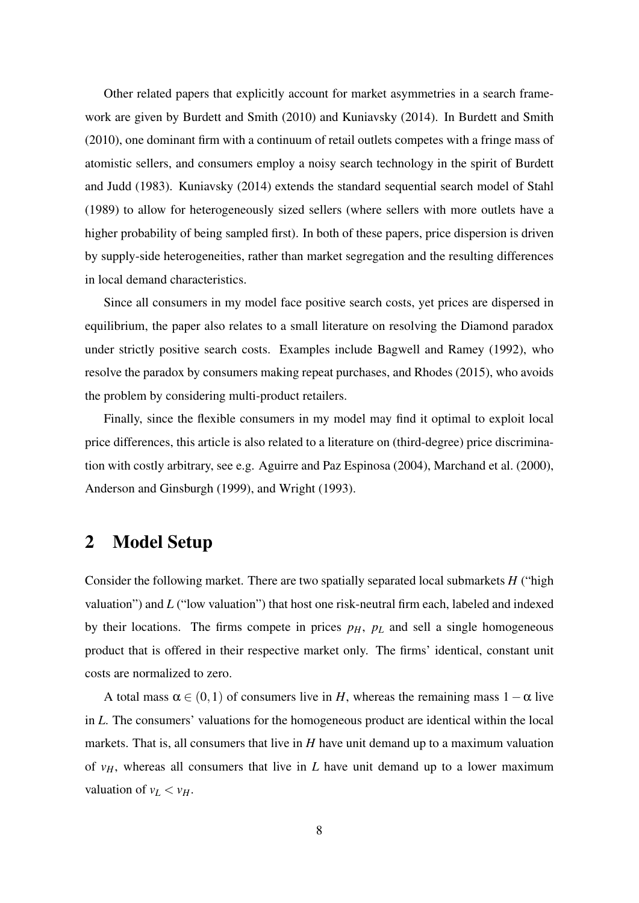Other related papers that explicitly account for market asymmetries in a search framework are given by Burdett and Smith (2010) and Kuniavsky (2014). In Burdett and Smith (2010), one dominant firm with a continuum of retail outlets competes with a fringe mass of atomistic sellers, and consumers employ a noisy search technology in the spirit of Burdett and Judd (1983). Kuniavsky (2014) extends the standard sequential search model of Stahl (1989) to allow for heterogeneously sized sellers (where sellers with more outlets have a higher probability of being sampled first). In both of these papers, price dispersion is driven by supply-side heterogeneities, rather than market segregation and the resulting differences in local demand characteristics.

Since all consumers in my model face positive search costs, yet prices are dispersed in equilibrium, the paper also relates to a small literature on resolving the Diamond paradox under strictly positive search costs. Examples include Bagwell and Ramey (1992), who resolve the paradox by consumers making repeat purchases, and Rhodes (2015), who avoids the problem by considering multi-product retailers.

Finally, since the flexible consumers in my model may find it optimal to exploit local price differences, this article is also related to a literature on (third-degree) price discrimination with costly arbitrary, see e.g. Aguirre and Paz Espinosa (2004), Marchand et al. (2000), Anderson and Ginsburgh (1999), and Wright (1993).

## 2 Model Setup

Consider the following market. There are two spatially separated local submarkets $H$ ("high valuation") and $L$ ("low valuation") that host one risk-neutral firm each, labeled and indexed by their locations. The firms compete in prices $p_H$, $p_L$ and sell a single homogeneous product that is offered in their respective market only. The firms' identical, constant unit costs are normalized to zero.

A total mass $\alpha \in (0,1)$ of consumers live in $H$, whereas the remaining mass $1-\alpha$ live in $L$. The consumers' valuations for the homogeneous product are identical within the local markets. That is, all consumers that live in $H$ have unit demand up to a maximum valuation of $v_H$, whereas all consumers that live in $L$ have unit demand up to a lower maximum valuation of $v_L < v_H$.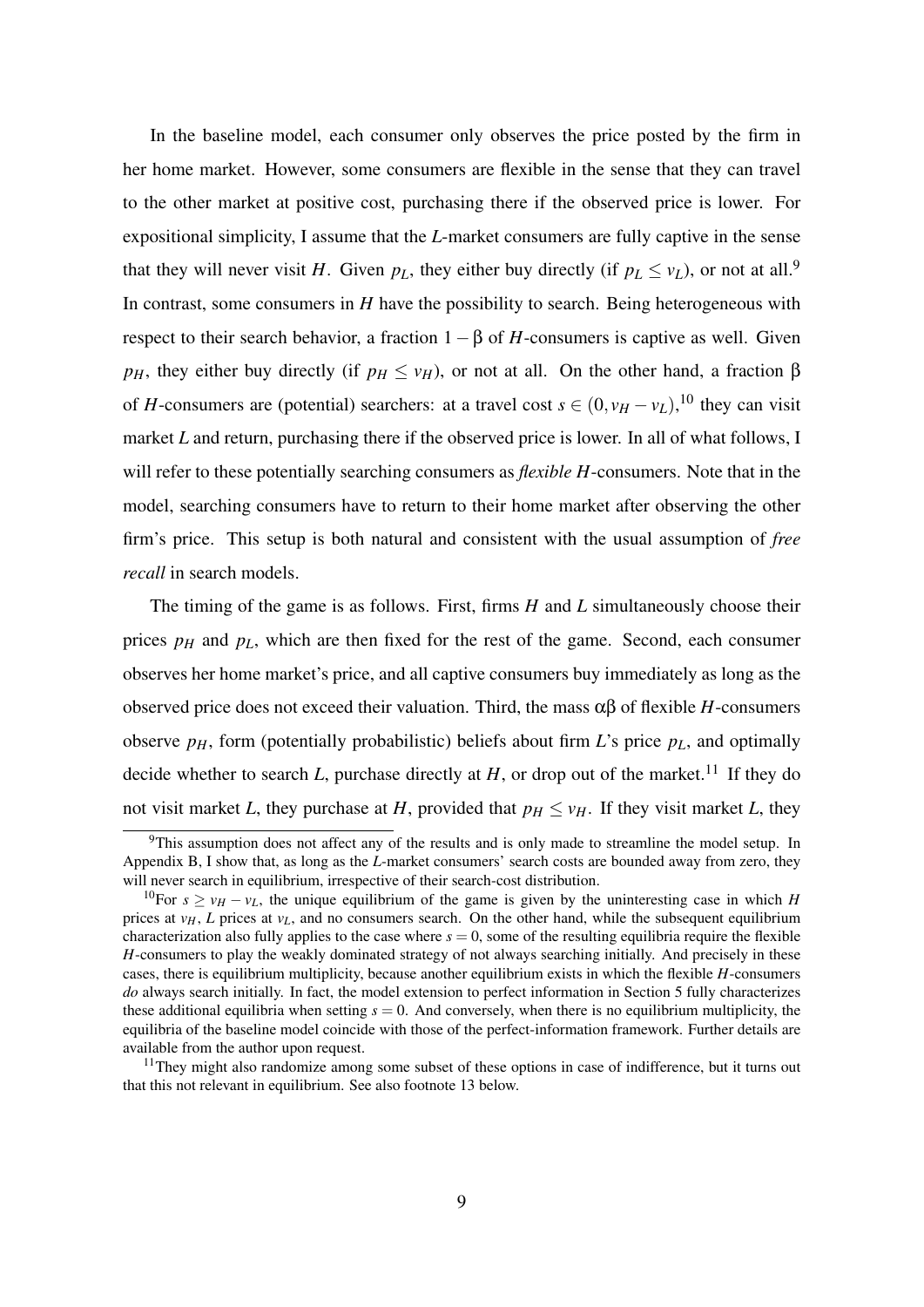In the baseline model, each consumer only observes the price posted by the firm in her home market. However, some consumers are flexible in the sense that they can travel to the other market at positive cost, purchasing there if the observed price is lower. For expositional simplicity, I assume that the *L*-market consumers are fully captive in the sense that they will never visit *H*. Given $p_L$, they either buy directly (if $p_L \leq v_L$), or not at all.[9] In contrast, some consumers in *H* have the possibility to search. Being heterogeneous with respect to their search behavior, a fraction $1-\beta$ of *H*-consumers is captive as well. Given $p_H$, they either buy directly (if $p_H \leq v_H$), or not at all. On the other hand, a fraction $\beta$ of *H*-consumers are (potential) searchers: at a travel cost $s \in (0, v_H - v_L)$,[10] they can visit market *L* and return, purchasing there if the observed price is lower. In all of what follows, I will refer to these potentially searching consumers as *flexible H*-consumers. Note that in the model, searching consumers have to return to their home market after observing the other firm's price. This setup is both natural and consistent with the usual assumption of *free recall* in search models.

The timing of the game is as follows. First, firms *H* and *L* simultaneously choose their prices $p_H$ and $p_L$, which are then fixed for the rest of the game. Second, each consumer observes her home market's price, and all captive consumers buy immediately as long as the observed price does not exceed their valuation. Third, the mass $\alpha\beta$ of flexible *H*-consumers observe $p_H$, form (potentially probabilistic) beliefs about firm *L*'s price $p_L$, and optimally decide whether to search *L*, purchase directly at *H*, or drop out of the market.[11] If they do not visit market *L*, they purchase at *H*, provided that $p_H \leq v_H$. If they visit market *L*, they

---

[9] This assumption does not affect any of the results and is only made to streamline the model setup. In Appendix B, I show that, as long as the *L*-market consumers' search costs are bounded away from zero, they will never search in equilibrium, irrespective of their search-cost distribution.

[10] For $s \geq v_H - v_L$, the unique equilibrium of the game is given by the uninteresting case in which *H* prices at $v_H$, *L* prices at $v_L$, and no consumers search. On the other hand, while the subsequent equilibrium characterization also fully applies to the case where $s = 0$, some of the resulting equilibria require the flexible *H*-consumers to play the weakly dominated strategy of not always searching initially. And precisely in these cases, there is equilibrium multiplicity, because another equilibrium exists in which the flexible *H*-consumers *do* always search initially. In fact, the model extension to perfect information in Section 5 fully characterizes these additional equilibria when setting $s = 0$. And conversely, when there is no equilibrium multiplicity, the equilibria of the baseline model coincide with those of the perfect-information framework. Further details are available from the author upon request.

[11] They might also randomize among some subset of these options in case of indifference, but it turns out that this not relevant in equilibrium. See also footnote 13 below.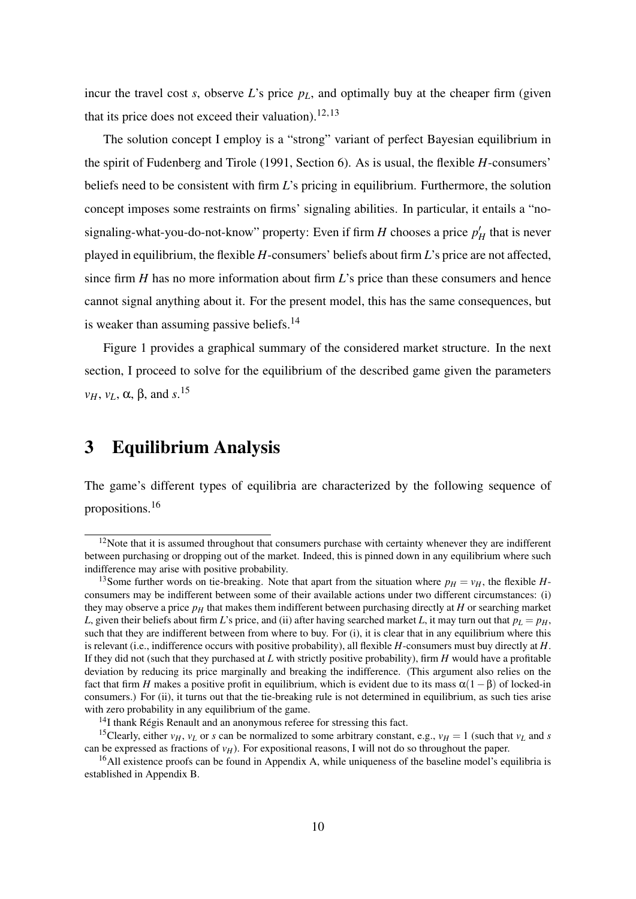incur the travel cost $s$, observe $L$'s price $p_L$, and optimally buy at the cheaper firm (given that its price does not exceed their valuation).[12,13]

The solution concept I employ is a "strong" variant of perfect Bayesian equilibrium in the spirit of Fudenberg and Tirole (1991, Section 6). As is usual, the flexible $H$-consumers' beliefs need to be consistent with firm $L$'s pricing in equilibrium. Furthermore, the solution concept imposes some restraints on firms' signaling abilities. In particular, it entails a "no-signaling-what-you-do-not-know" property: Even if firm $H$ chooses a price $p'_H$ that is never played in equilibrium, the flexible $H$-consumers' beliefs about firm $L$'s price are not affected, since firm $H$ has no more information about firm $L$'s price than these consumers and hence cannot signal anything about it. For the present model, this has the same consequences, but is weaker than assuming passive beliefs.[14]

Figure 1 provides a graphical summary of the considered market structure. In the next section, I proceed to solve for the equilibrium of the described game given the parameters $v_H$, $v_L$, $\alpha$, $\beta$, and $s$.[15]

# 3 Equilibrium Analysis

The game's different types of equilibria are characterized by the following sequence of propositions.[16]

---

[12] Note that it is assumed throughout that consumers purchase with certainty whenever they are indifferent between purchasing or dropping out of the market. Indeed, this is pinned down in any equilibrium where such indifference may arise with positive probability.

[13] Some further words on tie-breaking. Note that apart from the situation where $p_H = v_H$, the flexible $H$-consumers may be indifferent between some of their available actions under two different circumstances: (i) they may observe a price $p_H$ that makes them indifferent between purchasing directly at $H$ or searching market $L$, given their beliefs about firm $L$'s price, and (ii) after having searched market $L$, it may turn out that $p_L = p_H$, such that they are indifferent between from where to buy. For (i), it is clear that in any equilibrium where this is relevant (i.e., indifference occurs with positive probability), all flexible $H$-consumers must buy directly at $H$. If they did not (such that they purchased at $L$ with strictly positive probability), firm $H$ would have a profitable deviation by reducing its price marginally and breaking the indifference. (This argument also relies on the fact that firm $H$ makes a positive profit in equilibrium, which is evident due to its mass $\alpha(1-\beta)$ of locked-in consumers.) For (ii), it turns out that the tie-breaking rule is not determined in equilibrium, as such ties arise with zero probability in any equilibrium of the game.

[14] I thank Régis Renault and an anonymous referee for stressing this fact.

[15] Clearly, either $v_H$, $v_L$ or $s$ can be normalized to some arbitrary constant, e.g., $v_H = 1$ (such that $v_L$ and $s$ can be expressed as fractions of $v_H$). For expositional reasons, I will not do so throughout the paper.

[16] All existence proofs can be found in Appendix A, while uniqueness of the baseline model's equilibria is established in Appendix B.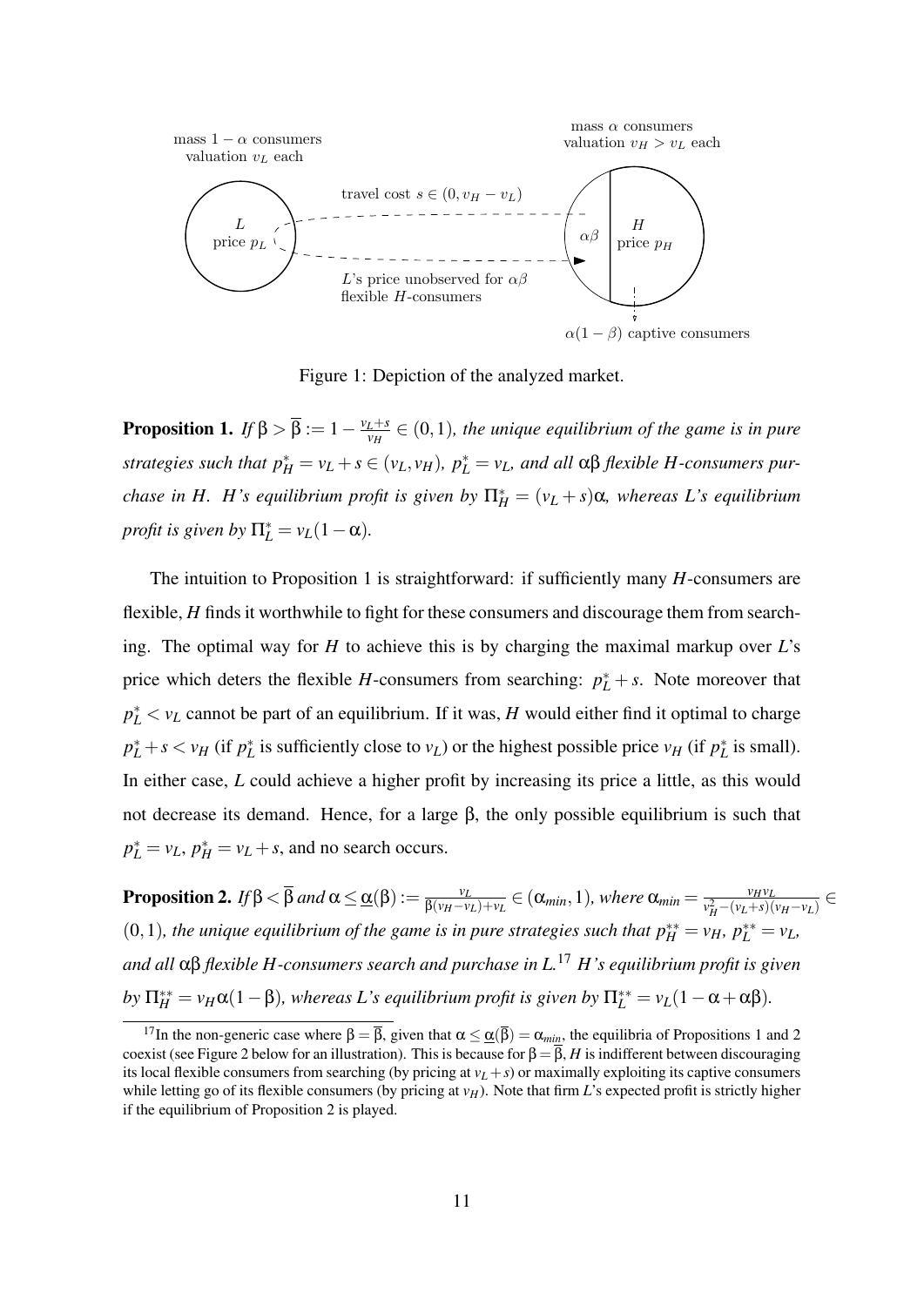Figure 1: Depiction of the analyzed market.

**Proposition 1.** *If* $\beta > \overline{\beta} := 1 - \frac{v_L + s}{v_H} \in (0,1)$*, the unique equilibrium of the game is in pure strategies such that* $p_H^* = v_L + s \in (v_L, v_H)$*,* $p_L^* = v_L$*, and all* $\alpha\beta$ *flexible H-consumers purchase in H. H's equilibrium profit is given by* $\Pi_H^* = (v_L + s)\alpha$*, whereas L's equilibrium profit is given by* $\Pi_L^* = v_L(1-\alpha)$*.*

The intuition to Proposition 1 is straightforward: if sufficiently many $H$-consumers are flexible, $H$ finds it worthwhile to fight for these consumers and discourage them from searching. The optimal way for $H$ to achieve this is by charging the maximal markup over $L$'s price which deters the flexible $H$-consumers from searching: $p_L^* + s$. Note moreover that $p_L^* < v_L$ cannot be part of an equilibrium. If it was, $H$ would either find it optimal to charge $p_L^* + s < v_H$ (if $p_L^*$ is sufficiently close to $v_L$) or the highest possible price $v_H$ (if $p_L^*$ is small). In either case, $L$ could achieve a higher profit by increasing its price a little, as this would not decrease its demand. Hence, for a large $\beta$, the only possible equilibrium is such that $p_L^* = v_L$, $p_H^* = v_L + s$, and no search occurs.

**Proposition 2.** *If* $\beta < \overline{\beta}$ *and* $\alpha \leq \underline{\alpha}(\beta) := \frac{v_L}{\beta(v_H - v_L) + v_L} \in (\alpha_{min}, 1)$*, where* $\alpha_{min} = \frac{v_H v_L}{v_H^2 - (v_L + s)(v_H - v_L)} \in (0,1)$*, the unique equilibrium of the game is in pure strategies such that* $p_H^{**} = v_H$*,* $p_L^{**} = v_L$*, and all* $\alpha\beta$ *flexible H-consumers search and purchase in L.*[17] *H's equilibrium profit is given by* $\Pi_H^{**} = v_H\alpha(1-\beta)$*, whereas L's equilibrium profit is given by* $\Pi_L^{**} = v_L(1 - \alpha + \alpha\beta)$*.*

[17] In the non-generic case where $\beta = \overline{\beta}$, given that $\alpha \leq \underline{\alpha}(\overline{\beta}) = \alpha_{min}$, the equilibria of Propositions 1 and 2 coexist (see Figure 2 below for an illustration). This is because for $\beta = \overline{\beta}$, $H$ is indifferent between discouraging its local flexible consumers from searching (by pricing at $v_L + s$) or maximally exploiting its captive consumers while letting go of its flexible consumers (by pricing at $v_H$). Note that firm $L$'s expected profit is strictly higher if the equilibrium of Proposition 2 is played.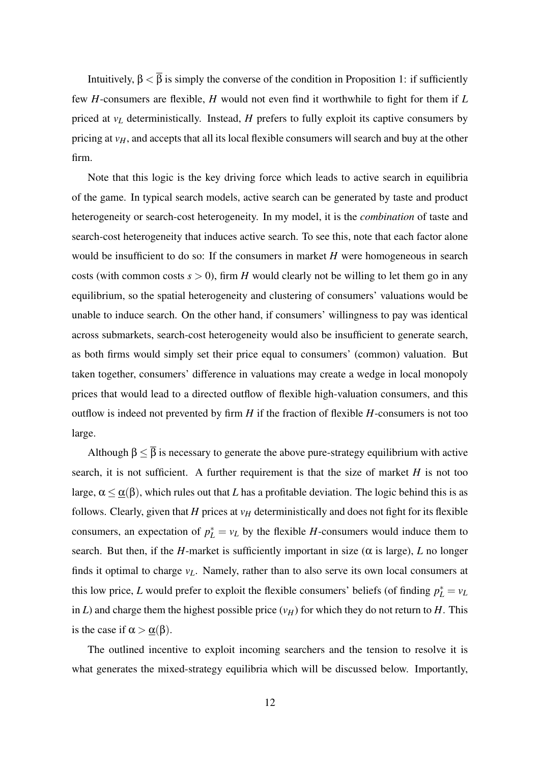Intuitively, $\beta < \overline{\beta}$ is simply the converse of the condition in Proposition 1: if sufficiently few $H$-consumers are flexible, $H$ would not even find it worthwhile to fight for them if $L$ priced at $v_L$ deterministically. Instead, $H$ prefers to fully exploit its captive consumers by pricing at $v_H$, and accepts that all its local flexible consumers will search and buy at the other firm.

Note that this logic is the key driving force which leads to active search in equilibria of the game. In typical search models, active search can be generated by taste and product heterogeneity or search-cost heterogeneity. In my model, it is the *combination* of taste and search-cost heterogeneity that induces active search. To see this, note that each factor alone would be insufficient to do so: If the consumers in market $H$ were homogeneous in search costs (with common costs $s > 0$), firm $H$ would clearly not be willing to let them go in any equilibrium, so the spatial heterogeneity and clustering of consumers' valuations would be unable to induce search. On the other hand, if consumers' willingness to pay was identical across submarkets, search-cost heterogeneity would also be insufficient to generate search, as both firms would simply set their price equal to consumers' (common) valuation. But taken together, consumers' difference in valuations may create a wedge in local monopoly prices that would lead to a directed outflow of flexible high-valuation consumers, and this outflow is indeed not prevented by firm $H$ if the fraction of flexible $H$-consumers is not too large.

Although $\beta \leq \overline{\beta}$ is necessary to generate the above pure-strategy equilibrium with active search, it is not sufficient. A further requirement is that the size of market $H$ is not too large, $\alpha \leq \underline{\alpha}(\beta)$, which rules out that $L$ has a profitable deviation. The logic behind this is as follows. Clearly, given that $H$ prices at $v_H$ deterministically and does not fight for its flexible consumers, an expectation of $p_L^* = v_L$ by the flexible $H$-consumers would induce them to search. But then, if the $H$-market is sufficiently important in size ($\alpha$ is large), $L$ no longer finds it optimal to charge $v_L$. Namely, rather than to also serve its own local consumers at this low price, $L$ would prefer to exploit the flexible consumers' beliefs (of finding $p_L^* = v_L$ in $L$) and charge them the highest possible price ($v_H$) for which they do not return to $H$. This is the case if $\alpha > \underline{\alpha}(\beta)$.

The outlined incentive to exploit incoming searchers and the tension to resolve it is what generates the mixed-strategy equilibria which will be discussed below. Importantly,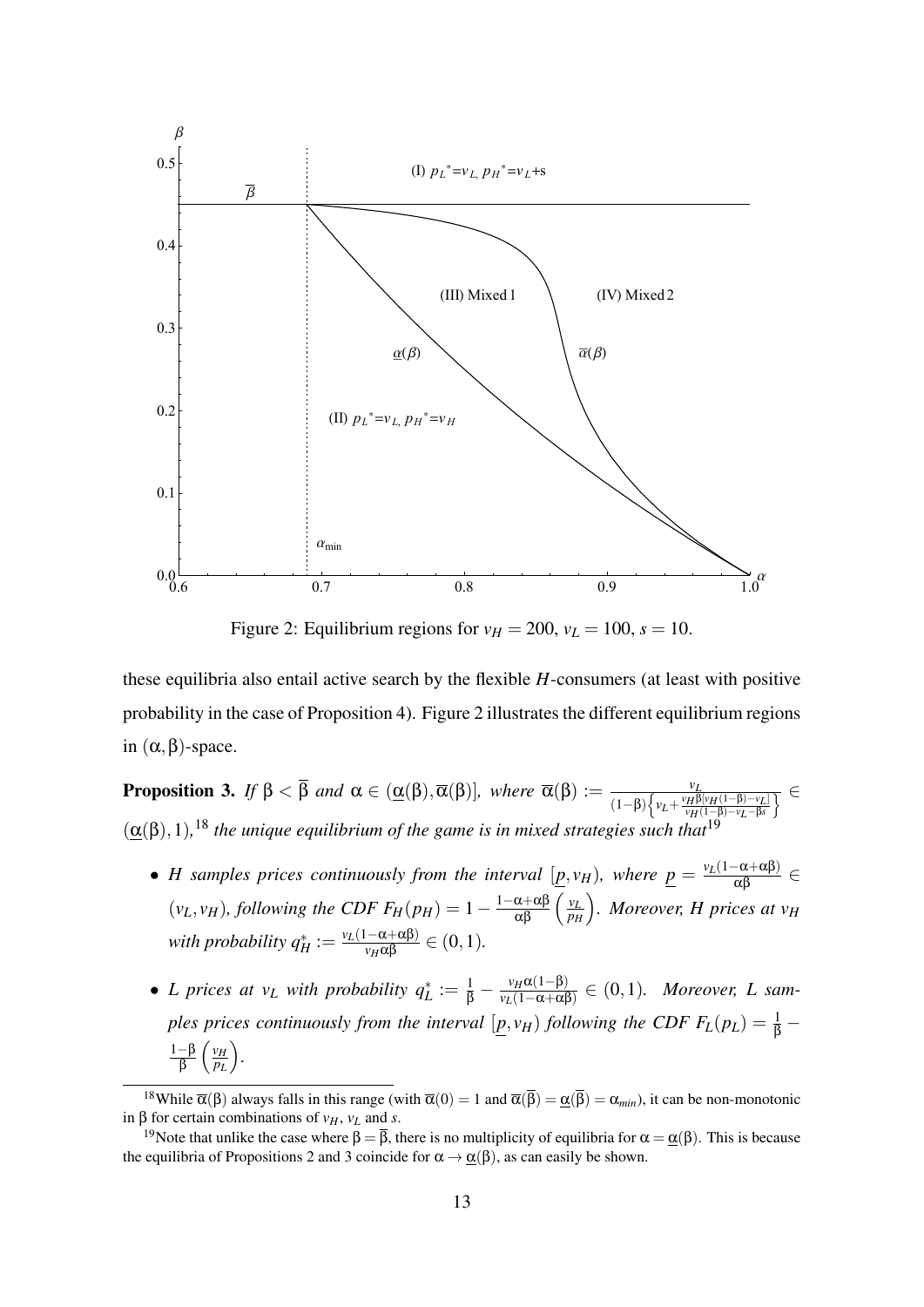Figure 2: Equilibrium regions for $v_H = 200$, $v_L = 100$, $s = 10$.

these equilibria also entail active search by the flexible $H$-consumers (at least with positive probability in the case of Proposition 4). Figure 2 illustrates the different equilibrium regions in $(\alpha, \beta)$-space.

**Proposition 3.** *If $\beta < \overline{\beta}$ and $\alpha \in (\underline{\alpha}(\beta), \overline{\alpha}(\beta)]$, where $\overline{\alpha}(\beta) := \frac{v_L}{(1-\beta)\left\{v_L + \frac{v_H \beta [v_H(1-\beta)-v_L]}{v_H(1-\beta)-v_L-\beta s}\right\}} \in (\underline{\alpha}(\beta), 1)$,*[18] *the unique equilibrium of the game is in mixed strategies such that*[19]

- *$H$ samples prices continuously from the interval $[\underline{p}, v_H)$, where $\underline{p} = \frac{v_L(1-\alpha+\alpha\beta)}{\alpha\beta} \in (v_L, v_H)$, following the CDF $F_H(p_H) = 1 - \frac{1-\alpha+\alpha\beta}{\alpha\beta}\left(\frac{v_L}{p_H}\right)$. Moreover, $H$ prices at $v_H$ with probability $q_H^* := \frac{v_L(1-\alpha+\alpha\beta)}{v_H \alpha\beta} \in (0,1)$.*

- *$L$ prices at $v_L$ with probability $q_L^* := \frac{1}{\beta} - \frac{v_H \alpha(1-\beta)}{v_L(1-\alpha+\alpha\beta)} \in (0,1)$. Moreover, $L$ samples prices continuously from the interval $[\underline{p}, v_H)$ following the CDF $F_L(p_L) = \frac{1}{\beta} - \frac{1-\beta}{\beta}\left(\frac{v_H}{p_L}\right)$.*

---

[18] While $\overline{\alpha}(\beta)$ always falls in this range (with $\overline{\alpha}(0) = 1$ and $\overline{\alpha}(\overline{\beta}) = \underline{\alpha}(\overline{\beta}) = \alpha_{min}$), it can be non-monotonic in $\beta$ for certain combinations of $v_H$, $v_L$ and $s$.

[19] Note that unlike the case where $\beta = \overline{\beta}$, there is no multiplicity of equilibria for $\alpha = \underline{\alpha}(\beta)$. This is because the equilibria of Propositions 2 and 3 coincide for $\alpha \to \underline{\alpha}(\beta)$, as can easily be shown.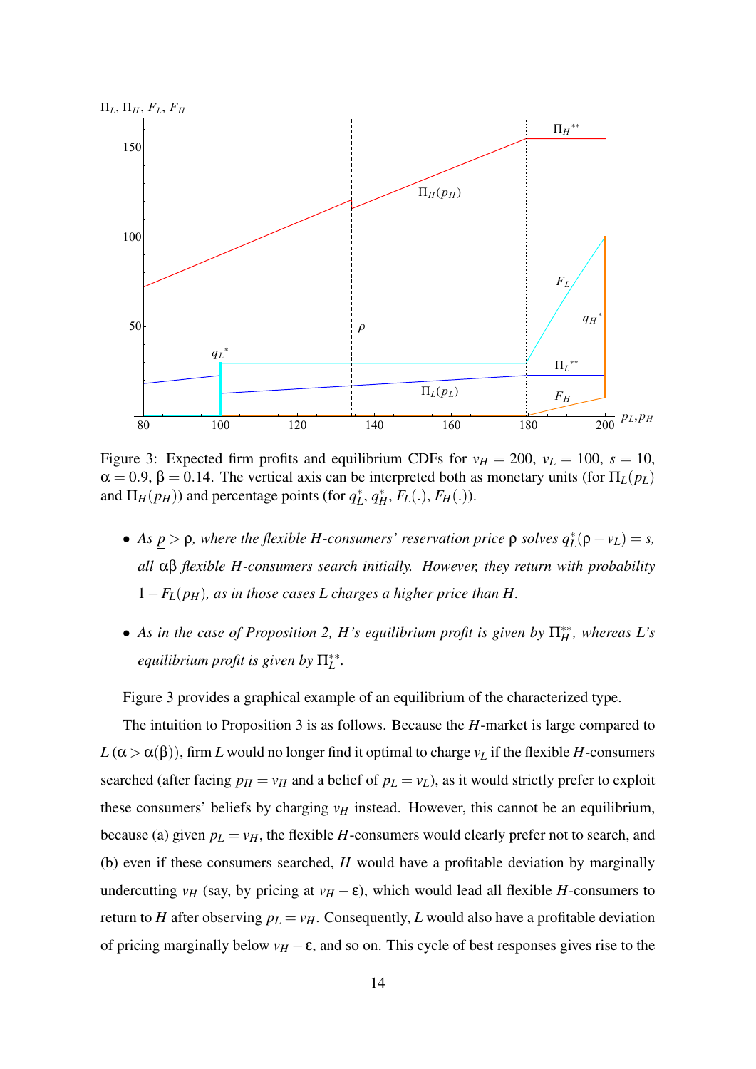Figure 3: Expected firm profits and equilibrium CDFs for $v_H = 200$, $v_L = 100$, $s = 10$, $\alpha = 0.9$, $\beta = 0.14$. The vertical axis can be interpreted both as monetary units (for $\Pi_L(p_L)$ and $\Pi_H(p_H)$) and percentage points (for $q_L^*$, $q_H^*$, $F_L(.)$, $F_H(.)$).

- *As $\underline{p} > \rho$, where the flexible $H$-consumers' reservation price $\rho$ solves $q_L^*(\rho - v_L) = s$, all $\alpha\beta$ flexible $H$-consumers search initially. However, they return with probability $1 - F_L(p_H)$, as in those cases $L$ charges a higher price than $H$.*
- *As in the case of Proposition 2, $H$'s equilibrium profit is given by $\Pi_H^{**}$, whereas $L$'s equilibrium profit is given by $\Pi_L^{**}$.*

Figure 3 provides a graphical example of an equilibrium of the characterized type.

The intuition to Proposition 3 is as follows. Because the $H$-market is large compared to $L$ ($\alpha > \underline{\alpha}(\beta)$), firm $L$ would no longer find it optimal to charge $v_L$ if the flexible $H$-consumers searched (after facing $p_H = v_H$ and a belief of $p_L = v_L$), as it would strictly prefer to exploit these consumers' beliefs by charging $v_H$ instead. However, this cannot be an equilibrium, because (a) given $p_L = v_H$, the flexible $H$-consumers would clearly prefer not to search, and (b) even if these consumers searched, $H$ would have a profitable deviation by marginally undercutting $v_H$ (say, by pricing at $v_H - \varepsilon$), which would lead all flexible $H$-consumers to return to $H$ after observing $p_L = v_H$. Consequently, $L$ would also have a profitable deviation of pricing marginally below $v_H - \varepsilon$, and so on. This cycle of best responses gives rise to the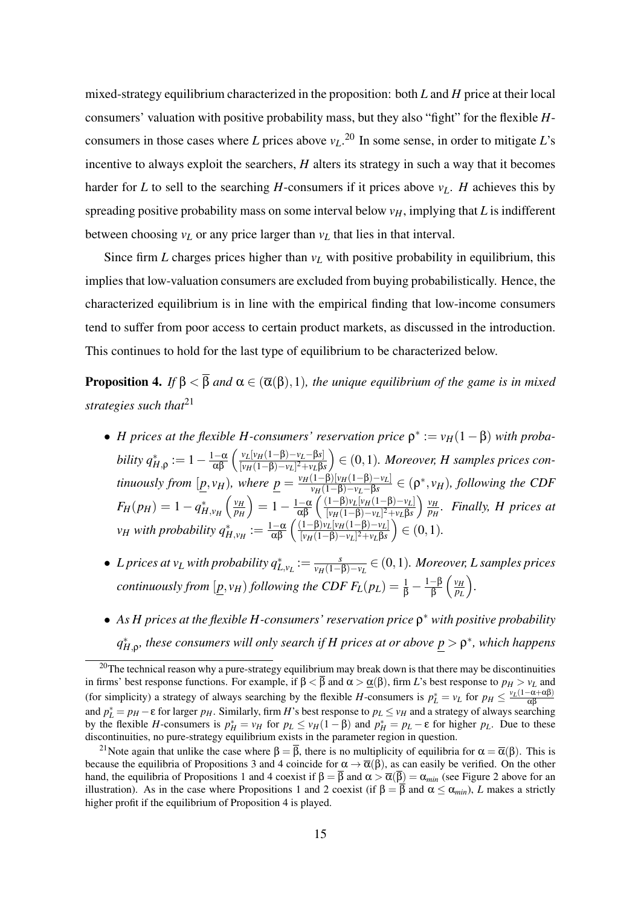mixed-strategy equilibrium characterized in the proposition: both $L$ and $H$ price at their local consumers' valuation with positive probability mass, but they also "fight" for the flexible $H$-consumers in those cases where $L$ prices above $v_L$.[20] In some sense, in order to mitigate $L$'s incentive to always exploit the searchers, $H$ alters its strategy in such a way that it becomes harder for $L$ to sell to the searching $H$-consumers if it prices above $v_L$. $H$ achieves this by spreading positive probability mass on some interval below $v_H$, implying that $L$ is indifferent between choosing $v_L$ or any price larger than $v_L$ that lies in that interval.

Since firm $L$ charges prices higher than $v_L$ with positive probability in equilibrium, this implies that low-valuation consumers are excluded from buying probabilistically. Hence, the characterized equilibrium is in line with the empirical finding that low-income consumers tend to suffer from poor access to certain product markets, as discussed in the introduction. This continues to hold for the last type of equilibrium to be characterized below.

**Proposition 4.** *If $\beta < \overline{\beta}$ and $\alpha \in (\overline{\alpha}(\beta), 1)$, the unique equilibrium of the game is in mixed strategies such that*[21]

- *$H$ prices at the flexible $H$-consumers' reservation price $\rho^* := v_H(1-\beta)$ with probability $q^*_{H,\rho} := 1 - \frac{1-\alpha}{\alpha\beta}\left(\frac{v_L[v_H(1-\beta)-v_L-\beta s]}{[v_H(1-\beta)-v_L]^2+v_L\beta s}\right) \in (0,1)$. Moreover, $H$ samples prices continuously from $[\underline{p}, v_H)$, where $\underline{p} = \frac{v_H(1-\beta)[v_H(1-\beta)-v_L]}{v_H(1-\beta)-v_L-\beta s} \in (\rho^*, v_H)$, following the CDF $F_H(p_H) = 1 - q^*_{H,v_H}\left(\frac{v_H}{p_H}\right) = 1 - \frac{1-\alpha}{\alpha\beta}\left(\frac{(1-\beta)v_L[v_H(1-\beta)-v_L]}{[v_H(1-\beta)-v_L]^2+v_L\beta s}\right)\frac{v_H}{p_H}$. Finally, $H$ prices at $v_H$ with probability $q^*_{H,v_H} := \frac{1-\alpha}{\alpha\beta}\left(\frac{(1-\beta)v_L[v_H(1-\beta)-v_L]}{[v_H(1-\beta)-v_L]^2+v_L\beta s}\right) \in (0,1)$.*
- *$L$ prices at $v_L$ with probability $q^*_{L,v_L} := \frac{s}{v_H(1-\beta)-v_L} \in (0,1)$. Moreover, $L$ samples prices continuously from $[\underline{p}, v_H)$ following the CDF $F_L(p_L) = \frac{1}{\beta} - \frac{1-\beta}{\beta}\left(\frac{v_H}{p_L}\right)$.*
- *As $H$ prices at the flexible $H$-consumers' reservation price $\rho^*$ with positive probability $q^*_{H,\rho}$, these consumers will only search if $H$ prices at or above $\underline{p} > \rho^*$, which happens*

[20] The technical reason why a pure-strategy equilibrium may break down is that there may be discontinuities in firms' best response functions. For example, if $\beta < \overline{\beta}$ and $\alpha > \underline{\alpha}(\beta)$, firm $L$'s best response to $p_H > v_L$ and (for simplicity) a strategy of always searching by the flexible $H$-consumers is $p^*_L = v_L$ for $p_H \leq \frac{v_L(1-\alpha+\alpha\beta)}{\alpha\beta}$ and $p^*_L = p_H - \varepsilon$ for larger $p_H$. Similarly, firm $H$'s best response to $p_L \leq v_H$ and a strategy of always searching by the flexible $H$-consumers is $p^*_H = v_H$ for $p_L \leq v_H(1-\beta)$ and $p^*_H = p_L - \varepsilon$ for higher $p_L$. Due to these discontinuities, no pure-strategy equilibrium exists in the parameter region in question.

[21] Note again that unlike the case where $\beta = \overline{\beta}$, there is no multiplicity of equilibria for $\alpha = \overline{\alpha}(\beta)$. This is because the equilibria of Propositions 3 and 4 coincide for $\alpha \to \overline{\alpha}(\beta)$, as can easily be verified. On the other hand, the equilibria of Propositions 1 and 4 coexist if $\beta = \overline{\beta}$ and $\alpha > \overline{\alpha}(\overline{\beta}) = \alpha_{min}$ (see Figure 2 above for an illustration). As in the case where Propositions 1 and 2 coexist (if $\beta = \overline{\beta}$ and $\alpha \leq \alpha_{min}$), $L$ makes a strictly higher profit if the equilibrium of Proposition 4 is played.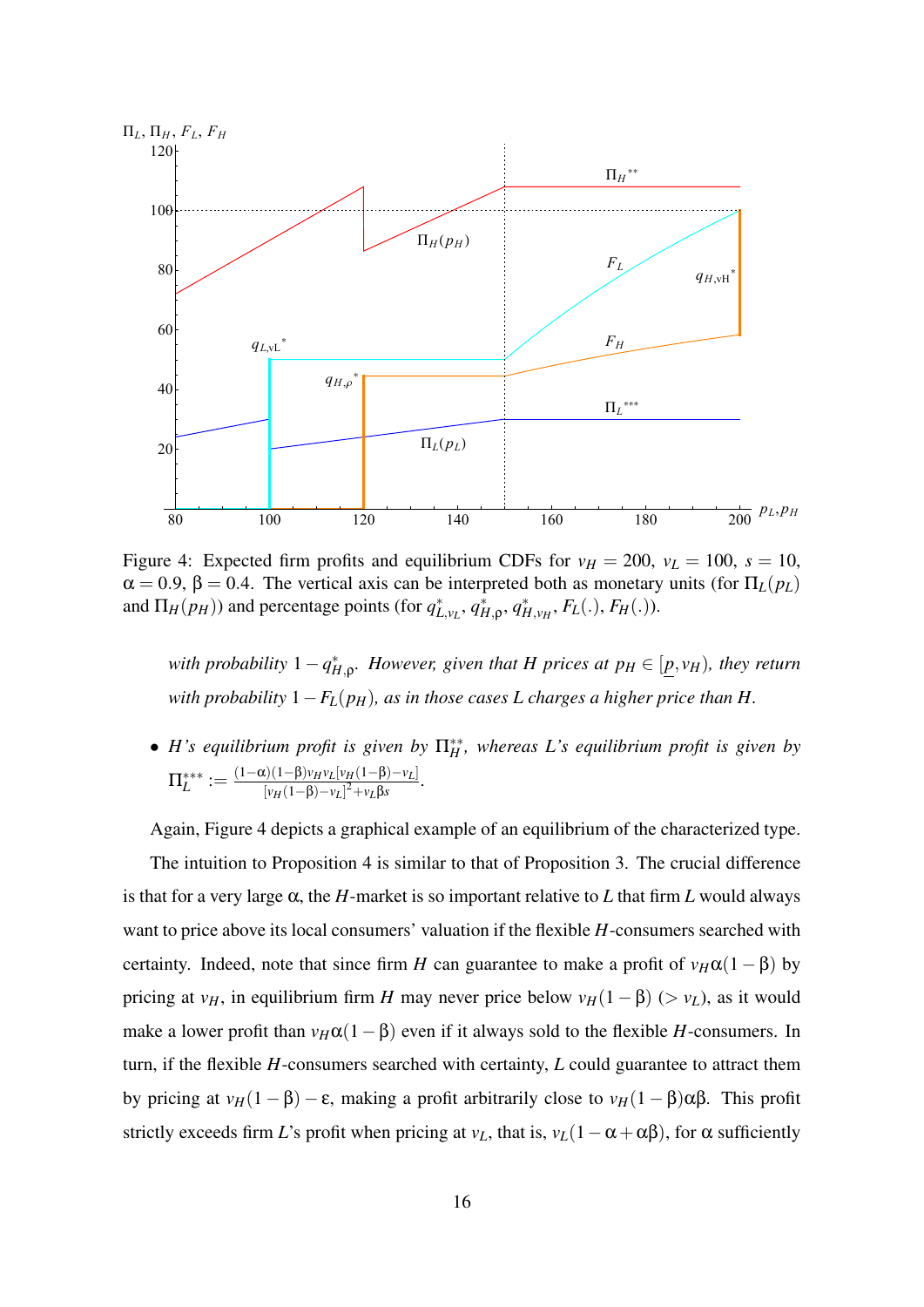Figure 4: Expected firm profits and equilibrium CDFs for $v_H = 200$, $v_L = 100$, $s = 10$, $\alpha = 0.9$, $\beta = 0.4$. The vertical axis can be interpreted both as monetary units (for $\Pi_L(p_L)$ and $\Pi_H(p_H)$) and percentage points (for $q^*_{L,v_L}$, $q^*_{H,\rho}$, $q^*_{H,v_H}$, $F_L(.)$, $F_H(.)$).

*with probability* $1 - q^*_{H,\rho}$. *However, given that H prices at* $p_H \in [\underline{p}, v_H)$, *they return with probability* $1 - F_L(p_H)$, *as in those cases L charges a higher price than H.*

- *H's equilibrium profit is given by* $\Pi^{**}_H$, *whereas L's equilibrium profit is given by* $\Pi^{***}_L := \frac{(1-\alpha)(1-\beta)v_H v_L[v_H(1-\beta)-v_L]}{[v_H(1-\beta)-v_L]^2+v_L\beta s}$.

Again, Figure 4 depicts a graphical example of an equilibrium of the characterized type.

The intuition to Proposition 4 is similar to that of Proposition 3. The crucial difference is that for a very large $\alpha$, the $H$-market is so important relative to $L$ that firm $L$ would always want to price above its local consumers' valuation if the flexible $H$-consumers searched with certainty. Indeed, note that since firm $H$ can guarantee to make a profit of $v_H\alpha(1-\beta)$ by pricing at $v_H$, in equilibrium firm $H$ may never price below $v_H(1-\beta)$ ($> v_L$), as it would make a lower profit than $v_H\alpha(1-\beta)$ even if it always sold to the flexible $H$-consumers. In turn, if the flexible $H$-consumers searched with certainty, $L$ could guarantee to attract them by pricing at $v_H(1-\beta)-\varepsilon$, making a profit arbitrarily close to $v_H(1-\beta)\alpha\beta$. This profit strictly exceeds firm $L$'s profit when pricing at $v_L$, that is, $v_L(1-\alpha+\alpha\beta)$, for $\alpha$ sufficiently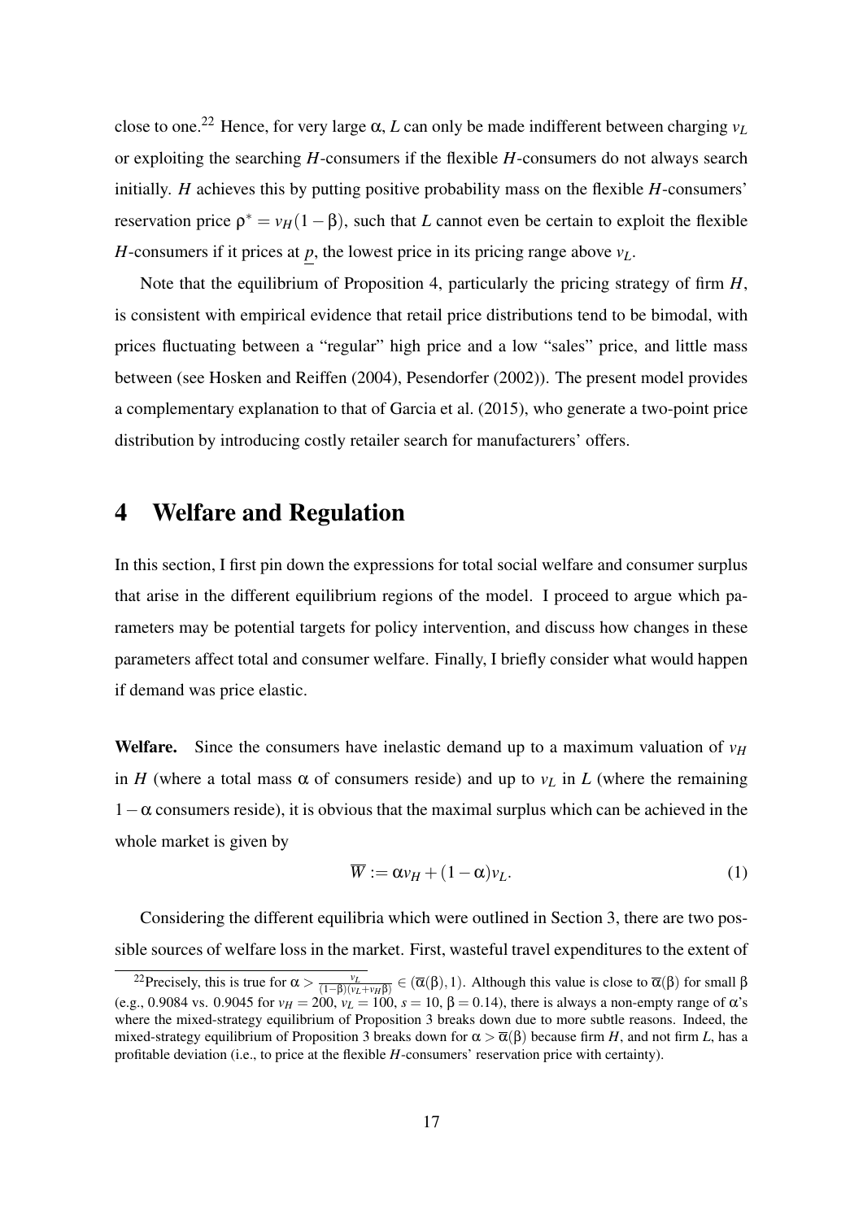close to one.[22] Hence, for very large $\alpha$, $L$ can only be made indifferent between charging $v_L$ or exploiting the searching $H$-consumers if the flexible $H$-consumers do not always search initially. $H$ achieves this by putting positive probability mass on the flexible $H$-consumers' reservation price $\rho^* = v_H(1-\beta)$, such that $L$ cannot even be certain to exploit the flexible $H$-consumers if it prices at $\underline{p}$, the lowest price in its pricing range above $v_L$.

Note that the equilibrium of Proposition 4, particularly the pricing strategy of firm $H$, is consistent with empirical evidence that retail price distributions tend to be bimodal, with prices fluctuating between a "regular" high price and a low "sales" price, and little mass between (see Hosken and Reiffen (2004), Pesendorfer (2002)). The present model provides a complementary explanation to that of Garcia et al. (2015), who generate a two-point price distribution by introducing costly retailer search for manufacturers' offers.

# 4 Welfare and Regulation

In this section, I first pin down the expressions for total social welfare and consumer surplus that arise in the different equilibrium regions of the model. I proceed to argue which parameters may be potential targets for policy intervention, and discuss how changes in these parameters affect total and consumer welfare. Finally, I briefly consider what would happen if demand was price elastic.

**Welfare.** Since the consumers have inelastic demand up to a maximum valuation of $v_H$ in $H$ (where a total mass $\alpha$ of consumers reside) and up to $v_L$ in $L$ (where the remaining $1-\alpha$ consumers reside), it is obvious that the maximal surplus which can be achieved in the whole market is given by

$$\overline{W} := \alpha v_H + (1-\alpha)v_L. \tag{1}$$

Considering the different equilibria which were outlined in Section 3, there are two possible sources of welfare loss in the market. First, wasteful travel expenditures to the extent of

[22] Precisely, this is true for $\alpha > \frac{v_L}{(1-\beta)(v_L+v_H\beta)} \in (\overline{\alpha}(\beta), 1)$. Although this value is close to $\overline{\alpha}(\beta)$ for small $\beta$ (e.g., 0.9084 vs. 0.9045 for $v_H = 200$, $v_L = 100$, $s = 10$, $\beta = 0.14$), there is always a non-empty range of $\alpha$'s where the mixed-strategy equilibrium of Proposition 3 breaks down due to more subtle reasons. Indeed, the mixed-strategy equilibrium of Proposition 3 breaks down for $\alpha > \overline{\alpha}(\beta)$ because firm $H$, and not firm $L$, has a profitable deviation (i.e., to price at the flexible $H$-consumers' reservation price with certainty).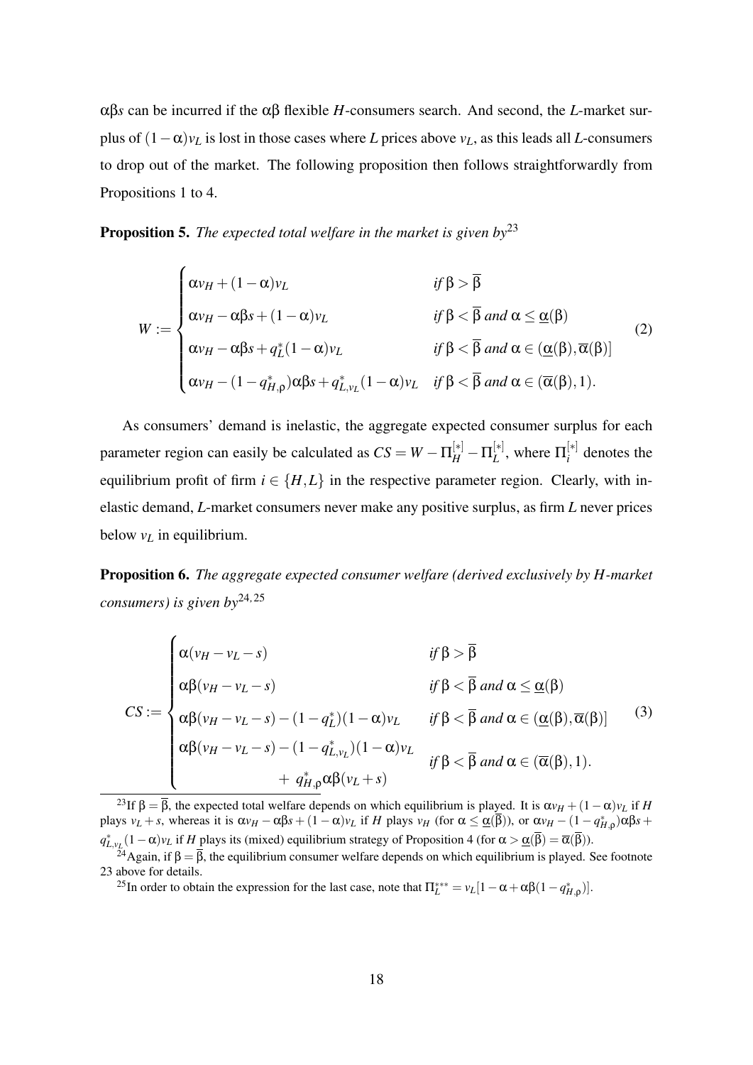$\alpha\beta s$ can be incurred if the $\alpha\beta$ flexible $H$-consumers search. And second, the $L$-market surplus of $(1-\alpha)v_L$ is lost in those cases where $L$ prices above $v_L$, as this leads all $L$-consumers to drop out of the market. The following proposition then follows straightforwardly from Propositions 1 to 4.

**Proposition 5.** *The expected total welfare in the market is given by*[23]

$$W := \begin{cases} \alpha v_H + (1-\alpha)v_L & \text{if } \beta > \overline{\beta} \\ \alpha v_H - \alpha\beta s + (1-\alpha)v_L & \text{if } \beta < \overline{\beta} \text{ and } \alpha \leq \underline{\alpha}(\beta) \\ \alpha v_H - \alpha\beta s + q_L^*(1-\alpha)v_L & \text{if } \beta < \overline{\beta} \text{ and } \alpha \in (\underline{\alpha}(\beta), \overline{\alpha}(\beta)] \\ \alpha v_H - (1-q_{H,\rho}^*)\alpha\beta s + q_{L,v_L}^*(1-\alpha)v_L & \text{if } \beta < \overline{\beta} \text{ and } \alpha \in (\overline{\alpha}(\beta), 1). \end{cases} \tag{2}$$

As consumers' demand is inelastic, the aggregate expected consumer surplus for each parameter region can easily be calculated as $CS = W - \Pi_H^{[*]} - \Pi_L^{[*]}$, where $\Pi_i^{[*]}$ denotes the equilibrium profit of firm $i \in \{H, L\}$ in the respective parameter region. Clearly, with inelastic demand, $L$-market consumers never make any positive surplus, as firm $L$ never prices below $v_L$ in equilibrium.

**Proposition 6.** *The aggregate expected consumer welfare (derived exclusively by $H$-market consumers) is given by*[24,25]

$$CS := \begin{cases} \alpha(v_H - v_L - s) & \text{if } \beta > \overline{\beta} \\ \alpha\beta(v_H - v_L - s) & \text{if } \beta < \overline{\beta} \text{ and } \alpha \leq \underline{\alpha}(\beta) \\ \alpha\beta(v_H - v_L - s) - (1-q_L^*)(1-\alpha)v_L & \text{if } \beta < \overline{\beta} \text{ and } \alpha \in (\underline{\alpha}(\beta), \overline{\alpha}(\beta)] \\ \alpha\beta(v_H - v_L - s) - (1-q_{L,v_L}^*)(1-\alpha)v_L \\ \qquad + \, q_{H,\rho}^*\alpha\beta(v_L + s) & \text{if } \beta < \overline{\beta} \text{ and } \alpha \in (\overline{\alpha}(\beta), 1). \end{cases} \tag{3}$$

[23] If $\beta = \overline{\beta}$, the expected total welfare depends on which equilibrium is played. It is $\alpha v_H + (1-\alpha)v_L$ if $H$ plays $v_L + s$, whereas it is $\alpha v_H - \alpha\beta s + (1-\alpha)v_L$ if $H$ plays $v_H$ (for $\alpha \leq \underline{\alpha}(\overline{\beta})$), or $\alpha v_H - (1-q_{H,\rho}^*)\alpha\beta s + q_{L,v_L}^*(1-\alpha)v_L$ if $H$ plays its (mixed) equilibrium strategy of Proposition 4 (for $\alpha > \underline{\alpha}(\overline{\beta}) = \overline{\alpha}(\overline{\beta})$).

[24] Again, if $\beta = \overline{\beta}$, the equilibrium consumer welfare depends on which equilibrium is played. See footnote 23 above for details.

[25] In order to obtain the expression for the last case, note that $\Pi_L^{***} = v_L[1 - \alpha + \alpha\beta(1 - q_{H,\rho}^*)]$.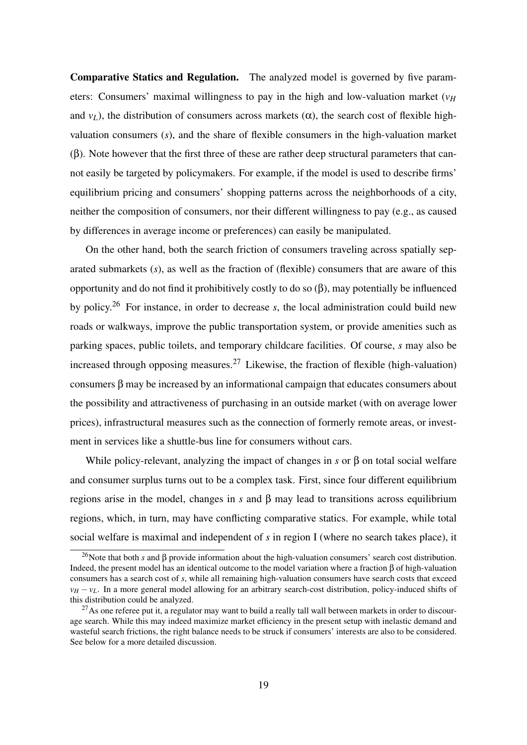**Comparative Statics and Regulation.** The analyzed model is governed by five parameters: Consumers' maximal willingness to pay in the high and low-valuation market ($v_H$ and $v_L$), the distribution of consumers across markets ($\alpha$), the search cost of flexible high-valuation consumers ($s$), and the share of flexible consumers in the high-valuation market ($\beta$). Note however that the first three of these are rather deep structural parameters that cannot easily be targeted by policymakers. For example, if the model is used to describe firms' equilibrium pricing and consumers' shopping patterns across the neighborhoods of a city, neither the composition of consumers, nor their different willingness to pay (e.g., as caused by differences in average income or preferences) can easily be manipulated.

On the other hand, both the search friction of consumers traveling across spatially separated submarkets ($s$), as well as the fraction of (flexible) consumers that are aware of this opportunity and do not find it prohibitively costly to do so ($\beta$), may potentially be influenced by policy.[26] For instance, in order to decrease $s$, the local administration could build new roads or walkways, improve the public transportation system, or provide amenities such as parking spaces, public toilets, and temporary childcare facilities. Of course, $s$ may also be increased through opposing measures.[27] Likewise, the fraction of flexible (high-valuation) consumers $\beta$ may be increased by an informational campaign that educates consumers about the possibility and attractiveness of purchasing in an outside market (with on average lower prices), infrastructural measures such as the connection of formerly remote areas, or investment in services like a shuttle-bus line for consumers without cars.

While policy-relevant, analyzing the impact of changes in $s$ or $\beta$ on total social welfare and consumer surplus turns out to be a complex task. First, since four different equilibrium regions arise in the model, changes in $s$ and $\beta$ may lead to transitions across equilibrium regions, which, in turn, may have conflicting comparative statics. For example, while total social welfare is maximal and independent of $s$ in region I (where no search takes place), it

[26] Note that both $s$ and $\beta$ provide information about the high-valuation consumers' search cost distribution. Indeed, the present model has an identical outcome to the model variation where a fraction $\beta$ of high-valuation consumers has a search cost of $s$, while all remaining high-valuation consumers have search costs that exceed $v_H - v_L$. In a more general model allowing for an arbitrary search-cost distribution, policy-induced shifts of this distribution could be analyzed.

[27] As one referee put it, a regulator may want to build a really tall wall between markets in order to discourage search. While this may indeed maximize market efficiency in the present setup with inelastic demand and wasteful search frictions, the right balance needs to be struck if consumers' interests are also to be considered. See below for a more detailed discussion.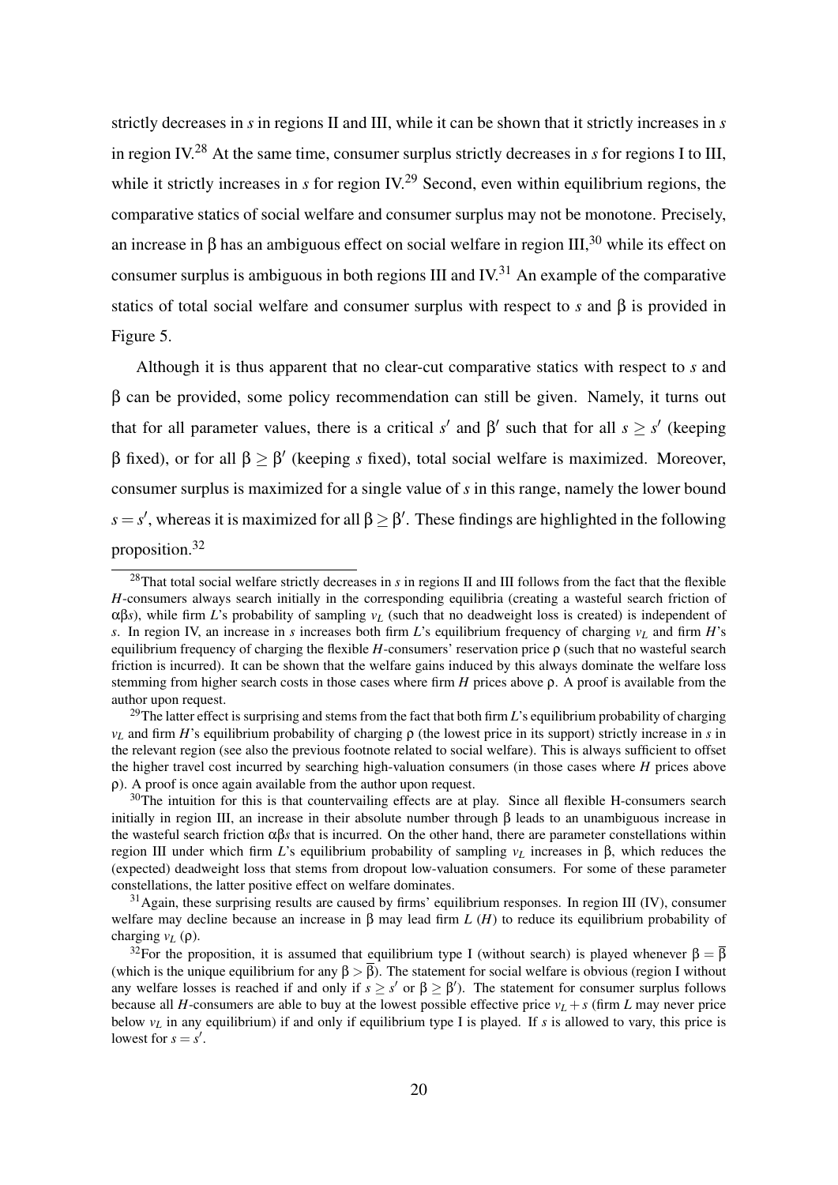strictly decreases in $s$ in regions II and III, while it can be shown that it strictly increases in $s$ in region IV.[28] At the same time, consumer surplus strictly decreases in $s$ for regions I to III, while it strictly increases in $s$ for region IV.[29] Second, even within equilibrium regions, the comparative statics of social welfare and consumer surplus may not be monotone. Precisely, an increase in $\beta$ has an ambiguous effect on social welfare in region III,[30] while its effect on consumer surplus is ambiguous in both regions III and IV.[31] An example of the comparative statics of total social welfare and consumer surplus with respect to $s$ and $\beta$ is provided in Figure 5.

Although it is thus apparent that no clear-cut comparative statics with respect to $s$ and $\beta$ can be provided, some policy recommendation can still be given. Namely, it turns out that for all parameter values, there is a critical $s'$ and $\beta'$ such that for all $s \geq s'$ (keeping $\beta$ fixed), or for all $\beta \geq \beta'$ (keeping $s$ fixed), total social welfare is maximized. Moreover, consumer surplus is maximized for a single value of $s$ in this range, namely the lower bound $s = s'$, whereas it is maximized for all $\beta \geq \beta'$. These findings are highlighted in the following proposition.[32]

---

[28] That total social welfare strictly decreases in $s$ in regions II and III follows from the fact that the flexible $H$-consumers always search initially in the corresponding equilibria (creating a wasteful search friction of $\alpha\beta s$), while firm $L$'s probability of sampling $v_L$ (such that no deadweight loss is created) is independent of $s$. In region IV, an increase in $s$ increases both firm $L$'s equilibrium frequency of charging $v_L$ and firm $H$'s equilibrium frequency of charging the flexible $H$-consumers' reservation price $\rho$ (such that no wasteful search friction is incurred). It can be shown that the welfare gains induced by this always dominate the welfare loss stemming from higher search costs in those cases where firm $H$ prices above $\rho$. A proof is available from the author upon request.

[29] The latter effect is surprising and stems from the fact that both firm $L$'s equilibrium probability of charging $v_L$ and firm $H$'s equilibrium probability of charging $\rho$ (the lowest price in its support) strictly increase in $s$ in the relevant region (see also the previous footnote related to social welfare). This is always sufficient to offset the higher travel cost incurred by searching high-valuation consumers (in those cases where $H$ prices above $\rho$). A proof is once again available from the author upon request.

[30] The intuition for this is that countervailing effects are at play. Since all flexible H-consumers search initially in region III, an increase in their absolute number through $\beta$ leads to an unambiguous increase in the wasteful search friction $\alpha\beta s$ that is incurred. On the other hand, there are parameter constellations within region III under which firm $L$'s equilibrium probability of sampling $v_L$ increases in $\beta$, which reduces the (expected) deadweight loss that stems from dropout low-valuation consumers. For some of these parameter constellations, the latter positive effect on welfare dominates.

[31] Again, these surprising results are caused by firms' equilibrium responses. In region III (IV), consumer welfare may decline because an increase in $\beta$ may lead firm $L$ ($H$) to reduce its equilibrium probability of charging $v_L$ ($\rho$).

[32] For the proposition, it is assumed that equilibrium type I (without search) is played whenever $\beta = \overline{\beta}$ (which is the unique equilibrium for any $\beta > \overline{\beta}$). The statement for social welfare is obvious (region I without any welfare losses is reached if and only if $s \geq s'$ or $\beta \geq \beta'$). The statement for consumer surplus follows because all $H$-consumers are able to buy at the lowest possible effective price $v_L + s$ (firm $L$ may never price below $v_L$ in any equilibrium) if and only if equilibrium type I is played. If $s$ is allowed to vary, this price is lowest for $s = s'$.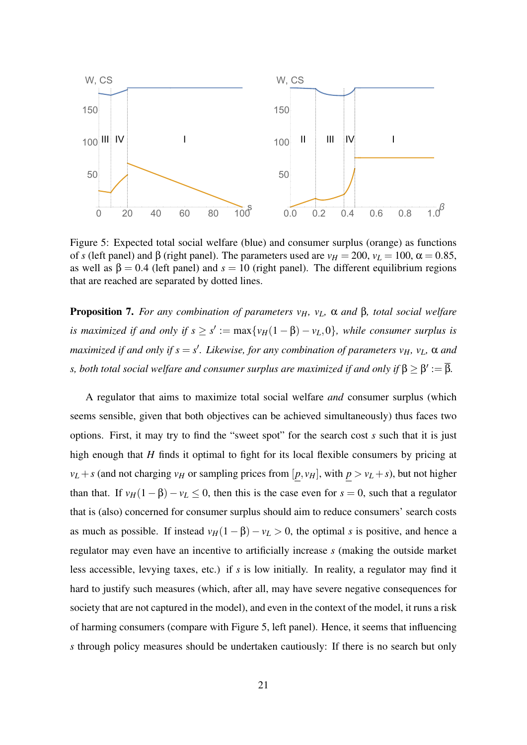Figure 5: Expected total social welfare (blue) and consumer surplus (orange) as functions of $s$ (left panel) and $\beta$ (right panel). The parameters used are $v_H = 200$, $v_L = 100$, $\alpha = 0.85$, as well as $\beta = 0.4$ (left panel) and $s = 10$ (right panel). The different equilibrium regions that are reached are separated by dotted lines.

**Proposition 7.** *For any combination of parameters $v_H$, $v_L$, $\alpha$ and $\beta$, total social welfare is maximized if and only if $s \geq s' := \max\{v_H(1-\beta) - v_L, 0\}$, while consumer surplus is maximized if and only if $s = s'$. Likewise, for any combination of parameters $v_H$, $v_L$, $\alpha$ and $s$, both total social welfare and consumer surplus are maximized if and only if $\beta \geq \beta' := \overline{\beta}$.*

A regulator that aims to maximize total social welfare *and* consumer surplus (which seems sensible, given that both objectives can be achieved simultaneously) thus faces two options. First, it may try to find the "sweet spot" for the search cost $s$ such that it is just high enough that $H$ finds it optimal to fight for its local flexible consumers by pricing at $v_L + s$ (and not charging $v_H$ or sampling prices from $[\underline{p}, v_H]$, with $\underline{p} > v_L + s$), but not higher than that. If $v_H(1-\beta) - v_L \leq 0$, then this is the case even for $s = 0$, such that a regulator that is (also) concerned for consumer surplus should aim to reduce consumers' search costs as much as possible. If instead $v_H(1-\beta) - v_L > 0$, the optimal $s$ is positive, and hence a regulator may even have an incentive to artificially increase $s$ (making the outside market less accessible, levying taxes, etc.) if $s$ is low initially. In reality, a regulator may find it hard to justify such measures (which, after all, may have severe negative consequences for society that are not captured in the model), and even in the context of the model, it runs a risk of harming consumers (compare with Figure 5, left panel). Hence, it seems that influencing $s$ through policy measures should be undertaken cautiously: If there is no search but only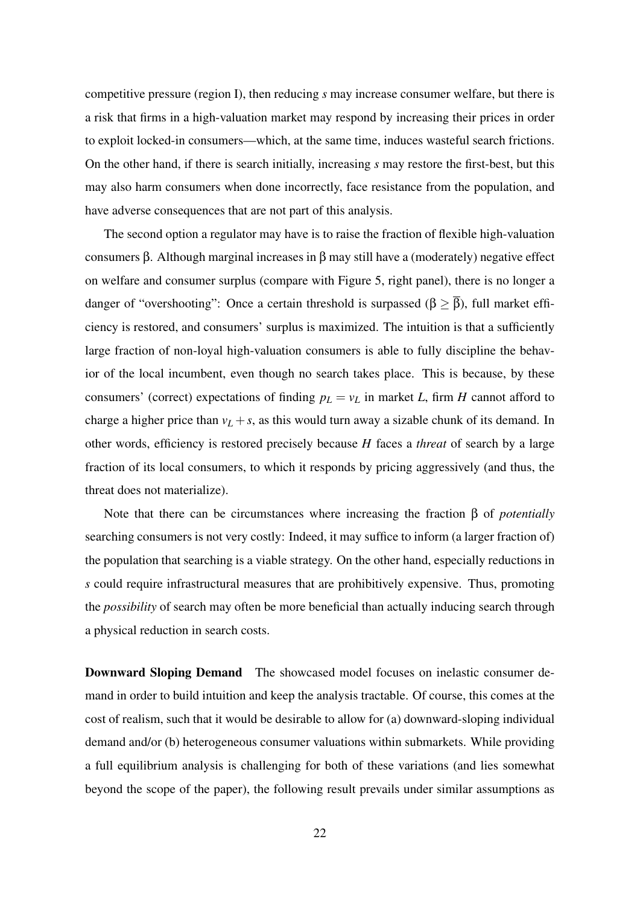competitive pressure (region I), then reducing $s$ may increase consumer welfare, but there is a risk that firms in a high-valuation market may respond by increasing their prices in order to exploit locked-in consumers—which, at the same time, induces wasteful search frictions. On the other hand, if there is search initially, increasing $s$ may restore the first-best, but this may also harm consumers when done incorrectly, face resistance from the population, and have adverse consequences that are not part of this analysis.

The second option a regulator may have is to raise the fraction of flexible high-valuation consumers $\beta$. Although marginal increases in $\beta$ may still have a (moderately) negative effect on welfare and consumer surplus (compare with Figure 5, right panel), there is no longer a danger of "overshooting": Once a certain threshold is surpassed ($\beta \geq \overline{\beta}$), full market efficiency is restored, and consumers' surplus is maximized. The intuition is that a sufficiently large fraction of non-loyal high-valuation consumers is able to fully discipline the behavior of the local incumbent, even though no search takes place. This is because, by these consumers' (correct) expectations of finding $p_L = v_L$ in market $L$, firm $H$ cannot afford to charge a higher price than $v_L + s$, as this would turn away a sizable chunk of its demand. In other words, efficiency is restored precisely because $H$ faces a *threat* of search by a large fraction of its local consumers, to which it responds by pricing aggressively (and thus, the threat does not materialize).

Note that there can be circumstances where increasing the fraction $\beta$ of *potentially* searching consumers is not very costly: Indeed, it may suffice to inform (a larger fraction of) the population that searching is a viable strategy. On the other hand, especially reductions in $s$ could require infrastructural measures that are prohibitively expensive. Thus, promoting the *possibility* of search may often be more beneficial than actually inducing search through a physical reduction in search costs.

**Downward Sloping Demand** The showcased model focuses on inelastic consumer demand in order to build intuition and keep the analysis tractable. Of course, this comes at the cost of realism, such that it would be desirable to allow for (a) downward-sloping individual demand and/or (b) heterogeneous consumer valuations within submarkets. While providing a full equilibrium analysis is challenging for both of these variations (and lies somewhat beyond the scope of the paper), the following result prevails under similar assumptions as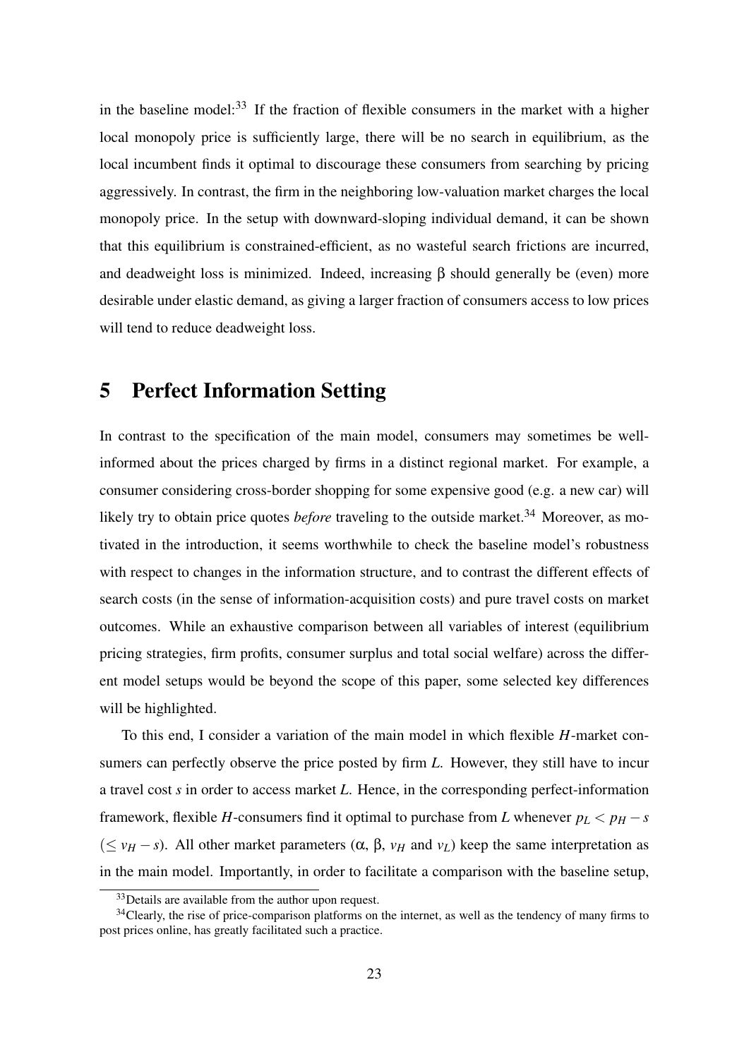in the baseline model:[33] If the fraction of flexible consumers in the market with a higher local monopoly price is sufficiently large, there will be no search in equilibrium, as the local incumbent finds it optimal to discourage these consumers from searching by pricing aggressively. In contrast, the firm in the neighboring low-valuation market charges the local monopoly price. In the setup with downward-sloping individual demand, it can be shown that this equilibrium is constrained-efficient, as no wasteful search frictions are incurred, and deadweight loss is minimized. Indeed, increasing $\beta$ should generally be (even) more desirable under elastic demand, as giving a larger fraction of consumers access to low prices will tend to reduce deadweight loss.

# 5 Perfect Information Setting

In contrast to the specification of the main model, consumers may sometimes be well-informed about the prices charged by firms in a distinct regional market. For example, a consumer considering cross-border shopping for some expensive good (e.g. a new car) will likely try to obtain price quotes *before* traveling to the outside market.[34] Moreover, as motivated in the introduction, it seems worthwhile to check the baseline model's robustness with respect to changes in the information structure, and to contrast the different effects of search costs (in the sense of information-acquisition costs) and pure travel costs on market outcomes. While an exhaustive comparison between all variables of interest (equilibrium pricing strategies, firm profits, consumer surplus and total social welfare) across the different model setups would be beyond the scope of this paper, some selected key differences will be highlighted.

To this end, I consider a variation of the main model in which flexible $H$-market consumers can perfectly observe the price posted by firm $L$. However, they still have to incur a travel cost $s$ in order to access market $L$. Hence, in the corresponding perfect-information framework, flexible $H$-consumers find it optimal to purchase from $L$ whenever $p_L < p_H - s$ ($\leq v_H - s$). All other market parameters ($\alpha$, $\beta$, $v_H$ and $v_L$) keep the same interpretation as in the main model. Importantly, in order to facilitate a comparison with the baseline setup,

[33] Details are available from the author upon request.

[34] Clearly, the rise of price-comparison platforms on the internet, as well as the tendency of many firms to post prices online, has greatly facilitated such a practice.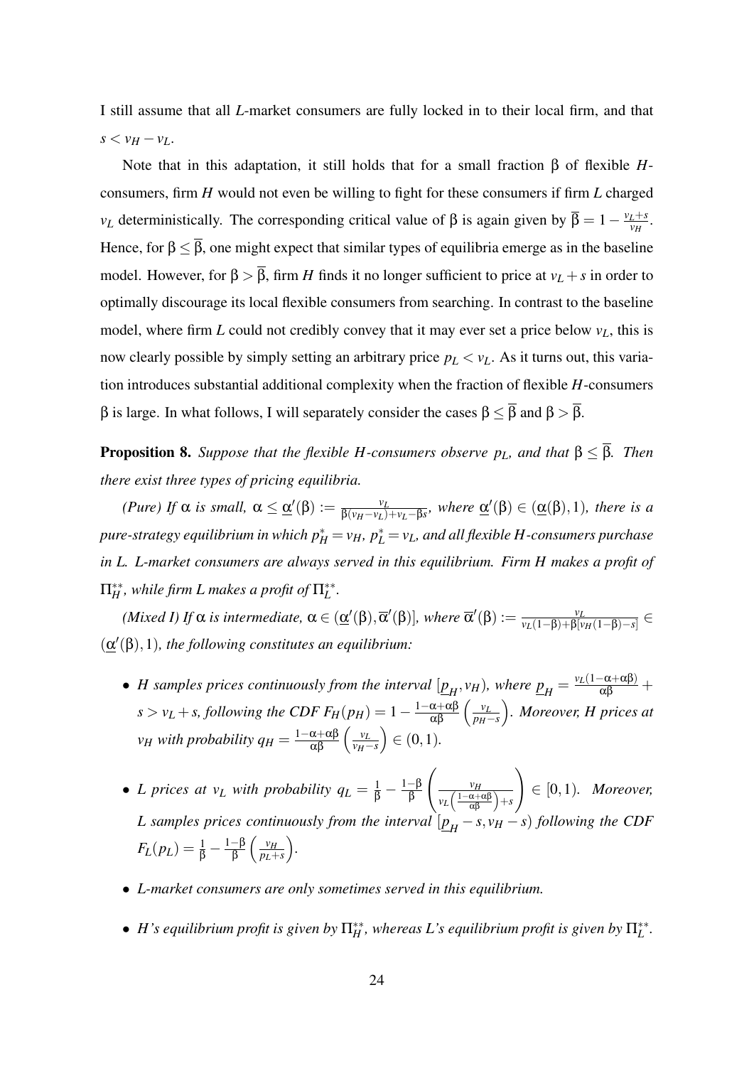I still assume that all $L$-market consumers are fully locked in to their local firm, and that $s < v_H - v_L$.

Note that in this adaptation, it still holds that for a small fraction $\beta$ of flexible $H$-consumers, firm $H$ would not even be willing to fight for these consumers if firm $L$ charged $v_L$ deterministically. The corresponding critical value of $\beta$ is again given by $\overline{\beta} = 1 - \frac{v_L + s}{v_H}$. Hence, for $\beta \leq \overline{\beta}$, one might expect that similar types of equilibria emerge as in the baseline model. However, for $\beta > \overline{\beta}$, firm $H$ finds it no longer sufficient to price at $v_L + s$ in order to optimally discourage its local flexible consumers from searching. In contrast to the baseline model, where firm $L$ could not credibly convey that it may ever set a price below $v_L$, this is now clearly possible by simply setting an arbitrary price $p_L < v_L$. As it turns out, this variation introduces substantial additional complexity when the fraction of flexible $H$-consumers $\beta$ is large. In what follows, I will separately consider the cases $\beta \leq \overline{\beta}$ and $\beta > \overline{\beta}$.

**Proposition 8.** *Suppose that the flexible H-consumers observe $p_L$, and that $\beta \leq \overline{\beta}$. Then there exist three types of pricing equilibria.*

*(Pure) If $\alpha$ is small, $\alpha \leq \underline{\alpha}'(\beta) := \frac{v_L}{\beta(v_H - v_L) + v_L - \beta s}$, where $\underline{\alpha}'(\beta) \in (\underline{\alpha}(\beta), 1)$, there is a pure-strategy equilibrium in which $p_H^* = v_H$, $p_L^* = v_L$, and all flexible H-consumers purchase in L. L-market consumers are always served in this equilibrium. Firm H makes a profit of $\Pi_H^{**}$, while firm L makes a profit of $\Pi_L^{**}$.*

*(Mixed I) If $\alpha$ is intermediate, $\alpha \in (\underline{\alpha}'(\beta), \overline{\alpha}'(\beta)]$, where $\overline{\alpha}'(\beta) := \frac{v_L}{v_L(1-\beta) + \beta[v_H(1-\beta) - s]} \in (\underline{\alpha}'(\beta), 1)$, the following constitutes an equilibrium:*

- *H samples prices continuously from the interval $[\underline{p}_H, v_H)$, where $\underline{p}_H = \frac{v_L(1-\alpha+\alpha\beta)}{\alpha\beta} + s > v_L + s$, following the CDF $F_H(p_H) = 1 - \frac{1-\alpha+\alpha\beta}{\alpha\beta}\left(\frac{v_L}{p_H - s}\right)$. Moreover, H prices at $v_H$ with probability $q_H = \frac{1-\alpha+\alpha\beta}{\alpha\beta}\left(\frac{v_L}{v_H - s}\right) \in (0,1)$.*
- *L prices at $v_L$ with probability $q_L = \frac{1}{\beta} - \frac{1-\beta}{\beta}\left(\frac{v_H}{v_L\left(\frac{1-\alpha+\alpha\beta}{\alpha\beta}\right) + s}\right) \in [0,1)$. Moreover, L samples prices continuously from the interval $[\underline{p}_H - s, v_H - s)$ following the CDF $F_L(p_L) = \frac{1}{\beta} - \frac{1-\beta}{\beta}\left(\frac{v_H}{p_L + s}\right)$.*
- *L-market consumers are only sometimes served in this equilibrium.*
- *H's equilibrium profit is given by $\Pi_H^{**}$, whereas L's equilibrium profit is given by $\Pi_L^{**}$.*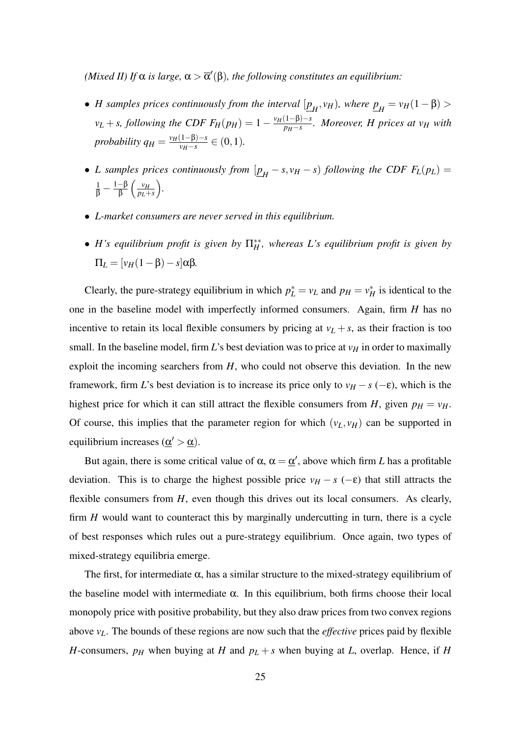*(Mixed II) If $\alpha$ is large, $\alpha > \overline{\alpha}'(\beta)$, the following constitutes an equilibrium:*

- *$H$ samples prices continuously from the interval $[\underline{p}_H, v_H)$, where $\underline{p}_H = v_H(1-\beta) > v_L + s$, following the CDF $F_H(p_H) = 1 - \frac{v_H(1-\beta)-s}{p_H - s}$. Moreover, $H$ prices at $v_H$ with probability $q_H = \frac{v_H(1-\beta)-s}{v_H - s} \in (0,1)$.*

- *$L$ samples prices continuously from $[\underline{p}_H - s, v_H - s)$ following the CDF $F_L(p_L) = \frac{1}{\beta} - \frac{1-\beta}{\beta}\left(\frac{v_H}{p_L + s}\right)$.*

- *$L$-market consumers are never served in this equilibrium.*

- *$H$'s equilibrium profit is given by $\Pi_H^{**}$, whereas $L$'s equilibrium profit is given by $\Pi_L = [v_H(1-\beta) - s]\alpha\beta$.*

Clearly, the pure-strategy equilibrium in which $p_L^* = v_L$ and $p_H = v_H^*$ is identical to the one in the baseline model with imperfectly informed consumers. Again, firm $H$ has no incentive to retain its local flexible consumers by pricing at $v_L + s$, as their fraction is too small. In the baseline model, firm $L$'s best deviation was to price at $v_H$ in order to maximally exploit the incoming searchers from $H$, who could not observe this deviation. In the new framework, firm $L$'s best deviation is to increase its price only to $v_H - s$ $(-\varepsilon)$, which is the highest price for which it can still attract the flexible consumers from $H$, given $p_H = v_H$. Of course, this implies that the parameter region for which $(v_L, v_H)$ can be supported in equilibrium increases ($\underline{\alpha}' > \underline{\alpha}$).

But again, there is some critical value of $\alpha$, $\alpha = \underline{\alpha}'$, above which firm $L$ has a profitable deviation. This is to charge the highest possible price $v_H - s$ $(-\varepsilon)$ that still attracts the flexible consumers from $H$, even though this drives out its local consumers. As clearly, firm $H$ would want to counteract this by marginally undercutting in turn, there is a cycle of best responses which rules out a pure-strategy equilibrium. Once again, two types of mixed-strategy equilibria emerge.

The first, for intermediate $\alpha$, has a similar structure to the mixed-strategy equilibrium of the baseline model with intermediate $\alpha$. In this equilibrium, both firms choose their local monopoly price with positive probability, but they also draw prices from two convex regions above $v_L$. The bounds of these regions are now such that the *effective* prices paid by flexible $H$-consumers, $p_H$ when buying at $H$ and $p_L + s$ when buying at $L$, overlap. Hence, if $H$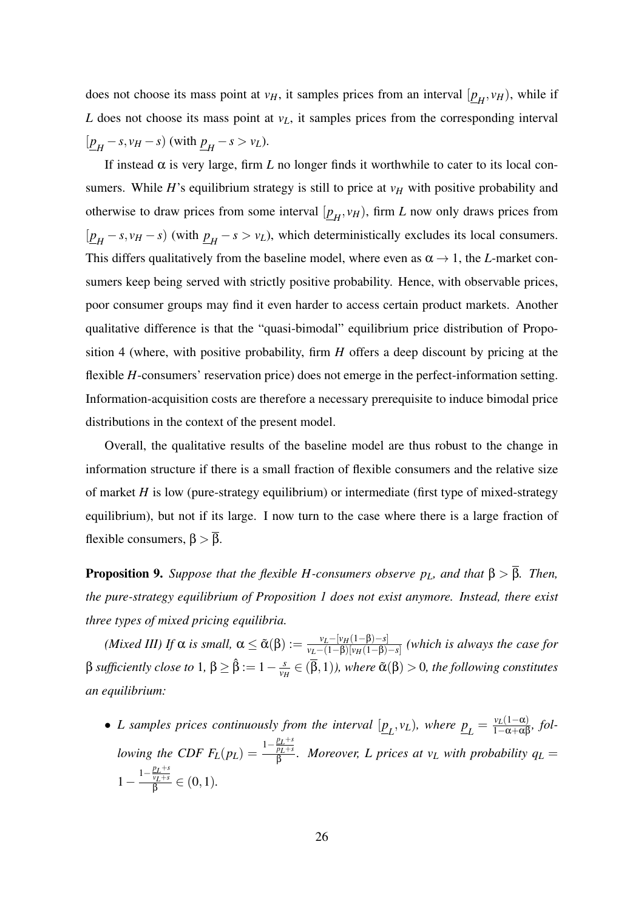does not choose its mass point at $v_H$, it samples prices from an interval $[\underline{p}_H, v_H)$, while if $L$ does not choose its mass point at $v_L$, it samples prices from the corresponding interval $[\underline{p}_H - s, v_H - s)$ (with $\underline{p}_H - s > v_L$).

If instead $\alpha$ is very large, firm $L$ no longer finds it worthwhile to cater to its local consumers. While $H$'s equilibrium strategy is still to price at $v_H$ with positive probability and otherwise to draw prices from some interval $[\underline{p}_H, v_H)$, firm $L$ now only draws prices from $[\underline{p}_H - s, v_H - s)$ (with $\underline{p}_H - s > v_L$), which deterministically excludes its local consumers. This differs qualitatively from the baseline model, where even as $\alpha \to 1$, the $L$-market consumers keep being served with strictly positive probability. Hence, with observable prices, poor consumer groups may find it even harder to access certain product markets. Another qualitative difference is that the "quasi-bimodal" equilibrium price distribution of Proposition 4 (where, with positive probability, firm $H$ offers a deep discount by pricing at the flexible $H$-consumers' reservation price) does not emerge in the perfect-information setting. Information-acquisition costs are therefore a necessary prerequisite to induce bimodal price distributions in the context of the present model.

Overall, the qualitative results of the baseline model are thus robust to the change in information structure if there is a small fraction of flexible consumers and the relative size of market $H$ is low (pure-strategy equilibrium) or intermediate (first type of mixed-strategy equilibrium), but not if its large. I now turn to the case where there is a large fraction of flexible consumers, $\beta > \overline{\beta}$.

**Proposition 9.** *Suppose that the flexible H-consumers observe $p_L$, and that $\beta > \overline{\beta}$. Then, the pure-strategy equilibrium of Proposition 1 does not exist anymore. Instead, there exist three types of mixed pricing equilibria.*

*(Mixed III) If $\alpha$ is small, $\alpha \leq \tilde{\alpha}(\beta) := \frac{v_L - [v_H(1-\beta) - s]}{v_L - (1-\beta)[v_H(1-\beta) - s]}$ (which is always the case for $\beta$ sufficiently close to 1, $\beta \geq \hat{\beta} := 1 - \frac{s}{v_H} \in (\overline{\beta}, 1)$), where $\tilde{\alpha}(\beta) > 0$, the following constitutes an equilibrium:*

- *$L$ samples prices continuously from the interval $[\underline{p}_L, v_L)$, where $\underline{p}_L = \frac{v_L(1-\alpha)}{1-\alpha+\alpha\beta}$, following the CDF $F_L(p_L) = \frac{1 - \frac{\underline{p}_L + s}{p_L + s}}{\beta}$. Moreover, $L$ prices at $v_L$ with probability $q_L = 1 - \frac{1 - \frac{\underline{p}_L + s}{v_L + s}}{\beta} \in (0,1)$.*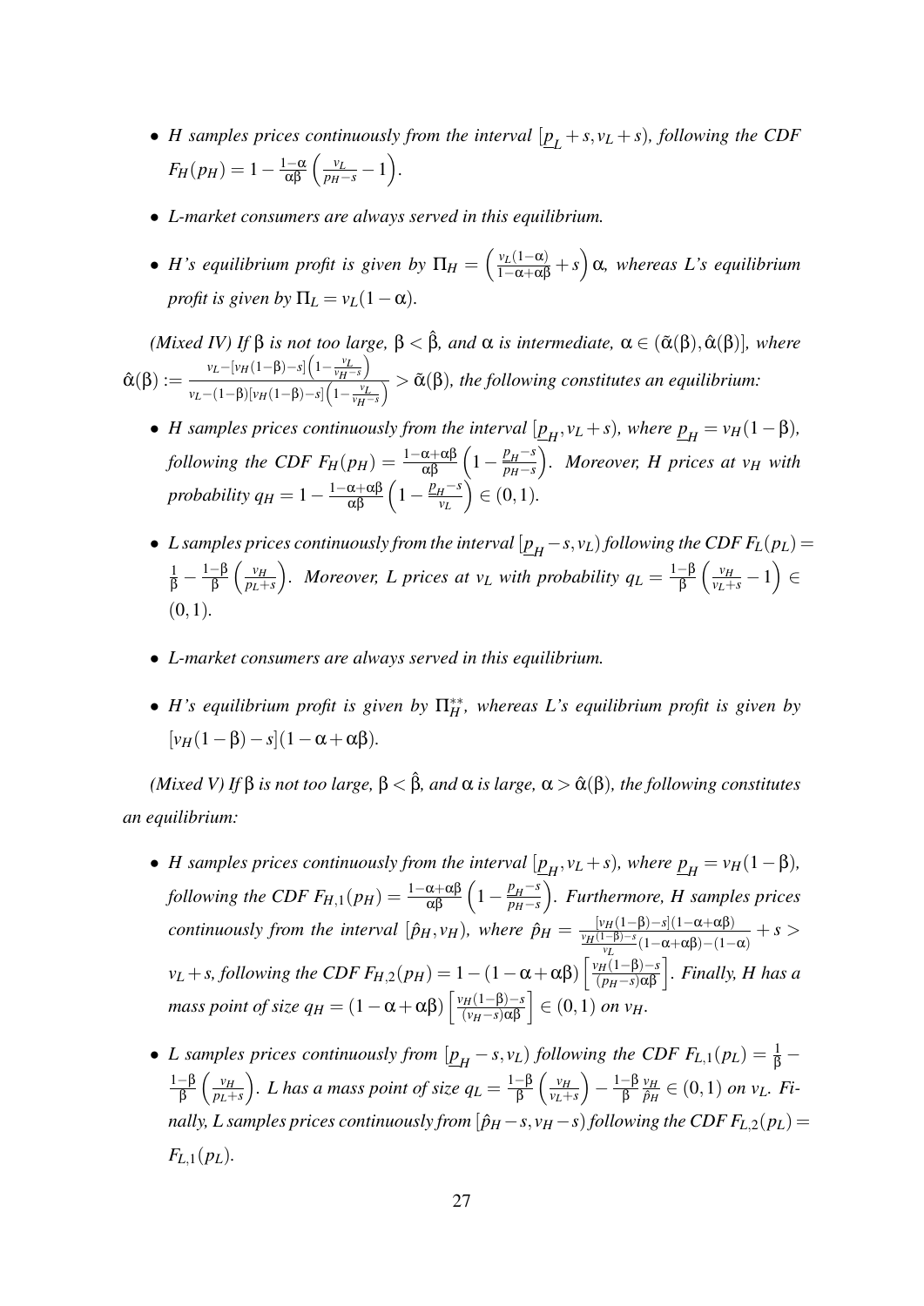- *H samples prices continuously from the interval $[\underline{p}_L + s, v_L + s)$, following the CDF $F_H(p_H) = 1 - \frac{1-\alpha}{\alpha\beta}\left(\frac{v_L}{p_H - s} - 1\right)$.*

- *L-market consumers are always served in this equilibrium.*

- *H's equilibrium profit is given by $\Pi_H = \left(\frac{v_L(1-\alpha)}{1-\alpha+\alpha\beta} + s\right)\alpha$, whereas L's equilibrium profit is given by $\Pi_L = v_L(1-\alpha)$.*

*(Mixed IV) If $\beta$ is not too large, $\beta < \hat{\beta}$, and $\alpha$ is intermediate, $\alpha \in (\tilde{\alpha}(\beta), \hat{\alpha}(\beta)]$, where $\hat{\alpha}(\beta) := \frac{v_L - [v_H(1-\beta)-s]\left(1-\frac{v_L}{v_H - s}\right)}{v_L - (1-\beta)[v_H(1-\beta)-s]\left(1-\frac{v_L}{v_H-s}\right)} > \tilde{\alpha}(\beta)$, the following constitutes an equilibrium:*

- *H samples prices continuously from the interval $[\underline{p}_H, v_L + s)$, where $\underline{p}_H = v_H(1-\beta)$, following the CDF $F_H(p_H) = \frac{1-\alpha+\alpha\beta}{\alpha\beta}\left(1 - \frac{\underline{p}_H - s}{p_H - s}\right)$. Moreover, H prices at $v_H$ with probability $q_H = 1 - \frac{1-\alpha+\alpha\beta}{\alpha\beta}\left(1 - \frac{\underline{p}_H - s}{v_L}\right) \in (0,1)$.*

- *L samples prices continuously from the interval $[\underline{p}_H - s, v_L)$ following the CDF $F_L(p_L) = \frac{1}{\beta} - \frac{1-\beta}{\beta}\left(\frac{v_H}{p_L + s}\right)$. Moreover, L prices at $v_L$ with probability $q_L = \frac{1-\beta}{\beta}\left(\frac{v_H}{v_L+s} - 1\right) \in (0,1)$.*

- *L-market consumers are always served in this equilibrium.*

- *H's equilibrium profit is given by $\Pi_H^{**}$, whereas L's equilibrium profit is given by $[v_H(1-\beta) - s](1-\alpha+\alpha\beta)$.*

*(Mixed V) If $\beta$ is not too large, $\beta < \hat{\beta}$, and $\alpha$ is large, $\alpha > \hat{\alpha}(\beta)$, the following constitutes an equilibrium:*

- *H samples prices continuously from the interval $[\underline{p}_H, v_L + s)$, where $\underline{p}_H = v_H(1-\beta)$, following the CDF $F_{H,1}(p_H) = \frac{1-\alpha+\alpha\beta}{\alpha\beta}\left(1 - \frac{\underline{p}_H - s}{p_H - s}\right)$. Furthermore, H samples prices continuously from the interval $[\hat{p}_H, v_H)$, where $\hat{p}_H = \frac{[v_H(1-\beta)-s](1-\alpha+\alpha\beta)}{\frac{v_H(1-\beta)-s}{v_L}(1-\alpha+\alpha\beta)-(1-\alpha)} + s > v_L + s$, following the CDF $F_{H,2}(p_H) = 1 - (1-\alpha+\alpha\beta)\left[\frac{v_H(1-\beta)-s}{(p_H - s)\alpha\beta}\right]$. Finally, H has a mass point of size $q_H = (1-\alpha+\alpha\beta)\left[\frac{v_H(1-\beta)-s}{(v_H-s)\alpha\beta}\right] \in (0,1)$ on $v_H$.*

- *L samples prices continuously from $[\underline{p}_H - s, v_L)$ following the CDF $F_{L,1}(p_L) = \frac{1}{\beta} - \frac{1-\beta}{\beta}\left(\frac{v_H}{p_L+s}\right)$. L has a mass point of size $q_L = \frac{1-\beta}{\beta}\left(\frac{v_H}{v_L+s}\right) - \frac{1-\beta}{\beta}\frac{v_H}{\hat{p}_H} \in (0,1)$ on $v_L$. Finally, L samples prices continuously from $[\hat{p}_H - s, v_H - s)$ following the CDF $F_{L,2}(p_L) = F_{L,1}(p_L)$.*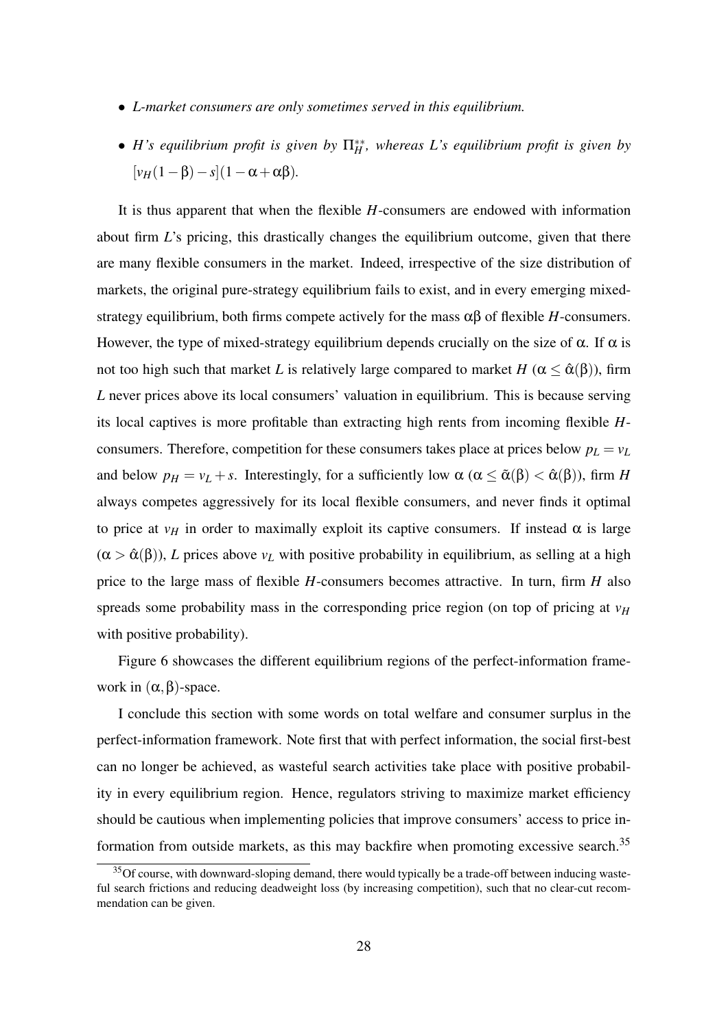- *L-market consumers are only sometimes served in this equilibrium.*
- *H's equilibrium profit is given by $\Pi_H^{**}$, whereas L's equilibrium profit is given by $[v_H(1-\beta)-s](1-\alpha+\alpha\beta)$.*

It is thus apparent that when the flexible $H$-consumers are endowed with information about firm $L$'s pricing, this drastically changes the equilibrium outcome, given that there are many flexible consumers in the market. Indeed, irrespective of the size distribution of markets, the original pure-strategy equilibrium fails to exist, and in every emerging mixed-strategy equilibrium, both firms compete actively for the mass $\alpha\beta$ of flexible $H$-consumers. However, the type of mixed-strategy equilibrium depends crucially on the size of $\alpha$. If $\alpha$ is not too high such that market $L$ is relatively large compared to market $H$ ($\alpha \leq \hat{\alpha}(\beta)$), firm $L$ never prices above its local consumers' valuation in equilibrium. This is because serving its local captives is more profitable than extracting high rents from incoming flexible $H$-consumers. Therefore, competition for these consumers takes place at prices below $p_L = v_L$ and below $p_H = v_L + s$. Interestingly, for a sufficiently low $\alpha$ ($\alpha \leq \tilde{\alpha}(\beta) < \hat{\alpha}(\beta)$), firm $H$ always competes aggressively for its local flexible consumers, and never finds it optimal to price at $v_H$ in order to maximally exploit its captive consumers. If instead $\alpha$ is large ($\alpha > \hat{\alpha}(\beta)$), $L$ prices above $v_L$ with positive probability in equilibrium, as selling at a high price to the large mass of flexible $H$-consumers becomes attractive. In turn, firm $H$ also spreads some probability mass in the corresponding price region (on top of pricing at $v_H$ with positive probability).

Figure 6 showcases the different equilibrium regions of the perfect-information framework in $(\alpha, \beta)$-space.

I conclude this section with some words on total welfare and consumer surplus in the perfect-information framework. Note first that with perfect information, the social first-best can no longer be achieved, as wasteful search activities take place with positive probability in every equilibrium region. Hence, regulators striving to maximize market efficiency should be cautious when implementing policies that improve consumers' access to price information from outside markets, as this may backfire when promoting excessive search.[35]

[35] Of course, with downward-sloping demand, there would typically be a trade-off between inducing wasteful search frictions and reducing deadweight loss (by increasing competition), such that no clear-cut recommendation can be given.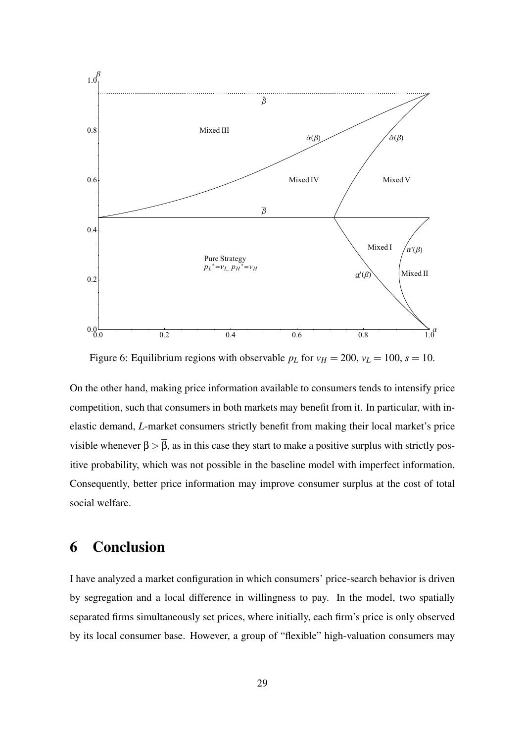Figure 6: Equilibrium regions with observable $p_L$ for $v_H = 200$, $v_L = 100$, $s = 10$.

On the other hand, making price information available to consumers tends to intensify price competition, such that consumers in both markets may benefit from it. In particular, with inelastic demand, *L*-market consumers strictly benefit from making their local market's price visible whenever $\beta > \overline{\beta}$, as in this case they start to make a positive surplus with strictly positive probability, which was not possible in the baseline model with imperfect information. Consequently, better price information may improve consumer surplus at the cost of total social welfare.

# 6 Conclusion

I have analyzed a market configuration in which consumers' price-search behavior is driven by segregation and a local difference in willingness to pay. In the model, two spatially separated firms simultaneously set prices, where initially, each firm's price is only observed by its local consumer base. However, a group of "flexible" high-valuation consumers may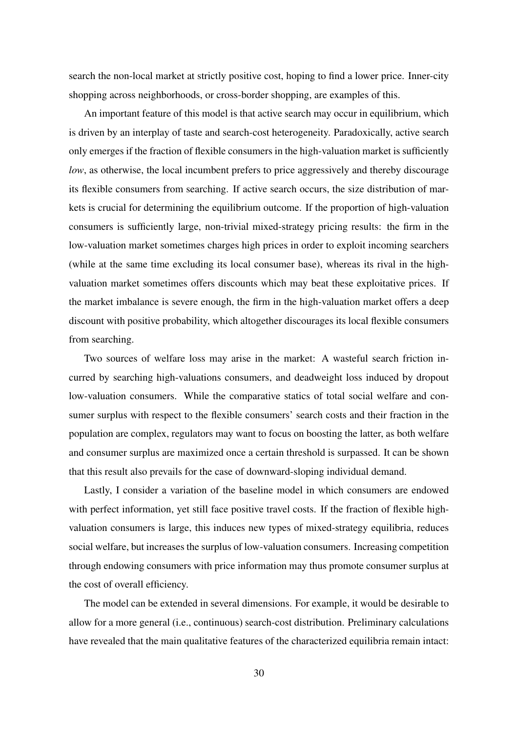search the non-local market at strictly positive cost, hoping to find a lower price. Inner-city shopping across neighborhoods, or cross-border shopping, are examples of this.

An important feature of this model is that active search may occur in equilibrium, which is driven by an interplay of taste and search-cost heterogeneity. Paradoxically, active search only emerges if the fraction of flexible consumers in the high-valuation market is sufficiently *low*, as otherwise, the local incumbent prefers to price aggressively and thereby discourage its flexible consumers from searching. If active search occurs, the size distribution of markets is crucial for determining the equilibrium outcome. If the proportion of high-valuation consumers is sufficiently large, non-trivial mixed-strategy pricing results: the firm in the low-valuation market sometimes charges high prices in order to exploit incoming searchers (while at the same time excluding its local consumer base), whereas its rival in the high-valuation market sometimes offers discounts which may beat these exploitative prices. If the market imbalance is severe enough, the firm in the high-valuation market offers a deep discount with positive probability, which altogether discourages its local flexible consumers from searching.

Two sources of welfare loss may arise in the market: A wasteful search friction incurred by searching high-valuations consumers, and deadweight loss induced by dropout low-valuation consumers. While the comparative statics of total social welfare and consumer surplus with respect to the flexible consumers' search costs and their fraction in the population are complex, regulators may want to focus on boosting the latter, as both welfare and consumer surplus are maximized once a certain threshold is surpassed. It can be shown that this result also prevails for the case of downward-sloping individual demand.

Lastly, I consider a variation of the baseline model in which consumers are endowed with perfect information, yet still face positive travel costs. If the fraction of flexible high-valuation consumers is large, this induces new types of mixed-strategy equilibria, reduces social welfare, but increases the surplus of low-valuation consumers. Increasing competition through endowing consumers with price information may thus promote consumer surplus at the cost of overall efficiency.

The model can be extended in several dimensions. For example, it would be desirable to allow for a more general (i.e., continuous) search-cost distribution. Preliminary calculations have revealed that the main qualitative features of the characterized equilibria remain intact: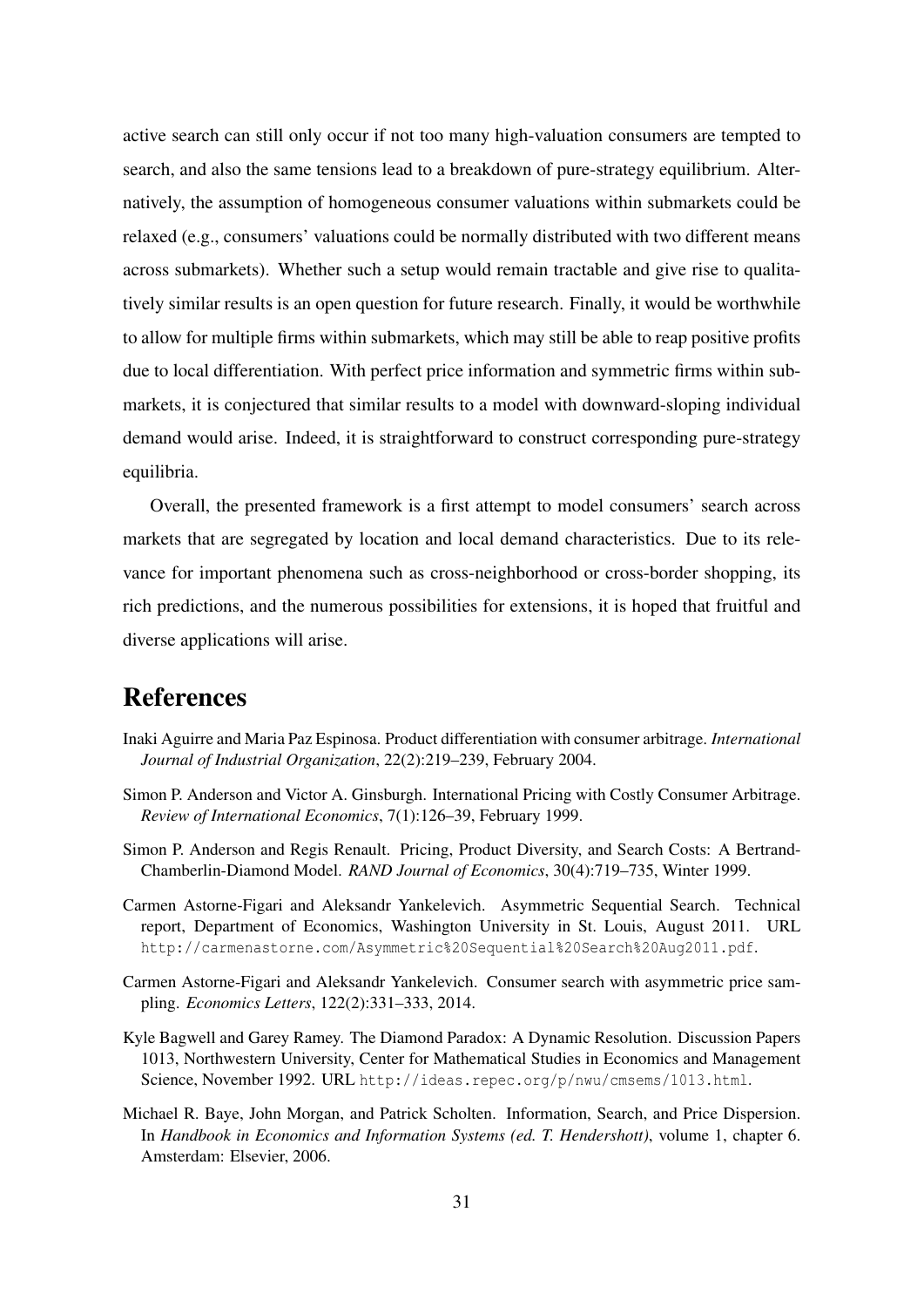active search can still only occur if not too many high-valuation consumers are tempted to search, and also the same tensions lead to a breakdown of pure-strategy equilibrium. Alternatively, the assumption of homogeneous consumer valuations within submarkets could be relaxed (e.g., consumers' valuations could be normally distributed with two different means across submarkets). Whether such a setup would remain tractable and give rise to qualitatively similar results is an open question for future research. Finally, it would be worthwhile to allow for multiple firms within submarkets, which may still be able to reap positive profits due to local differentiation. With perfect price information and symmetric firms within submarkets, it is conjectured that similar results to a model with downward-sloping individual demand would arise. Indeed, it is straightforward to construct corresponding pure-strategy equilibria.

Overall, the presented framework is a first attempt to model consumers' search across markets that are segregated by location and local demand characteristics. Due to its relevance for important phenomena such as cross-neighborhood or cross-border shopping, its rich predictions, and the numerous possibilities for extensions, it is hoped that fruitful and diverse applications will arise.

# References

Inaki Aguirre and Maria Paz Espinosa. Product differentiation with consumer arbitrage. *International Journal of Industrial Organization*, 22(2):219–239, February 2004.

Simon P. Anderson and Victor A. Ginsburgh. International Pricing with Costly Consumer Arbitrage. *Review of International Economics*, 7(1):126–39, February 1999.

Simon P. Anderson and Regis Renault. Pricing, Product Diversity, and Search Costs: A Bertrand-Chamberlin-Diamond Model. *RAND Journal of Economics*, 30(4):719–735, Winter 1999.

Carmen Astorne-Figari and Aleksandr Yankelevich. Asymmetric Sequential Search. Technical report, Department of Economics, Washington University in St. Louis, August 2011. URL http://carmenastorne.com/Asymmetric%20Sequential%20Search%20Aug2011.pdf.

Carmen Astorne-Figari and Aleksandr Yankelevich. Consumer search with asymmetric price sampling. *Economics Letters*, 122(2):331–333, 2014.

Kyle Bagwell and Garey Ramey. The Diamond Paradox: A Dynamic Resolution. Discussion Papers 1013, Northwestern University, Center for Mathematical Studies in Economics and Management Science, November 1992. URL http://ideas.repec.org/p/nwu/cmsems/1013.html.

Michael R. Baye, John Morgan, and Patrick Scholten. Information, Search, and Price Dispersion. In *Handbook in Economics and Information Systems (ed. T. Hendershott)*, volume 1, chapter 6. Amsterdam: Elsevier, 2006.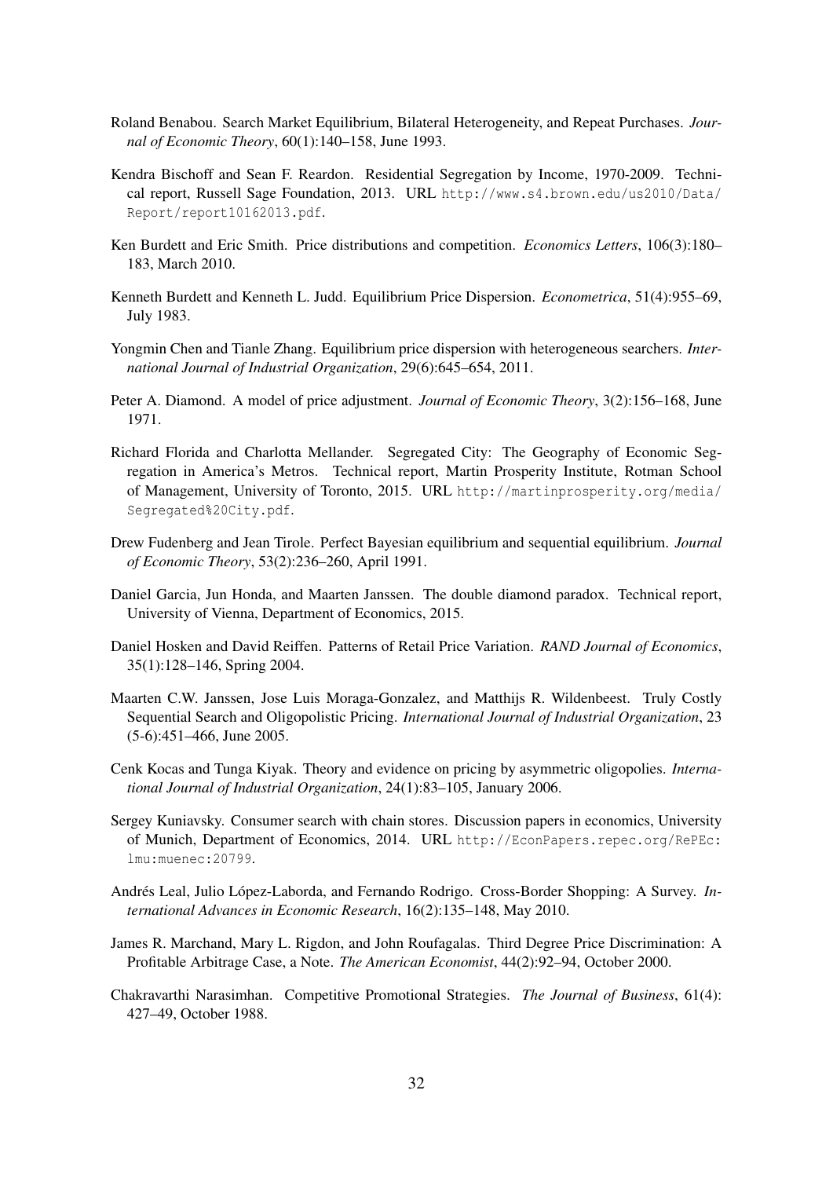Roland Benabou. Search Market Equilibrium, Bilateral Heterogeneity, and Repeat Purchases. *Journal of Economic Theory*, 60(1):140–158, June 1993.

Kendra Bischoff and Sean F. Reardon. Residential Segregation by Income, 1970-2009. Technical report, Russell Sage Foundation, 2013. URL http://www.s4.brown.edu/us2010/Data/Report/report10162013.pdf.

Ken Burdett and Eric Smith. Price distributions and competition. *Economics Letters*, 106(3):180–183, March 2010.

Kenneth Burdett and Kenneth L. Judd. Equilibrium Price Dispersion. *Econometrica*, 51(4):955–69, July 1983.

Yongmin Chen and Tianle Zhang. Equilibrium price dispersion with heterogeneous searchers. *International Journal of Industrial Organization*, 29(6):645–654, 2011.

Peter A. Diamond. A model of price adjustment. *Journal of Economic Theory*, 3(2):156–168, June 1971.

Richard Florida and Charlotta Mellander. Segregated City: The Geography of Economic Segregation in America's Metros. Technical report, Martin Prosperity Institute, Rotman School of Management, University of Toronto, 2015. URL http://martinprosperity.org/media/Segregated%20City.pdf.

Drew Fudenberg and Jean Tirole. Perfect Bayesian equilibrium and sequential equilibrium. *Journal of Economic Theory*, 53(2):236–260, April 1991.

Daniel Garcia, Jun Honda, and Maarten Janssen. The double diamond paradox. Technical report, University of Vienna, Department of Economics, 2015.

Daniel Hosken and David Reiffen. Patterns of Retail Price Variation. *RAND Journal of Economics*, 35(1):128–146, Spring 2004.

Maarten C.W. Janssen, Jose Luis Moraga-Gonzalez, and Matthijs R. Wildenbeest. Truly Costly Sequential Search and Oligopolistic Pricing. *International Journal of Industrial Organization*, 23 (5-6):451–466, June 2005.

Cenk Kocas and Tunga Kiyak. Theory and evidence on pricing by asymmetric oligopolies. *International Journal of Industrial Organization*, 24(1):83–105, January 2006.

Sergey Kuniavsky. Consumer search with chain stores. Discussion papers in economics, University of Munich, Department of Economics, 2014. URL http://EconPapers.repec.org/RePEc:lmu:muenec:20799.

Andrés Leal, Julio López-Laborda, and Fernando Rodrigo. Cross-Border Shopping: A Survey. *International Advances in Economic Research*, 16(2):135–148, May 2010.

James R. Marchand, Mary L. Rigdon, and John Roufagalas. Third Degree Price Discrimination: A Profitable Arbitrage Case, a Note. *The American Economist*, 44(2):92–94, October 2000.

Chakravarthi Narasimhan. Competitive Promotional Strategies. *The Journal of Business*, 61(4): 427–49, October 1988.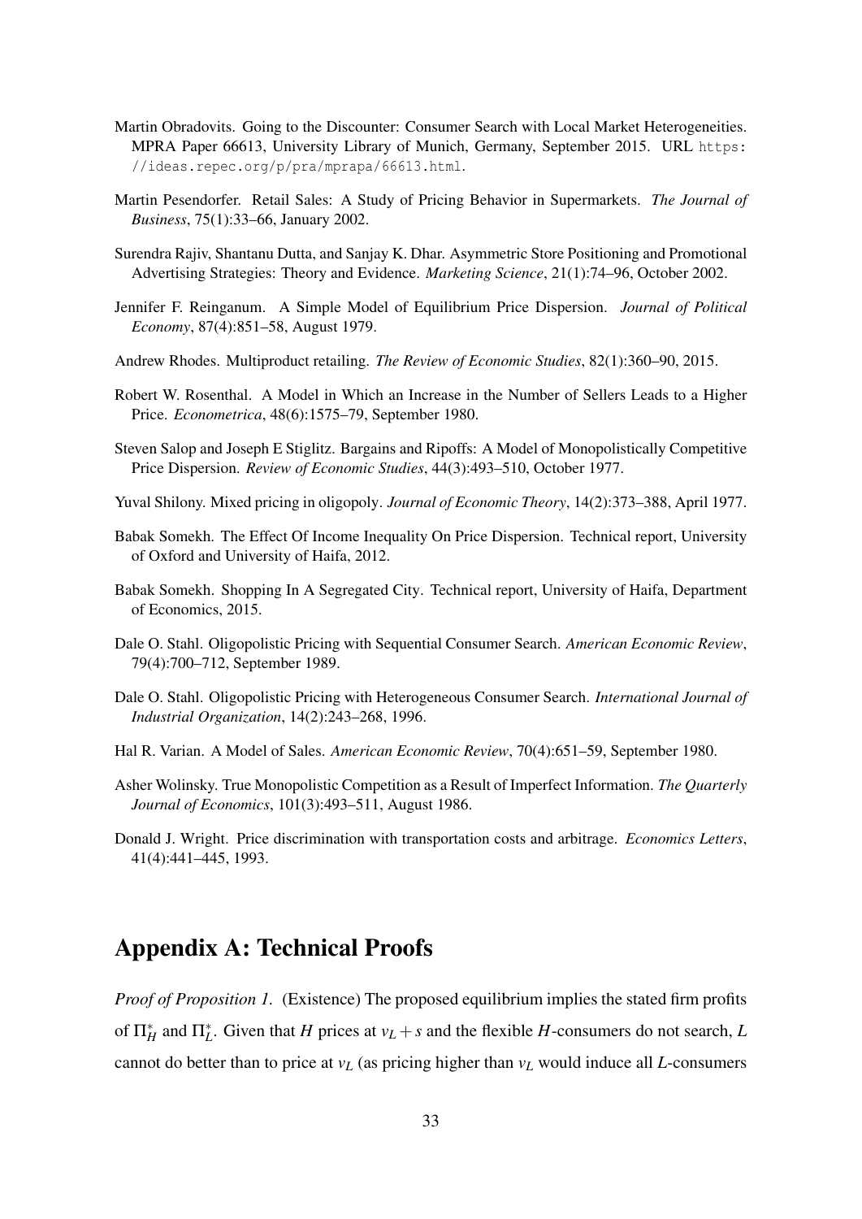Martin Obradovits. Going to the Discounter: Consumer Search with Local Market Heterogeneities. MPRA Paper 66613, University Library of Munich, Germany, September 2015. URL https://ideas.repec.org/p/pra/mprapa/66613.html.

Martin Pesendorfer. Retail Sales: A Study of Pricing Behavior in Supermarkets. *The Journal of Business*, 75(1):33–66, January 2002.

Surendra Rajiv, Shantanu Dutta, and Sanjay K. Dhar. Asymmetric Store Positioning and Promotional Advertising Strategies: Theory and Evidence. *Marketing Science*, 21(1):74–96, October 2002.

Jennifer F. Reinganum. A Simple Model of Equilibrium Price Dispersion. *Journal of Political Economy*, 87(4):851–58, August 1979.

Andrew Rhodes. Multiproduct retailing. *The Review of Economic Studies*, 82(1):360–90, 2015.

Robert W. Rosenthal. A Model in Which an Increase in the Number of Sellers Leads to a Higher Price. *Econometrica*, 48(6):1575–79, September 1980.

Steven Salop and Joseph E Stiglitz. Bargains and Ripoffs: A Model of Monopolistically Competitive Price Dispersion. *Review of Economic Studies*, 44(3):493–510, October 1977.

Yuval Shilony. Mixed pricing in oligopoly. *Journal of Economic Theory*, 14(2):373–388, April 1977.

Babak Somekh. The Effect Of Income Inequality On Price Dispersion. Technical report, University of Oxford and University of Haifa, 2012.

Babak Somekh. Shopping In A Segregated City. Technical report, University of Haifa, Department of Economics, 2015.

Dale O. Stahl. Oligopolistic Pricing with Sequential Consumer Search. *American Economic Review*, 79(4):700–712, September 1989.

Dale O. Stahl. Oligopolistic Pricing with Heterogeneous Consumer Search. *International Journal of Industrial Organization*, 14(2):243–268, 1996.

Hal R. Varian. A Model of Sales. *American Economic Review*, 70(4):651–59, September 1980.

Asher Wolinsky. True Monopolistic Competition as a Result of Imperfect Information. *The Quarterly Journal of Economics*, 101(3):493–511, August 1986.

Donald J. Wright. Price discrimination with transportation costs and arbitrage. *Economics Letters*, 41(4):441–445, 1993.

# Appendix A: Technical Proofs

*Proof of Proposition 1.* (Existence) The proposed equilibrium implies the stated firm profits of $\Pi_H^*$ and $\Pi_L^*$. Given that $H$ prices at $v_L + s$ and the flexible $H$-consumers do not search, $L$ cannot do better than to price at $v_L$ (as pricing higher than $v_L$ would induce all $L$-consumers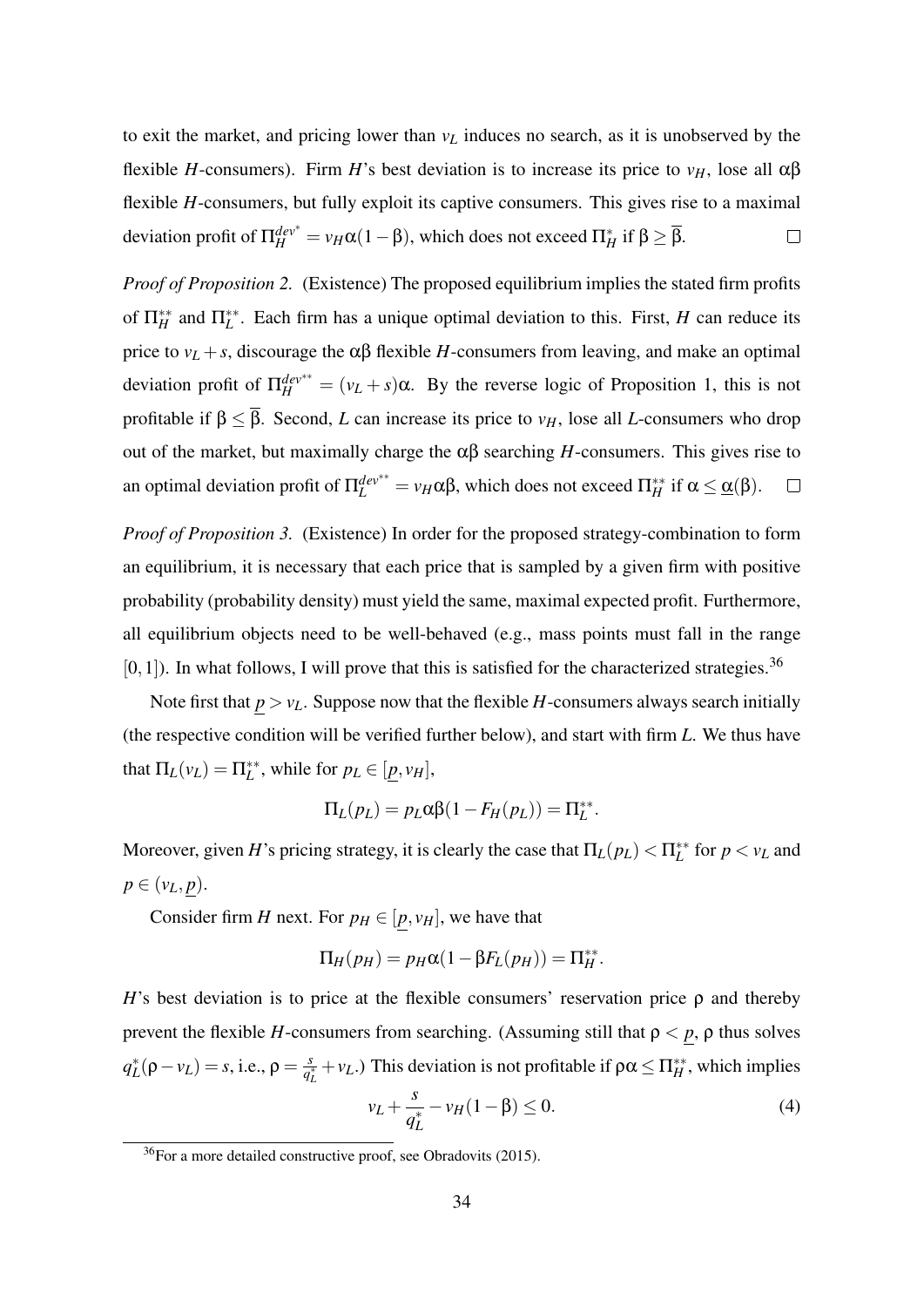to exit the market, and pricing lower than $v_L$ induces no search, as it is unobserved by the flexible $H$-consumers). Firm $H$'s best deviation is to increase its price to $v_H$, lose all $\alpha\beta$ flexible $H$-consumers, but fully exploit its captive consumers. This gives rise to a maximal deviation profit of $\Pi_H^{dev^*} = v_H\alpha(1-\beta)$, which does not exceed $\Pi_H^*$ if $\beta \geq \overline{\beta}$. $\square$

*Proof of Proposition 2.* (Existence) The proposed equilibrium implies the stated firm profits of $\Pi_H^{**}$ and $\Pi_L^{**}$. Each firm has a unique optimal deviation to this. First, $H$ can reduce its price to $v_L + s$, discourage the $\alpha\beta$ flexible $H$-consumers from leaving, and make an optimal deviation profit of $\Pi_H^{dev^{**}} = (v_L + s)\alpha$. By the reverse logic of Proposition 1, this is not profitable if $\beta \leq \overline{\beta}$. Second, $L$ can increase its price to $v_H$, lose all $L$-consumers who drop out of the market, but maximally charge the $\alpha\beta$ searching $H$-consumers. This gives rise to an optimal deviation profit of $\Pi_L^{dev^{**}} = v_H\alpha\beta$, which does not exceed $\Pi_H^{**}$ if $\alpha \leq \underline{\alpha}(\beta)$. $\square$

*Proof of Proposition 3.* (Existence) In order for the proposed strategy-combination to form an equilibrium, it is necessary that each price that is sampled by a given firm with positive probability (probability density) must yield the same, maximal expected profit. Furthermore, all equilibrium objects need to be well-behaved (e.g., mass points must fall in the range $[0,1]$). In what follows, I will prove that this is satisfied for the characterized strategies.[36]

Note first that $\underline{p} > v_L$. Suppose now that the flexible $H$-consumers always search initially (the respective condition will be verified further below), and start with firm $L$. We thus have that $\Pi_L(v_L) = \Pi_L^{**}$, while for $p_L \in [\underline{p}, v_H]$,

$$\Pi_L(p_L) = p_L\alpha\beta(1 - F_H(p_L)) = \Pi_L^{**}.$$

Moreover, given $H$'s pricing strategy, it is clearly the case that $\Pi_L(p_L) < \Pi_L^{**}$ for $p < v_L$ and $p \in (v_L, \underline{p})$.

Consider firm $H$ next. For $p_H \in [\underline{p}, v_H]$, we have that

$$\Pi_H(p_H) = p_H\alpha(1 - \beta F_L(p_H)) = \Pi_H^{**}.$$

$H$'s best deviation is to price at the flexible consumers' reservation price $\rho$ and thereby prevent the flexible $H$-consumers from searching. (Assuming still that $\rho < \underline{p}$, $\rho$ thus solves $q_L^*(\rho - v_L) = s$, i.e., $\rho = \frac{s}{q_L^*} + v_L$.) This deviation is not profitable if $\rho\alpha \leq \Pi_H^{**}$, which implies

$$v_L + \frac{s}{q_L^*} - v_H(1-\beta) \leq 0. \tag{4}$$

[36] For a more detailed constructive proof, see Obradovits (2015).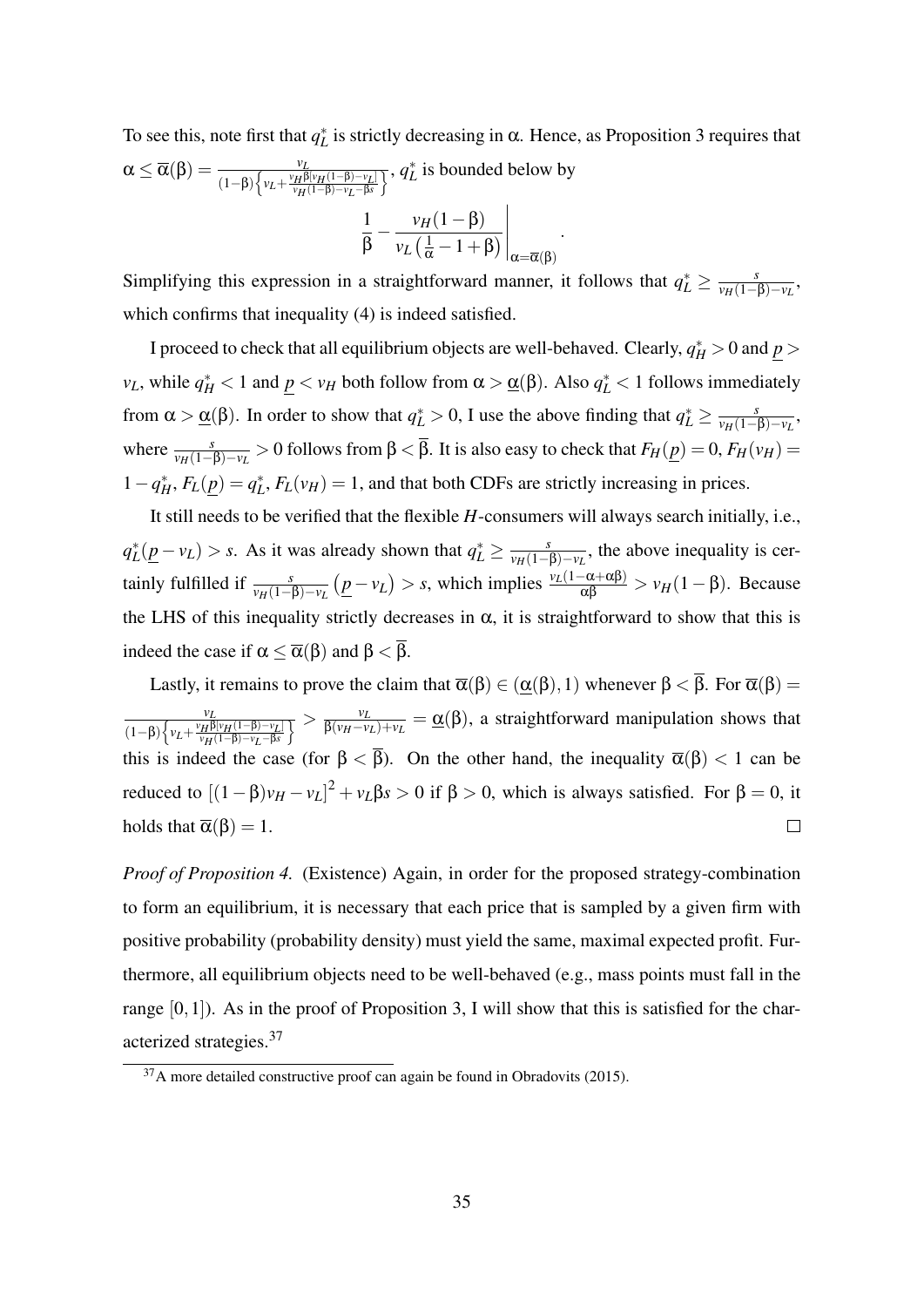To see this, note first that $q_L^*$ is strictly decreasing in $\alpha$. Hence, as Proposition 3 requires that $\alpha \leq \overline{\alpha}(\beta) = \frac{v_L}{(1-\beta)\left\{v_L + \frac{v_H \beta [v_H(1-\beta)-v_L]}{v_H(1-\beta)-v_L-\beta s}\right\}}$, $q_L^*$ is bounded below by

$$\left. \frac{1}{\beta} - \frac{v_H(1-\beta)}{v_L\left(\frac{1}{\alpha} - 1 + \beta\right)} \right|_{\alpha = \overline{\alpha}(\beta)}.$$

Simplifying this expression in a straightforward manner, it follows that $q_L^* \geq \frac{s}{v_H(1-\beta)-v_L}$, which confirms that inequality (4) is indeed satisfied.

I proceed to check that all equilibrium objects are well-behaved. Clearly, $q_H^* > 0$ and $\underline{p} > v_L$, while $q_H^* < 1$ and $\underline{p} < v_H$ both follow from $\alpha > \underline{\alpha}(\beta)$. Also $q_L^* < 1$ follows immediately from $\alpha > \underline{\alpha}(\beta)$. In order to show that $q_L^* > 0$, I use the above finding that $q_L^* \geq \frac{s}{v_H(1-\beta)-v_L}$, where $\frac{s}{v_H(1-\beta)-v_L} > 0$ follows from $\beta < \overline{\beta}$. It is also easy to check that $F_H(\underline{p}) = 0$, $F_H(v_H) = 1 - q_H^*$, $F_L(\underline{p}) = q_L^*$, $F_L(v_H) = 1$, and that both CDFs are strictly increasing in prices.

It still needs to be verified that the flexible $H$-consumers will always search initially, i.e., $q_L^*(\underline{p} - v_L) > s$. As it was already shown that $q_L^* \geq \frac{s}{v_H(1-\beta)-v_L}$, the above inequality is certainly fulfilled if $\frac{s}{v_H(1-\beta)-v_L}\left(\underline{p} - v_L\right) > s$, which implies $\frac{v_L(1-\alpha+\alpha\beta)}{\alpha\beta} > v_H(1-\beta)$. Because the LHS of this inequality strictly decreases in $\alpha$, it is straightforward to show that this is indeed the case if $\alpha \leq \overline{\alpha}(\beta)$ and $\beta < \overline{\beta}$.

Lastly, it remains to prove the claim that $\overline{\alpha}(\beta) \in (\underline{\alpha}(\beta), 1)$ whenever $\beta < \overline{\beta}$. For $\overline{\alpha}(\beta) = \frac{v_L}{(1-\beta)\left\{v_L + \frac{v_H \beta [v_H(1-\beta)-v_L]}{v_H(1-\beta)-v_L-\beta s}\right\}} > \frac{v_L}{\beta(v_H - v_L) + v_L} = \underline{\alpha}(\beta)$, a straightforward manipulation shows that this is indeed the case (for $\beta < \overline{\beta}$). On the other hand, the inequality $\overline{\alpha}(\beta) < 1$ can be reduced to $[(1-\beta)v_H - v_L]^2 + v_L\beta s > 0$ if $\beta > 0$, which is always satisfied. For $\beta = 0$, it holds that $\overline{\alpha}(\beta) = 1$. $\square$

*Proof of Proposition 4.* (Existence) Again, in order for the proposed strategy-combination to form an equilibrium, it is necessary that each price that is sampled by a given firm with positive probability (probability density) must yield the same, maximal expected profit. Furthermore, all equilibrium objects need to be well-behaved (e.g., mass points must fall in the range $[0, 1]$). As in the proof of Proposition 3, I will show that this is satisfied for the characterized strategies.[37]

[37] A more detailed constructive proof can again be found in Obradovits (2015).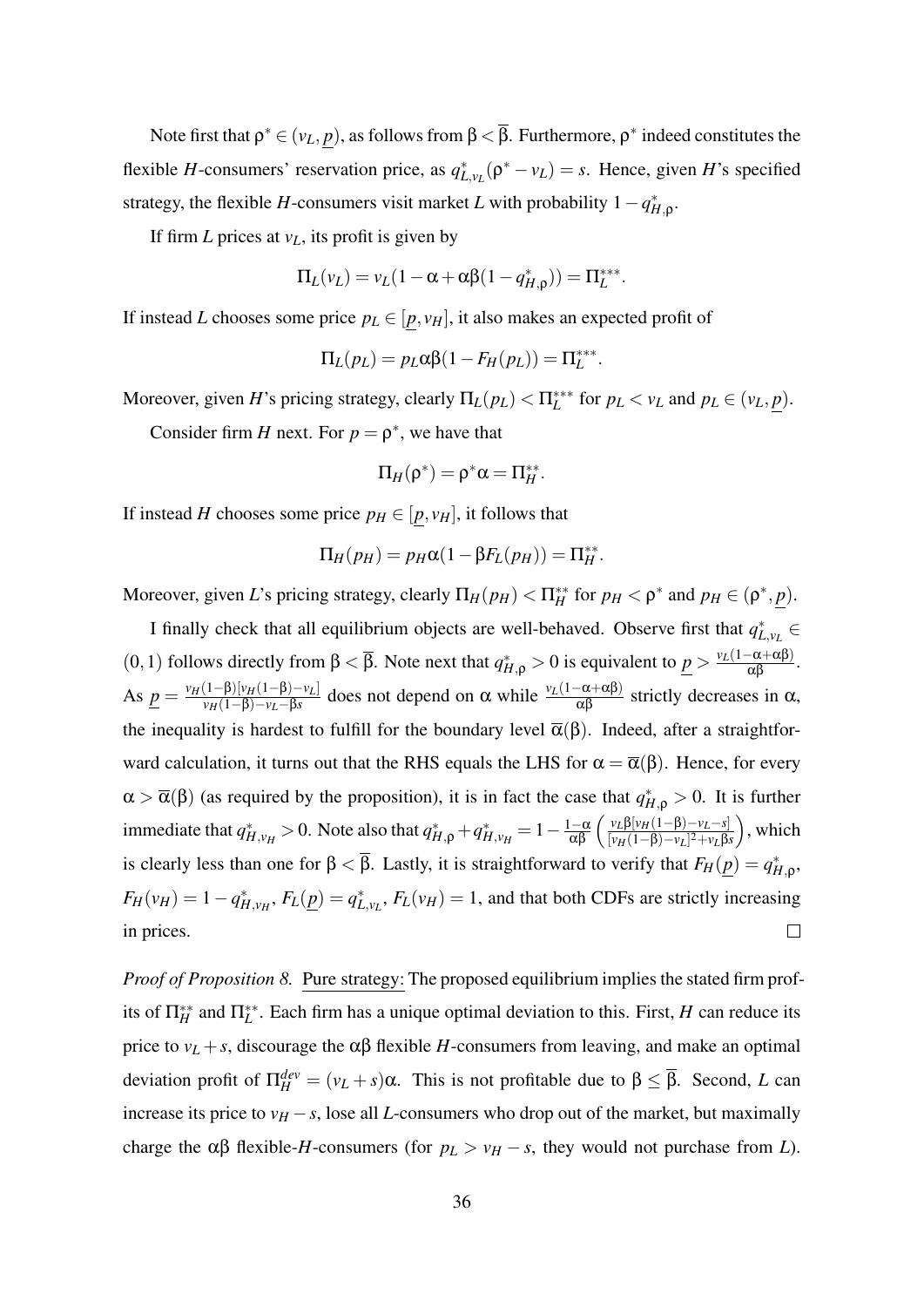Note first that $\rho^* \in (v_L, \underline{p})$, as follows from $\beta < \overline{\beta}$. Furthermore, $\rho^*$ indeed constitutes the flexible $H$-consumers' reservation price, as $q^*_{L,v_L}(\rho^* - v_L) = s$. Hence, given $H$'s specified strategy, the flexible $H$-consumers visit market $L$ with probability $1 - q^*_{H,\rho}$.

If firm $L$ prices at $v_L$, its profit is given by

$$\Pi_L(v_L) = v_L(1 - \alpha + \alpha\beta(1 - q^*_{H,\rho})) = \Pi_L^{***}.$$

If instead $L$ chooses some price $p_L \in [\underline{p}, v_H]$, it also makes an expected profit of

$$\Pi_L(p_L) = p_L \alpha\beta(1 - F_H(p_L)) = \Pi_L^{***}.$$

Moreover, given $H$'s pricing strategy, clearly $\Pi_L(p_L) < \Pi_L^{***}$ for $p_L < v_L$ and $p_L \in (v_L, \underline{p})$.

Consider firm $H$ next. For $p = \rho^*$, we have that

$$\Pi_H(\rho^*) = \rho^* \alpha = \Pi_H^{**}.$$

If instead $H$ chooses some price $p_H \in [\underline{p}, v_H]$, it follows that

$$\Pi_H(p_H) = p_H \alpha(1 - \beta F_L(p_H)) = \Pi_H^{**}.$$

Moreover, given $L$'s pricing strategy, clearly $\Pi_H(p_H) < \Pi_H^{**}$ for $p_H < \rho^*$ and $p_H \in (\rho^*, \underline{p})$.

I finally check that all equilibrium objects are well-behaved. Observe first that $q^*_{L,v_L} \in (0,1)$ follows directly from $\beta < \overline{\beta}$. Note next that $q^*_{H,\rho} > 0$ is equivalent to $\underline{p} > \frac{v_L(1-\alpha+\alpha\beta)}{\alpha\beta}$. As $\underline{p} = \frac{v_H(1-\beta)[v_H(1-\beta)-v_L]}{v_H(1-\beta)-v_L-\beta s}$ does not depend on $\alpha$ while $\frac{v_L(1-\alpha+\alpha\beta)}{\alpha\beta}$ strictly decreases in $\alpha$, the inequality is hardest to fulfill for the boundary level $\overline{\alpha}(\beta)$. Indeed, after a straightforward calculation, it turns out that the RHS equals the LHS for $\alpha = \overline{\alpha}(\beta)$. Hence, for every $\alpha > \overline{\alpha}(\beta)$ (as required by the proposition), it is in fact the case that $q^*_{H,\rho} > 0$. It is further immediate that $q^*_{H,v_H} > 0$. Note also that $q^*_{H,\rho} + q^*_{H,v_H} = 1 - \frac{1-\alpha}{\alpha\beta}\left(\frac{v_L\beta[v_H(1-\beta)-v_L-s]}{[v_H(1-\beta)-v_L]^2+v_L\beta s}\right)$, which is clearly less than one for $\beta < \overline{\beta}$. Lastly, it is straightforward to verify that $F_H(\underline{p}) = q^*_{H,\rho}$, $F_H(v_H) = 1 - q^*_{H,v_H}$, $F_L(\underline{p}) = q^*_{L,v_L}$, $F_L(v_H) = 1$, and that both CDFs are strictly increasing in prices. □

*Proof of Proposition 8.* Pure strategy: The proposed equilibrium implies the stated firm profits of $\Pi_H^{**}$ and $\Pi_L^{**}$. Each firm has a unique optimal deviation to this. First, $H$ can reduce its price to $v_L + s$, discourage the $\alpha\beta$ flexible $H$-consumers from leaving, and make an optimal deviation profit of $\Pi_H^{dev} = (v_L + s)\alpha$. This is not profitable due to $\beta \leq \overline{\beta}$. Second, $L$ can increase its price to $v_H - s$, lose all $L$-consumers who drop out of the market, but maximally charge the $\alpha\beta$ flexible-$H$-consumers (for $p_L > v_H - s$, they would not purchase from $L$).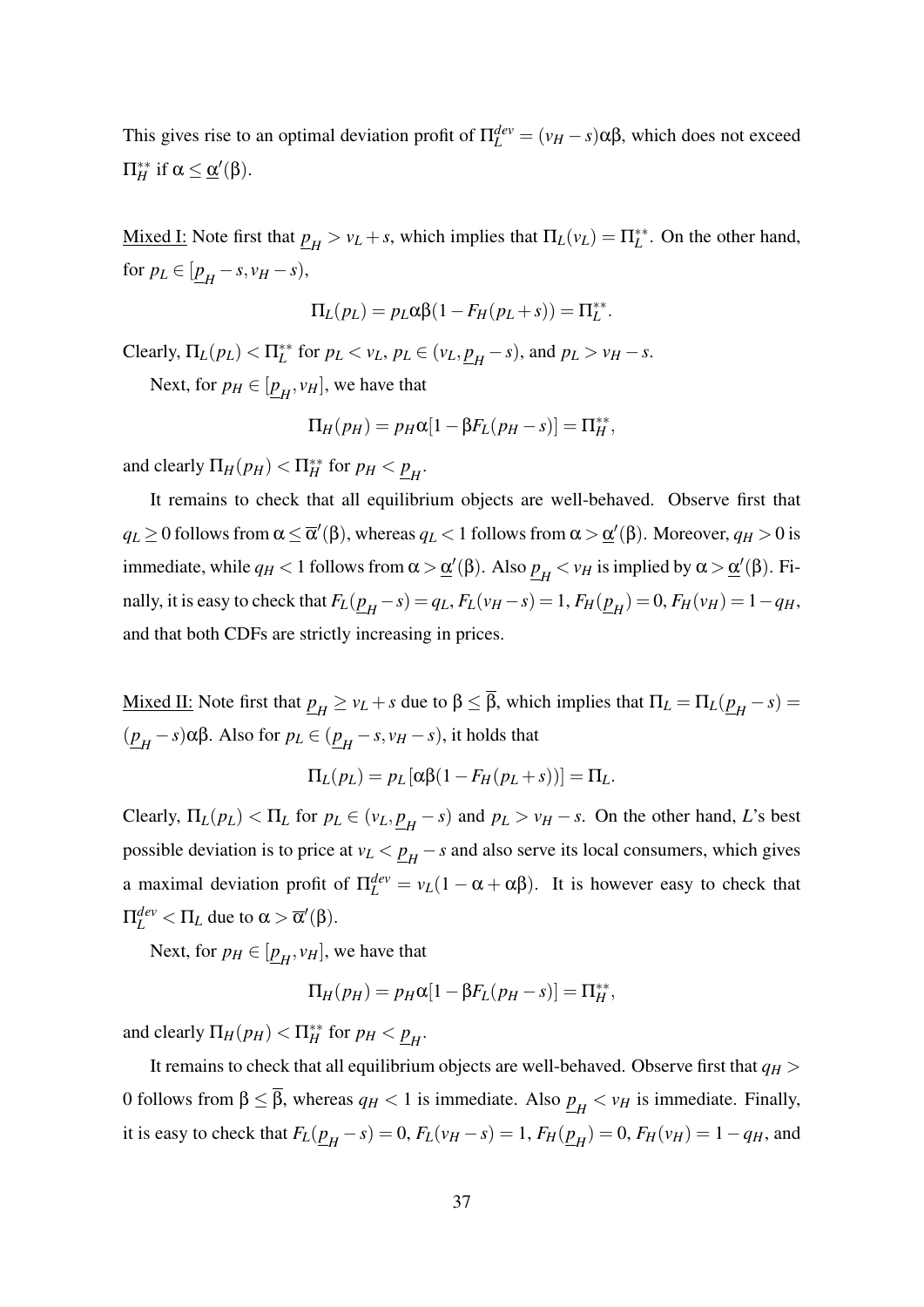This gives rise to an optimal deviation profit of $\Pi_L^{dev} = (v_H - s)\alpha\beta$, which does not exceed $\Pi_H^{**}$ if $\alpha \leq \underline{\alpha}'(\beta)$.

<u>Mixed I:</u> Note first that $\underline{p}_H > v_L + s$, which implies that $\Pi_L(v_L) = \Pi_L^{**}$. On the other hand, for $p_L \in [\underline{p}_H - s, v_H - s)$,

$$\Pi_L(p_L) = p_L \alpha\beta(1 - F_H(p_L + s)) = \Pi_L^{**}.$$

Clearly, $\Pi_L(p_L) < \Pi_L^{**}$ for $p_L < v_L$, $p_L \in (v_L, \underline{p}_H - s)$, and $p_L > v_H - s$.

Next, for $p_H \in [\underline{p}_H, v_H]$, we have that

$$\Pi_H(p_H) = p_H \alpha[1 - \beta F_L(p_H - s)] = \Pi_H^{**},$$

and clearly $\Pi_H(p_H) < \Pi_H^{**}$ for $p_H < \underline{p}_H$.

It remains to check that all equilibrium objects are well-behaved. Observe first that $q_L \geq 0$ follows from $\alpha \leq \overline{\alpha}'(\beta)$, whereas $q_L < 1$ follows from $\alpha > \underline{\alpha}'(\beta)$. Moreover, $q_H > 0$ is immediate, while $q_H < 1$ follows from $\alpha > \underline{\alpha}'(\beta)$. Also $\underline{p}_H < v_H$ is implied by $\alpha > \underline{\alpha}'(\beta)$. Finally, it is easy to check that $F_L(\underline{p}_H - s) = q_L$, $F_L(v_H - s) = 1$, $F_H(\underline{p}_H) = 0$, $F_H(v_H) = 1 - q_H$, and that both CDFs are strictly increasing in prices.

<u>Mixed II:</u> Note first that $\underline{p}_H \geq v_L + s$ due to $\beta \leq \overline{\beta}$, which implies that $\Pi_L = \Pi_L(\underline{p}_H - s) = (\underline{p}_H - s)\alpha\beta$. Also for $p_L \in (\underline{p}_H - s, v_H - s)$, it holds that

$$\Pi_L(p_L) = p_L[\alpha\beta(1 - F_H(p_L + s))] = \Pi_L.$$

Clearly, $\Pi_L(p_L) < \Pi_L$ for $p_L \in (v_L, \underline{p}_H - s)$ and $p_L > v_H - s$. On the other hand, $L$'s best possible deviation is to price at $v_L < \underline{p}_H - s$ and also serve its local consumers, which gives a maximal deviation profit of $\Pi_L^{dev} = v_L(1 - \alpha + \alpha\beta)$. It is however easy to check that $\Pi_L^{dev} < \Pi_L$ due to $\alpha > \overline{\alpha}'(\beta)$.

Next, for $p_H \in [\underline{p}_H, v_H]$, we have that

$$\Pi_H(p_H) = p_H \alpha[1 - \beta F_L(p_H - s)] = \Pi_H^{**},$$

and clearly $\Pi_H(p_H) < \Pi_H^{**}$ for $p_H < \underline{p}_H$.

It remains to check that all equilibrium objects are well-behaved. Observe first that $q_H > 0$ follows from $\beta \leq \overline{\beta}$, whereas $q_H < 1$ is immediate. Also $\underline{p}_H < v_H$ is immediate. Finally, it is easy to check that $F_L(\underline{p}_H - s) = 0$, $F_L(v_H - s) = 1$, $F_H(\underline{p}_H) = 0$, $F_H(v_H) = 1 - q_H$, and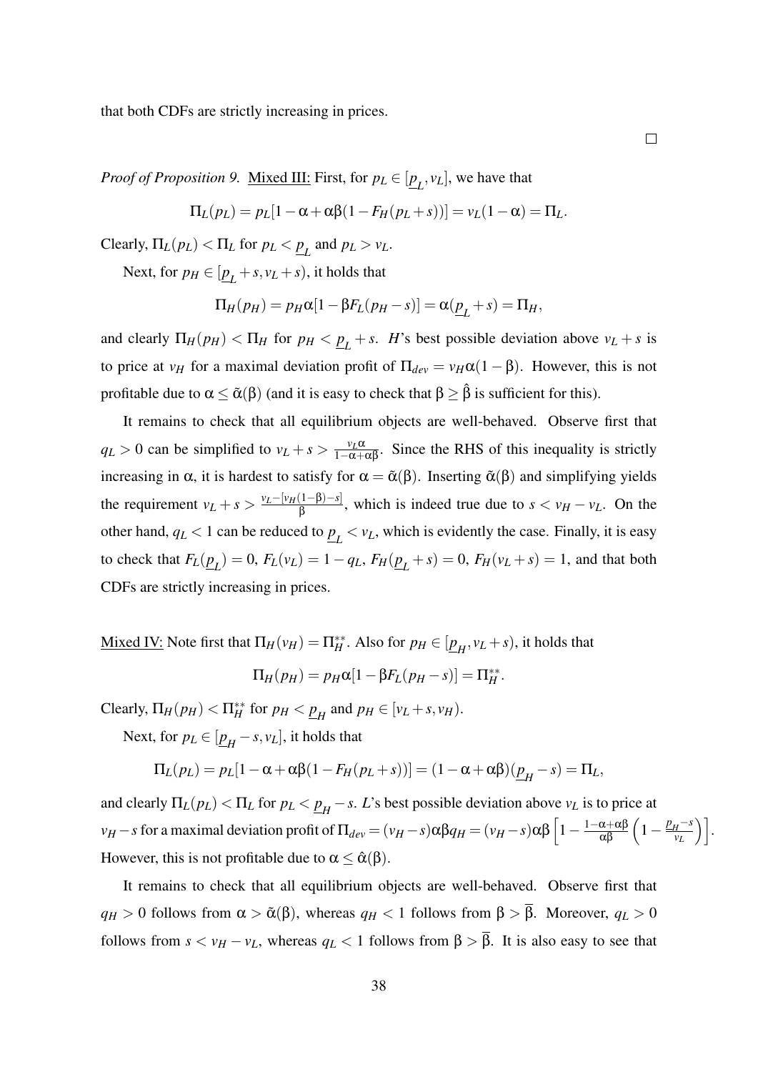that both CDFs are strictly increasing in prices.

$\square$

*Proof of Proposition 9.* Mixed III: First, for $p_L \in [\underline{p}_L, v_L]$, we have that

$$\Pi_L(p_L) = p_L[1-\alpha+\alpha\beta(1-F_H(p_L+s))] = v_L(1-\alpha) = \Pi_L.$$

Clearly, $\Pi_L(p_L) < \Pi_L$ for $p_L < \underline{p}_L$ and $p_L > v_L$.

Next, for $p_H \in [\underline{p}_L + s, v_L + s)$, it holds that

$$\Pi_H(p_H) = p_H\alpha[1-\beta F_L(p_H - s)] = \alpha(\underline{p}_L + s) = \Pi_H,$$

and clearly $\Pi_H(p_H) < \Pi_H$ for $p_H < \underline{p}_L + s$. $H$'s best possible deviation above $v_L + s$ is to price at $v_H$ for a maximal deviation profit of $\Pi_{dev} = v_H\alpha(1-\beta)$. However, this is not profitable due to $\alpha \leq \tilde{\alpha}(\beta)$ (and it is easy to check that $\beta \geq \hat{\beta}$ is sufficient for this).

It remains to check that all equilibrium objects are well-behaved. Observe first that $q_L > 0$ can be simplified to $v_L + s > \frac{v_L\alpha}{1-\alpha+\alpha\beta}$. Since the RHS of this inequality is strictly increasing in $\alpha$, it is hardest to satisfy for $\alpha = \tilde{\alpha}(\beta)$. Inserting $\tilde{\alpha}(\beta)$ and simplifying yields the requirement $v_L + s > \frac{v_L - [v_H(1-\beta)-s]}{\beta}$, which is indeed true due to $s < v_H - v_L$. On the other hand, $q_L < 1$ can be reduced to $\underline{p}_L < v_L$, which is evidently the case. Finally, it is easy to check that $F_L(\underline{p}_L) = 0$, $F_L(v_L) = 1 - q_L$, $F_H(\underline{p}_L + s) = 0$, $F_H(v_L + s) = 1$, and that both CDFs are strictly increasing in prices.

Mixed IV: Note first that $\Pi_H(v_H) = \Pi_H^{**}$. Also for $p_H \in [\underline{p}_H, v_L + s)$, it holds that

$$\Pi_H(p_H) = p_H\alpha[1-\beta F_L(p_H - s)] = \Pi_H^{**}.$$

Clearly, $\Pi_H(p_H) < \Pi_H^{**}$ for $p_H < \underline{p}_H$ and $p_H \in [v_L + s, v_H)$.

Next, for $p_L \in [\underline{p}_H - s, v_L]$, it holds that

$$\Pi_L(p_L) = p_L[1-\alpha+\alpha\beta(1-F_H(p_L+s))] = (1-\alpha+\alpha\beta)(\underline{p}_H - s) = \Pi_L,$$

and clearly $\Pi_L(p_L) < \Pi_L$ for $p_L < \underline{p}_H - s$. $L$'s best possible deviation above $v_L$ is to price at $v_H - s$ for a maximal deviation profit of $\Pi_{dev} = (v_H - s)\alpha\beta q_H = (v_H - s)\alpha\beta\left[1 - \frac{1-\alpha+\alpha\beta}{\alpha\beta}\left(1 - \frac{\underline{p}_H - s}{v_L}\right)\right]$. However, this is not profitable due to $\alpha \leq \hat{\alpha}(\beta)$.

It remains to check that all equilibrium objects are well-behaved. Observe first that $q_H > 0$ follows from $\alpha > \tilde{\alpha}(\beta)$, whereas $q_H < 1$ follows from $\beta > \overline{\beta}$. Moreover, $q_L > 0$ follows from $s < v_H - v_L$, whereas $q_L < 1$ follows from $\beta > \overline{\beta}$. It is also easy to see that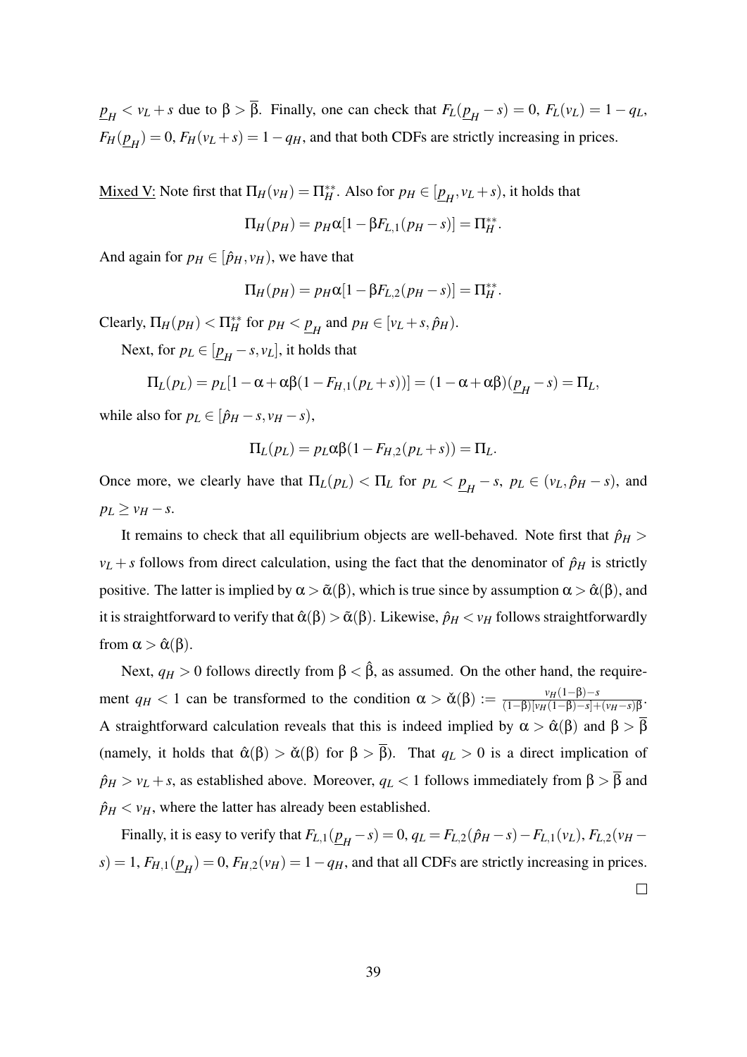$\underline{p}_H < v_L + s$ due to $\beta > \overline{\beta}$. Finally, one can check that $F_L(\underline{p}_H - s) = 0$, $F_L(v_L) = 1 - q_L$, $F_H(\underline{p}_H) = 0$, $F_H(v_L + s) = 1 - q_H$, and that both CDFs are strictly increasing in prices.

Mixed V: Note first that $\Pi_H(v_H) = \Pi_H^{**}$. Also for $p_H \in [\underline{p}_H, v_L + s)$, it holds that

$$\Pi_H(p_H) = p_H \alpha [1 - \beta F_{L,1}(p_H - s)] = \Pi_H^{**}.$$

And again for $p_H \in [\hat{p}_H, v_H)$, we have that

$$\Pi_H(p_H) = p_H \alpha [1 - \beta F_{L,2}(p_H - s)] = \Pi_H^{**}.$$

Clearly, $\Pi_H(p_H) < \Pi_H^{**}$ for $p_H < \underline{p}_H$ and $p_H \in [v_L + s, \hat{p}_H)$.

Next, for $p_L \in [\underline{p}_H - s, v_L]$, it holds that

$$\Pi_L(p_L) = p_L[1 - \alpha + \alpha\beta(1 - F_{H,1}(p_L + s))] = (1 - \alpha + \alpha\beta)(\underline{p}_H - s) = \Pi_L,$$

while also for $p_L \in [\hat{p}_H - s, v_H - s)$,

$$\Pi_L(p_L) = p_L \alpha\beta(1 - F_{H,2}(p_L + s)) = \Pi_L.$$

Once more, we clearly have that $\Pi_L(p_L) < \Pi_L$ for $p_L < \underline{p}_H - s$, $p_L \in (v_L, \hat{p}_H - s)$, and $p_L \geq v_H - s$.

It remains to check that all equilibrium objects are well-behaved. Note first that $\hat{p}_H > v_L + s$ follows from direct calculation, using the fact that the denominator of $\hat{p}_H$ is strictly positive. The latter is implied by $\alpha > \tilde{\alpha}(\beta)$, which is true since by assumption $\alpha > \hat{\alpha}(\beta)$, and it is straightforward to verify that $\hat{\alpha}(\beta) > \tilde{\alpha}(\beta)$. Likewise, $\hat{p}_H < v_H$ follows straightforwardly from $\alpha > \hat{\alpha}(\beta)$.

Next, $q_H > 0$ follows directly from $\beta < \hat{\beta}$, as assumed. On the other hand, the requirement $q_H < 1$ can be transformed to the condition $\alpha > \check{\alpha}(\beta) := \frac{v_H(1-\beta)-s}{(1-\beta)[v_H(1-\beta)-s]+(v_H-s)\beta}$. A straightforward calculation reveals that this is indeed implied by $\alpha > \hat{\alpha}(\beta)$ and $\beta > \overline{\beta}$ (namely, it holds that $\hat{\alpha}(\beta) > \check{\alpha}(\beta)$ for $\beta > \overline{\beta}$). That $q_L > 0$ is a direct implication of $\hat{p}_H > v_L + s$, as established above. Moreover, $q_L < 1$ follows immediately from $\beta > \overline{\beta}$ and $\hat{p}_H < v_H$, where the latter has already been established.

Finally, it is easy to verify that $F_{L,1}(\underline{p}_H - s) = 0$, $q_L = F_{L,2}(\hat{p}_H - s) - F_{L,1}(v_L)$, $F_{L,2}(v_H - s) = 1$, $F_{H,1}(\underline{p}_H) = 0$, $F_{H,2}(v_H) = 1 - q_H$, and that all CDFs are strictly increasing in prices.

□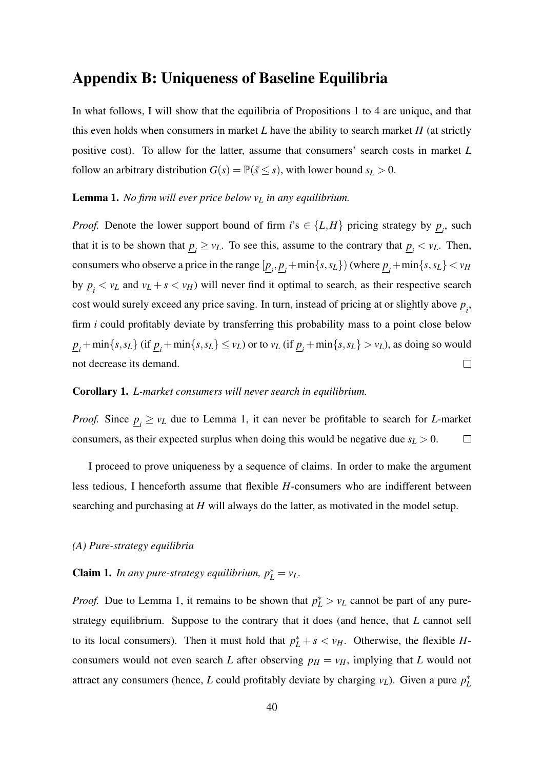## Appendix B: Uniqueness of Baseline Equilibria

In what follows, I will show that the equilibria of Propositions 1 to 4 are unique, and that this even holds when consumers in market $L$ have the ability to search market $H$ (at strictly positive cost). To allow for the latter, assume that consumers' search costs in market $L$ follow an arbitrary distribution $G(s) = \mathbb{P}(\tilde{s} \leq s)$, with lower bound $s_L > 0$.

**Lemma 1.** *No firm will ever price below $v_L$ in any equilibrium.*

*Proof.* Denote the lower support bound of firm $i$'s $\in \{L, H\}$ pricing strategy by $\underline{p}_i$, such that it is to be shown that $\underline{p}_i \geq v_L$. To see this, assume to the contrary that $\underline{p}_i < v_L$. Then, consumers who observe a price in the range $[\underline{p}_i, \underline{p}_i + \min\{s, s_L\})$ (where $\underline{p}_i + \min\{s, s_L\} < v_H$ by $\underline{p}_i < v_L$ and $v_L + s < v_H$) will never find it optimal to search, as their respective search cost would surely exceed any price saving. In turn, instead of pricing at or slightly above $\underline{p}_i$, firm $i$ could profitably deviate by transferring this probability mass to a point close below $\underline{p}_i + \min\{s, s_L\}$ (if $\underline{p}_i + \min\{s, s_L\} \leq v_L$) or to $v_L$ (if $\underline{p}_i + \min\{s, s_L\} > v_L$), as doing so would not decrease its demand. $\square$

**Corollary 1.** *L-market consumers will never search in equilibrium.*

*Proof.* Since $\underline{p}_i \geq v_L$ due to Lemma 1, it can never be profitable to search for $L$-market consumers, as their expected surplus when doing this would be negative due $s_L > 0$. $\square$

I proceed to prove uniqueness by a sequence of claims. In order to make the argument less tedious, I henceforth assume that flexible $H$-consumers who are indifferent between searching and purchasing at $H$ will always do the latter, as motivated in the model setup.

*(A) Pure-strategy equilibria*

**Claim 1.** *In any pure-strategy equilibrium, $p_L^* = v_L$.*

*Proof.* Due to Lemma 1, it remains to be shown that $p_L^* > v_L$ cannot be part of any pure-strategy equilibrium. Suppose to the contrary that it does (and hence, that $L$ cannot sell to its local consumers). Then it must hold that $p_L^* + s < v_H$. Otherwise, the flexible $H$-consumers would not even search $L$ after observing $p_H = v_H$, implying that $L$ would not attract any consumers (hence, $L$ could profitably deviate by charging $v_L$). Given a pure $p_L^*$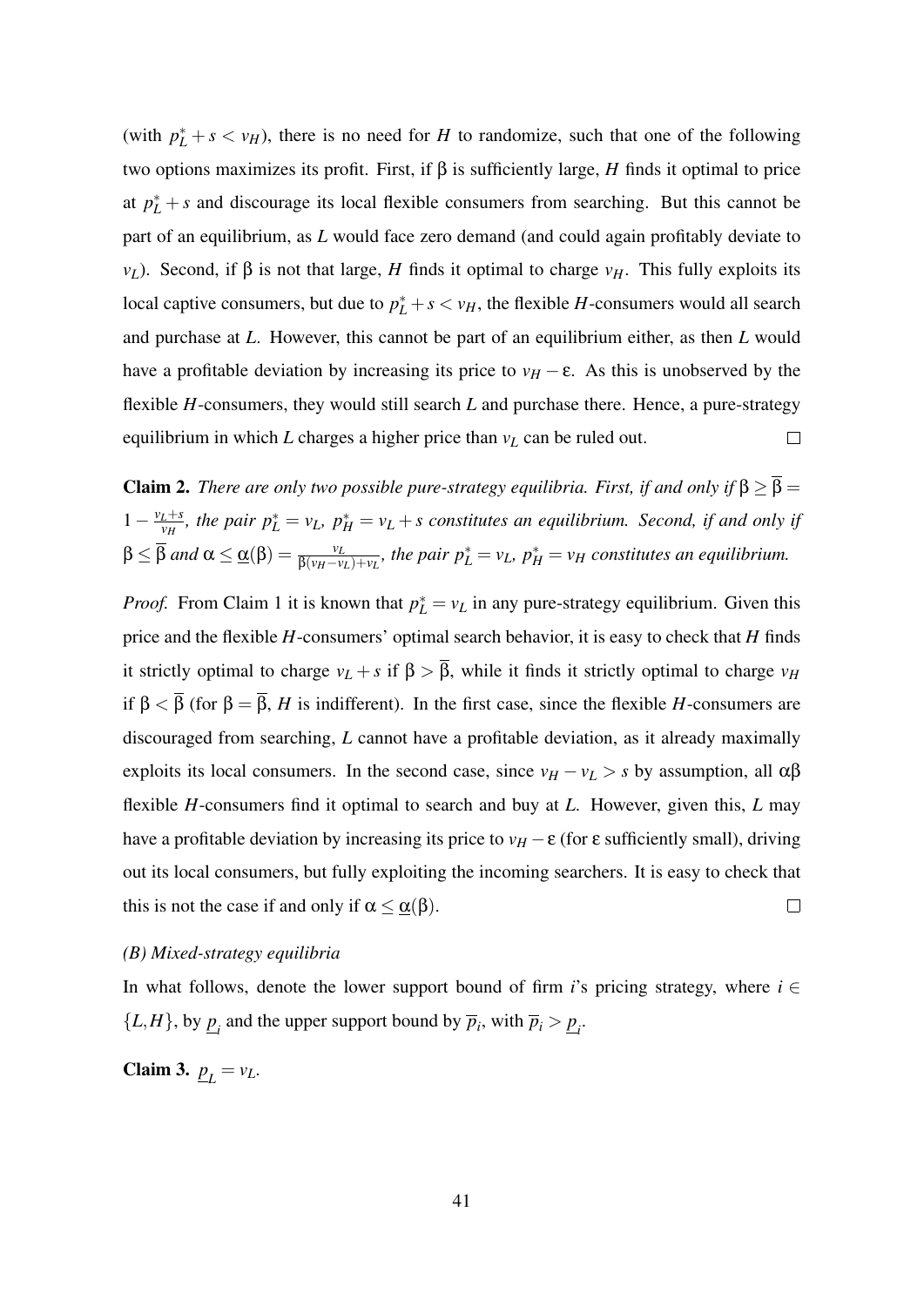(with $p_L^* + s < v_H$), there is no need for $H$ to randomize, such that one of the following two options maximizes its profit. First, if $\beta$ is sufficiently large, $H$ finds it optimal to price at $p_L^* + s$ and discourage its local flexible consumers from searching. But this cannot be part of an equilibrium, as $L$ would face zero demand (and could again profitably deviate to $v_L$). Second, if $\beta$ is not that large, $H$ finds it optimal to charge $v_H$. This fully exploits its local captive consumers, but due to $p_L^* + s < v_H$, the flexible $H$-consumers would all search and purchase at $L$. However, this cannot be part of an equilibrium either, as then $L$ would have a profitable deviation by increasing its price to $v_H - \varepsilon$. As this is unobserved by the flexible $H$-consumers, they would still search $L$ and purchase there. Hence, a pure-strategy equilibrium in which $L$ charges a higher price than $v_L$ can be ruled out. □

**Claim 2.** *There are only two possible pure-strategy equilibria. First, if and only if $\beta \geq \overline{\beta} = 1 - \frac{v_L + s}{v_H}$, the pair $p_L^* = v_L$, $p_H^* = v_L + s$ constitutes an equilibrium. Second, if and only if $\beta \leq \overline{\beta}$ and $\alpha \leq \underline{\alpha}(\beta) = \frac{v_L}{\beta(v_H - v_L) + v_L}$, the pair $p_L^* = v_L$, $p_H^* = v_H$ constitutes an equilibrium.*

*Proof.* From Claim 1 it is known that $p_L^* = v_L$ in any pure-strategy equilibrium. Given this price and the flexible $H$-consumers' optimal search behavior, it is easy to check that $H$ finds it strictly optimal to charge $v_L + s$ if $\beta > \overline{\beta}$, while it finds it strictly optimal to charge $v_H$ if $\beta < \overline{\beta}$ (for $\beta = \overline{\beta}$, $H$ is indifferent). In the first case, since the flexible $H$-consumers are discouraged from searching, $L$ cannot have a profitable deviation, as it already maximally exploits its local consumers. In the second case, since $v_H - v_L > s$ by assumption, all $\alpha\beta$ flexible $H$-consumers find it optimal to search and buy at $L$. However, given this, $L$ may have a profitable deviation by increasing its price to $v_H - \varepsilon$ (for $\varepsilon$ sufficiently small), driving out its local consumers, but fully exploiting the incoming searchers. It is easy to check that this is not the case if and only if $\alpha \leq \underline{\alpha}(\beta)$. □

*(B) Mixed-strategy equilibria*

In what follows, denote the lower support bound of firm $i$'s pricing strategy, where $i \in \{L, H\}$, by $\underline{p}_i$ and the upper support bound by $\overline{p}_i$, with $\overline{p}_i > \underline{p}_i$.

**Claim 3.** $\underline{p}_L = v_L$.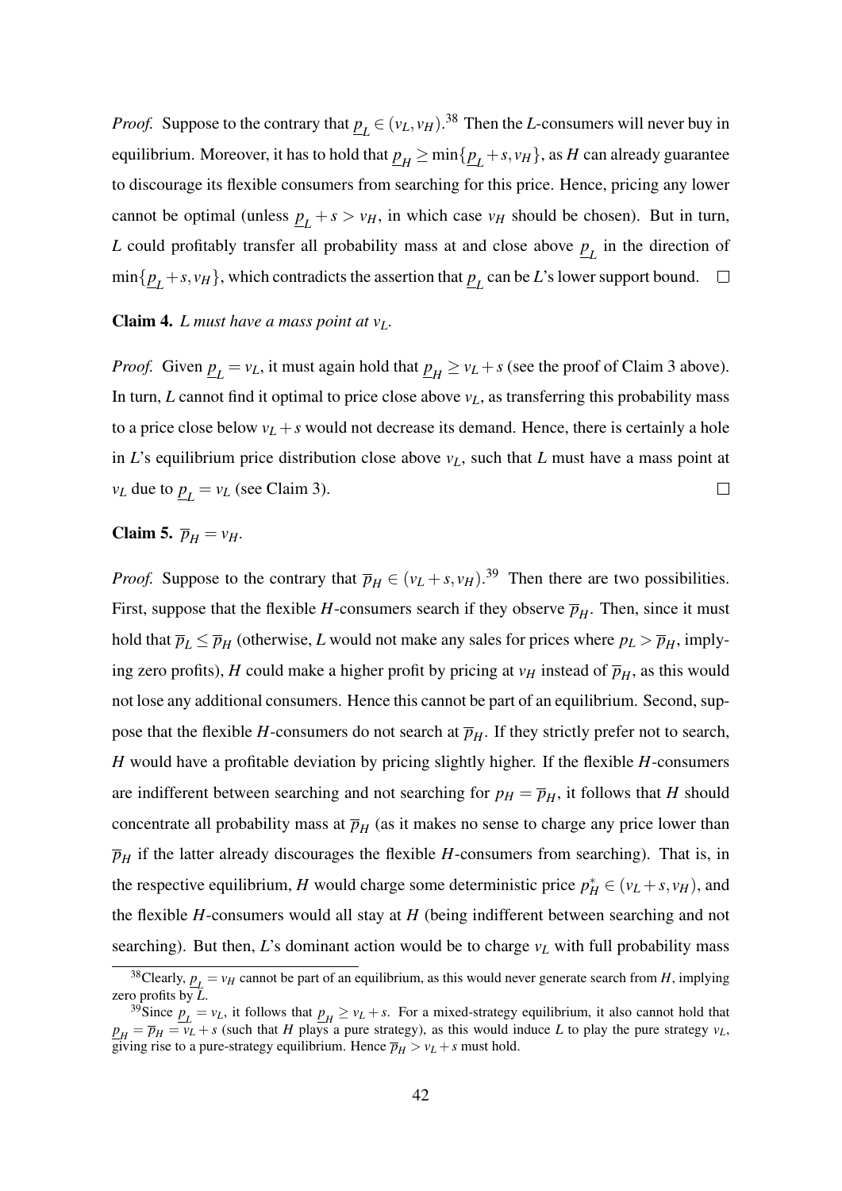*Proof.* Suppose to the contrary that $\underline{p}_L \in (v_L, v_H)$.[38] Then the $L$-consumers will never buy in equilibrium. Moreover, it has to hold that $\underline{p}_H \geq \min\{\underline{p}_L + s, v_H\}$, as $H$ can already guarantee to discourage its flexible consumers from searching for this price. Hence, pricing any lower cannot be optimal (unless $\underline{p}_L + s > v_H$, in which case $v_H$ should be chosen). But in turn, $L$ could profitably transfer all probability mass at and close above $\underline{p}_L$ in the direction of $\min\{\underline{p}_L + s, v_H\}$, which contradicts the assertion that $\underline{p}_L$ can be $L$'s lower support bound. □

**Claim 4.** *$L$ must have a mass point at $v_L$.*

*Proof.* Given $\underline{p}_L = v_L$, it must again hold that $\underline{p}_H \geq v_L + s$ (see the proof of Claim 3 above). In turn, $L$ cannot find it optimal to price close above $v_L$, as transferring this probability mass to a price close below $v_L + s$ would not decrease its demand. Hence, there is certainly a hole in $L$'s equilibrium price distribution close above $v_L$, such that $L$ must have a mass point at $v_L$ due to $\underline{p}_L = v_L$ (see Claim 3). □

**Claim 5.** *$\overline{p}_H = v_H$.*

*Proof.* Suppose to the contrary that $\overline{p}_H \in (v_L + s, v_H)$.[39] Then there are two possibilities. First, suppose that the flexible $H$-consumers search if they observe $\overline{p}_H$. Then, since it must hold that $\overline{p}_L \leq \overline{p}_H$ (otherwise, $L$ would not make any sales for prices where $p_L > \overline{p}_H$, implying zero profits), $H$ could make a higher profit by pricing at $v_H$ instead of $\overline{p}_H$, as this would not lose any additional consumers. Hence this cannot be part of an equilibrium. Second, suppose that the flexible $H$-consumers do not search at $\overline{p}_H$. If they strictly prefer not to search, $H$ would have a profitable deviation by pricing slightly higher. If the flexible $H$-consumers are indifferent between searching and not searching for $p_H = \overline{p}_H$, it follows that $H$ should concentrate all probability mass at $\overline{p}_H$ (as it makes no sense to charge any price lower than $\overline{p}_H$ if the latter already discourages the flexible $H$-consumers from searching). That is, in the respective equilibrium, $H$ would charge some deterministic price $p_H^* \in (v_L + s, v_H)$, and the flexible $H$-consumers would all stay at $H$ (being indifferent between searching and not searching). But then, $L$'s dominant action would be to charge $v_L$ with full probability mass

[38] Clearly, $\underline{p}_L = v_H$ cannot be part of an equilibrium, as this would never generate search from $H$, implying zero profits by $L$.

[39] Since $\underline{p}_L = v_L$, it follows that $\underline{p}_H \geq v_L + s$. For a mixed-strategy equilibrium, it also cannot hold that $\underline{p}_H = \overline{p}_H = v_L + s$ (such that $H$ plays a pure strategy), as this would induce $L$ to play the pure strategy $v_L$, giving rise to a pure-strategy equilibrium. Hence $\overline{p}_H > v_L + s$ must hold.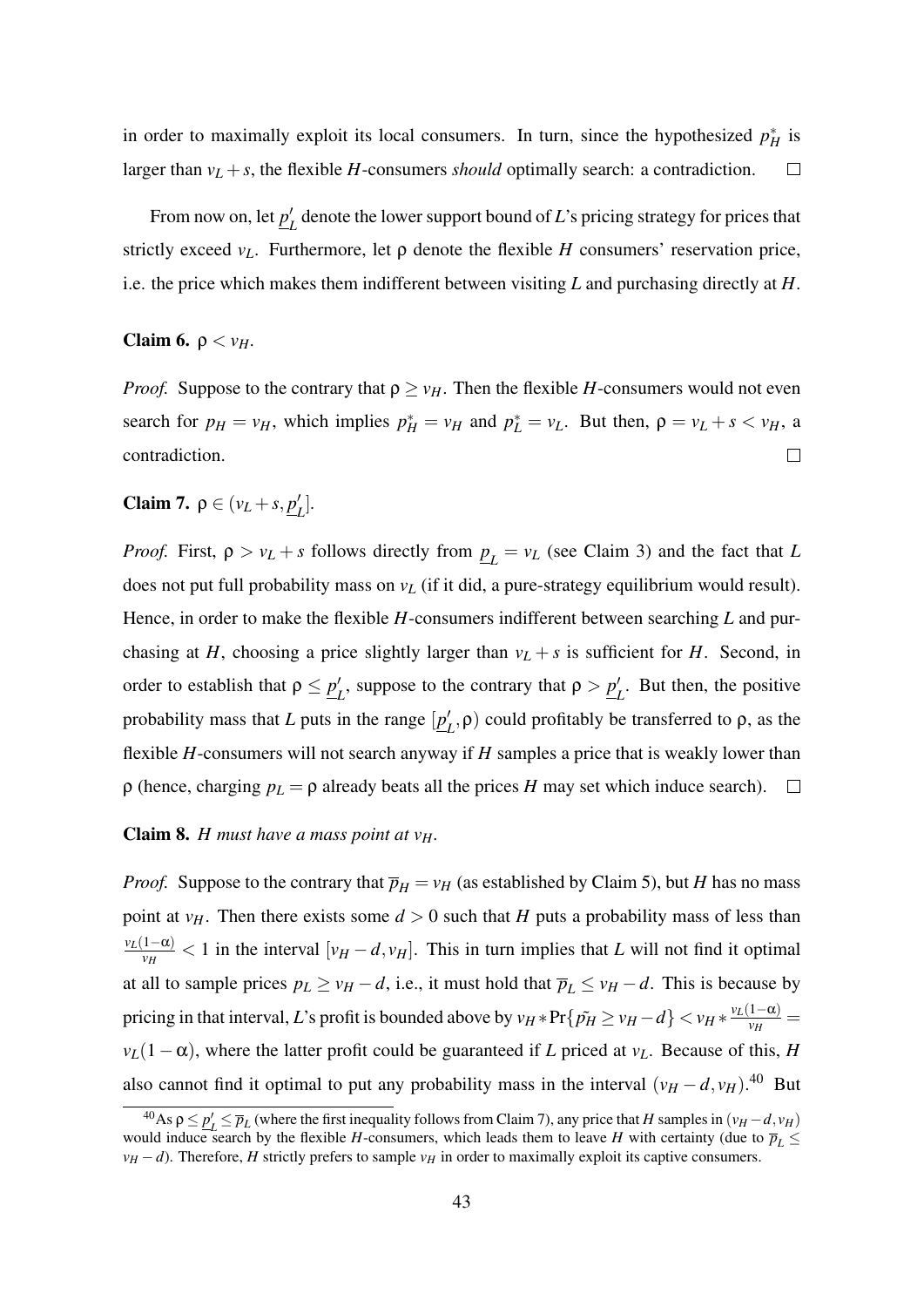in order to maximally exploit its local consumers. In turn, since the hypothesized $p_H^*$ is larger than $v_L + s$, the flexible $H$-consumers *should* optimally search: a contradiction. $\square$

From now on, let $\underline{p}_L'$ denote the lower support bound of $L$'s pricing strategy for prices that strictly exceed $v_L$. Furthermore, let $\rho$ denote the flexible $H$ consumers' reservation price, i.e. the price which makes them indifferent between visiting $L$ and purchasing directly at $H$.

**Claim 6.** $\rho < v_H$.

*Proof.* Suppose to the contrary that $\rho \geq v_H$. Then the flexible $H$-consumers would not even search for $p_H = v_H$, which implies $p_H^* = v_H$ and $p_L^* = v_L$. But then, $\rho = v_L + s < v_H$, a contradiction. $\square$

**Claim 7.** $\rho \in (v_L + s, \underline{p}_L']$.

*Proof.* First, $\rho > v_L + s$ follows directly from $\underline{p}_L = v_L$ (see Claim 3) and the fact that $L$ does not put full probability mass on $v_L$ (if it did, a pure-strategy equilibrium would result). Hence, in order to make the flexible $H$-consumers indifferent between searching $L$ and purchasing at $H$, choosing a price slightly larger than $v_L + s$ is sufficient for $H$. Second, in order to establish that $\rho \leq \underline{p}_L'$, suppose to the contrary that $\rho > \underline{p}_L'$. But then, the positive probability mass that $L$ puts in the range $[\underline{p}_L', \rho)$ could profitably be transferred to $\rho$, as the flexible $H$-consumers will not search anyway if $H$ samples a price that is weakly lower than $\rho$ (hence, charging $p_L = \rho$ already beats all the prices $H$ may set which induce search). $\square$

**Claim 8.** *$H$ must have a mass point at $v_H$.*

*Proof.* Suppose to the contrary that $\overline{p}_H = v_H$ (as established by Claim 5), but $H$ has no mass point at $v_H$. Then there exists some $d > 0$ such that $H$ puts a probability mass of less than $\frac{v_L(1-\alpha)}{v_H} < 1$ in the interval $[v_H - d, v_H]$. This in turn implies that $L$ will not find it optimal at all to sample prices $p_L \geq v_H - d$, i.e., it must hold that $\overline{p}_L \leq v_H - d$. This is because by pricing in that interval, $L$'s profit is bounded above by $v_H * \Pr\{\tilde{p}_H \geq v_H - d\} < v_H * \frac{v_L(1-\alpha)}{v_H} = v_L(1-\alpha)$, where the latter profit could be guaranteed if $L$ priced at $v_L$. Because of this, $H$ also cannot find it optimal to put any probability mass in the interval $(v_H - d, v_H)$.[40] But

[40] As $\rho \leq \underline{p}_L' \leq \overline{p}_L$ (where the first inequality follows from Claim 7), any price that $H$ samples in $(v_H - d, v_H)$ would induce search by the flexible $H$-consumers, which leads them to leave $H$ with certainty (due to $\overline{p}_L \leq v_H - d$). Therefore, $H$ strictly prefers to sample $v_H$ in order to maximally exploit its captive consumers.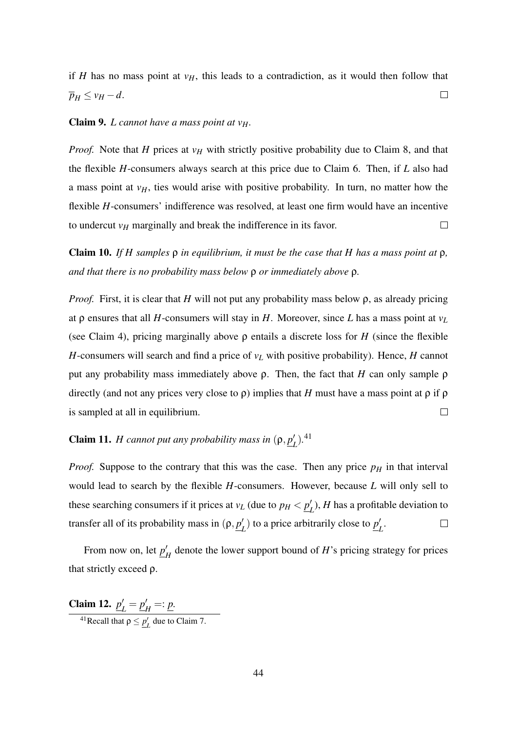if $H$ has no mass point at $v_H$, this leads to a contradiction, as it would then follow that $\overline{p}_H \leq v_H - d$. $\square$

**Claim 9.** *$L$ cannot have a mass point at $v_H$.*

*Proof.* Note that $H$ prices at $v_H$ with strictly positive probability due to Claim 8, and that the flexible $H$-consumers always search at this price due to Claim 6. Then, if $L$ also had a mass point at $v_H$, ties would arise with positive probability. In turn, no matter how the flexible $H$-consumers' indifference was resolved, at least one firm would have an incentive to undercut $v_H$ marginally and break the indifference in its favor. $\square$

**Claim 10.** *If $H$ samples $\rho$ in equilibrium, it must be the case that $H$ has a mass point at $\rho$, and that there is no probability mass below $\rho$ or immediately above $\rho$.*

*Proof.* First, it is clear that $H$ will not put any probability mass below $\rho$, as already pricing at $\rho$ ensures that all $H$-consumers will stay in $H$. Moreover, since $L$ has a mass point at $v_L$ (see Claim 4), pricing marginally above $\rho$ entails a discrete loss for $H$ (since the flexible $H$-consumers will search and find a price of $v_L$ with positive probability). Hence, $H$ cannot put any probability mass immediately above $\rho$. Then, the fact that $H$ can only sample $\rho$ directly (and not any prices very close to $\rho$) implies that $H$ must have a mass point at $\rho$ if $\rho$ is sampled at all in equilibrium. $\square$

**Claim 11.** *$H$ cannot put any probability mass in $(\rho, \underline{p}'_L)$.*[41]

*Proof.* Suppose to the contrary that this was the case. Then any price $p_H$ in that interval would lead to search by the flexible $H$-consumers. However, because $L$ will only sell to these searching consumers if it prices at $v_L$ (due to $p_H < \underline{p}'_L$), $H$ has a profitable deviation to transfer all of its probability mass in $(\rho, \underline{p}'_L)$ to a price arbitrarily close to $\underline{p}'_L$. $\square$

From now on, let $\underline{p}'_H$ denote the lower support bound of $H$'s pricing strategy for prices that strictly exceed $\rho$.

**Claim 12.** $\underline{p}'_L = \underline{p}'_H =: \underline{p}$.

[41] Recall that $\rho \leq \underline{p}'_L$ due to Claim 7.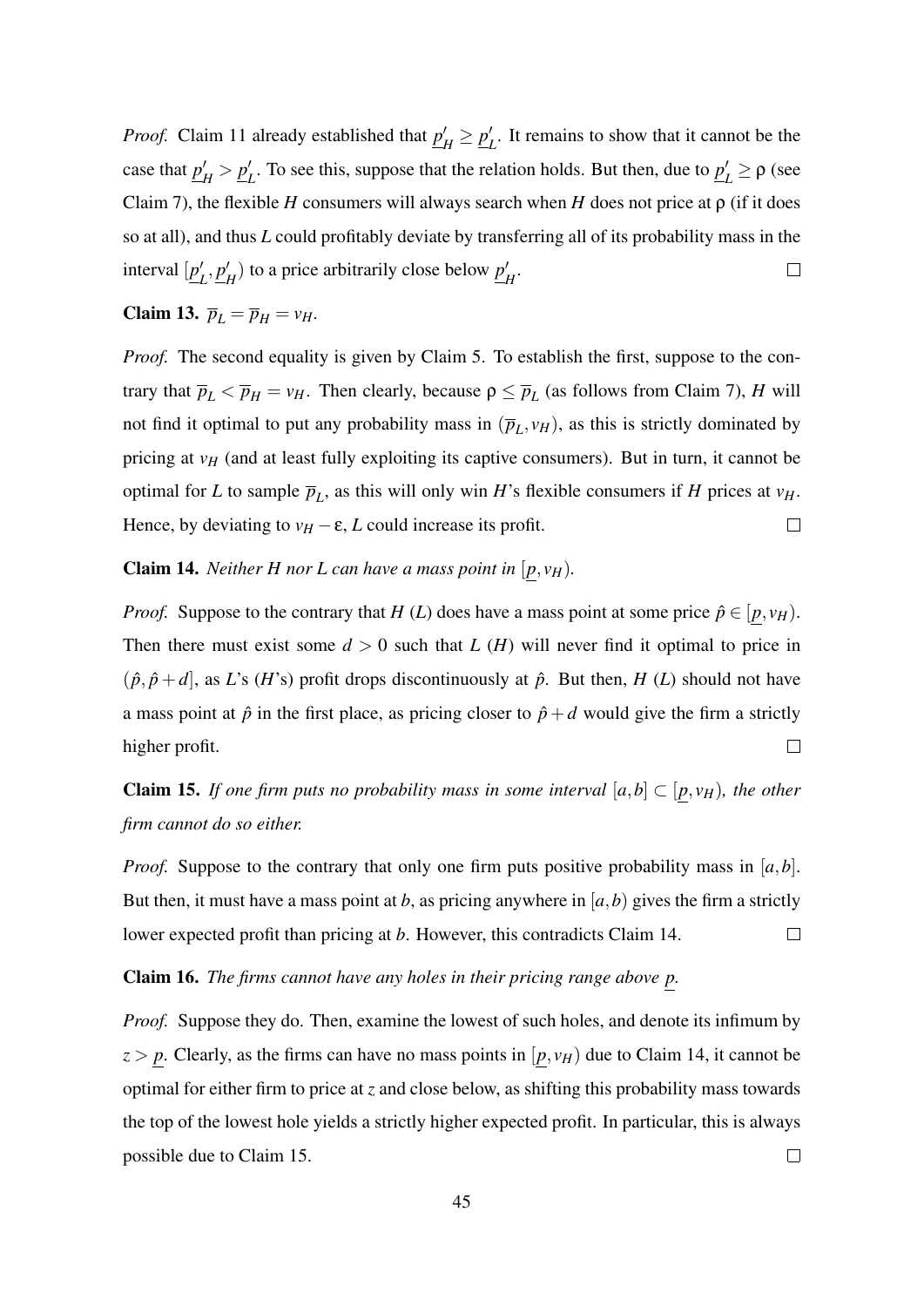*Proof.* Claim 11 already established that $\underline{p}'_H \geq \underline{p}'_L$. It remains to show that it cannot be the case that $\underline{p}'_H > \underline{p}'_L$. To see this, suppose that the relation holds. But then, due to $\underline{p}'_L \geq \rho$ (see Claim 7), the flexible $H$ consumers will always search when $H$ does not price at $\rho$ (if it does so at all), and thus $L$ could profitably deviate by transferring all of its probability mass in the interval $[\underline{p}'_L, \underline{p}'_H)$ to a price arbitrarily close below $\underline{p}'_H$. □

**Claim 13.** $\overline{p}_L = \overline{p}_H = v_H$.

*Proof.* The second equality is given by Claim 5. To establish the first, suppose to the contrary that $\overline{p}_L < \overline{p}_H = v_H$. Then clearly, because $\rho \leq \overline{p}_L$ (as follows from Claim 7), $H$ will not find it optimal to put any probability mass in $(\overline{p}_L, v_H)$, as this is strictly dominated by pricing at $v_H$ (and at least fully exploiting its captive consumers). But in turn, it cannot be optimal for $L$ to sample $\overline{p}_L$, as this will only win $H$'s flexible consumers if $H$ prices at $v_H$. Hence, by deviating to $v_H - \varepsilon$, $L$ could increase its profit. □

**Claim 14.** *Neither H nor L can have a mass point in* $[\underline{p}, v_H)$.

*Proof.* Suppose to the contrary that $H$ ($L$) does have a mass point at some price $\hat{p} \in [\underline{p}, v_H)$. Then there must exist some $d > 0$ such that $L$ ($H$) will never find it optimal to price in $(\hat{p}, \hat{p}+d]$, as $L$'s ($H$'s) profit drops discontinuously at $\hat{p}$. But then, $H$ ($L$) should not have a mass point at $\hat{p}$ in the first place, as pricing closer to $\hat{p}+d$ would give the firm a strictly higher profit. □

**Claim 15.** *If one firm puts no probability mass in some interval* $[a,b] \subset [\underline{p}, v_H)$*, the other firm cannot do so either.*

*Proof.* Suppose to the contrary that only one firm puts positive probability mass in $[a,b]$. But then, it must have a mass point at $b$, as pricing anywhere in $[a,b)$ gives the firm a strictly lower expected profit than pricing at $b$. However, this contradicts Claim 14. □

**Claim 16.** *The firms cannot have any holes in their pricing range above* $\underline{p}$.

*Proof.* Suppose they do. Then, examine the lowest of such holes, and denote its infimum by $z > \underline{p}$. Clearly, as the firms can have no mass points in $[\underline{p}, v_H)$ due to Claim 14, it cannot be optimal for either firm to price at $z$ and close below, as shifting this probability mass towards the top of the lowest hole yields a strictly higher expected profit. In particular, this is always possible due to Claim 15. □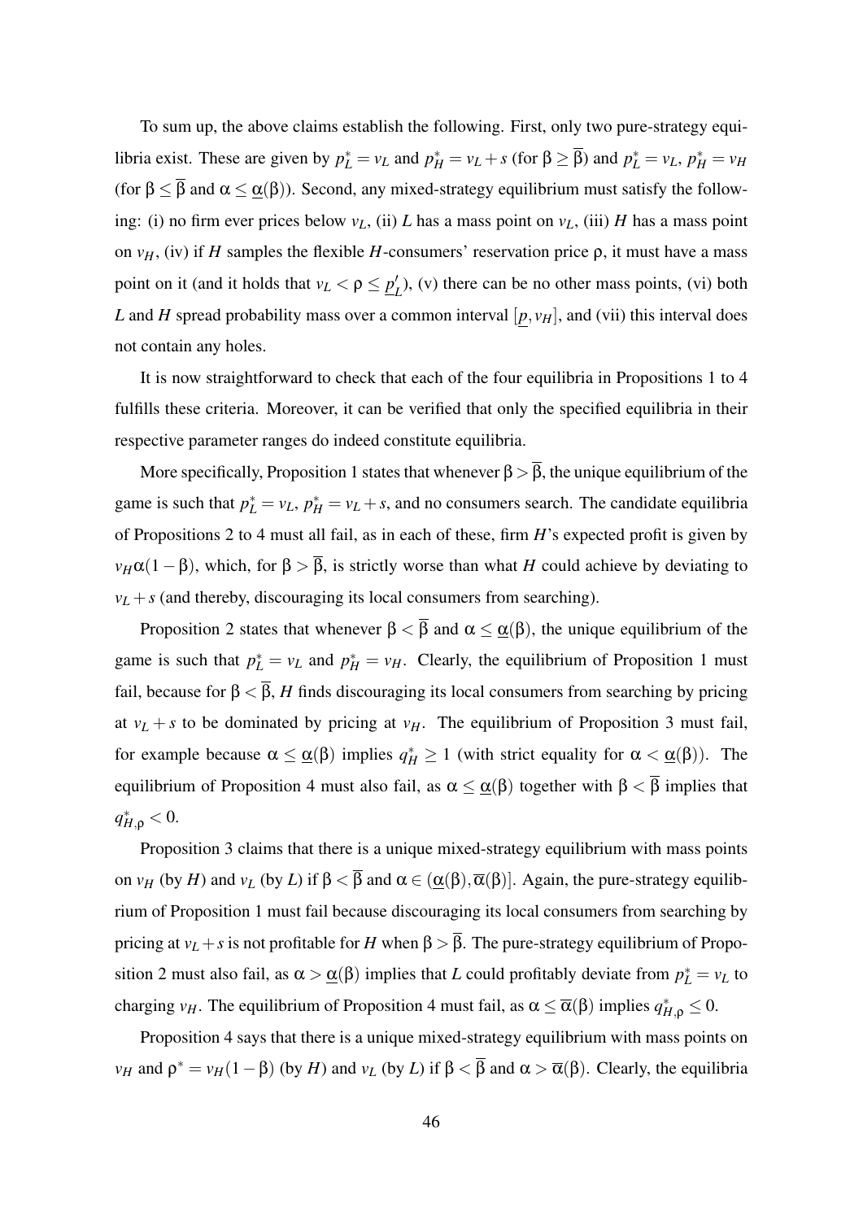To sum up, the above claims establish the following. First, only two pure-strategy equilibria exist. These are given by $p_L^* = v_L$ and $p_H^* = v_L + s$ (for $\beta \geq \overline{\beta}$) and $p_L^* = v_L$, $p_H^* = v_H$ (for $\beta \leq \overline{\beta}$ and $\alpha \leq \underline{\alpha}(\beta)$). Second, any mixed-strategy equilibrium must satisfy the following: (i) no firm ever prices below $v_L$, (ii) $L$ has a mass point on $v_L$, (iii) $H$ has a mass point on $v_H$, (iv) if $H$ samples the flexible $H$-consumers' reservation price $\rho$, it must have a mass point on it (and it holds that $v_L < \rho \leq \underline{p}_L'$), (v) there can be no other mass points, (vi) both $L$ and $H$ spread probability mass over a common interval $[\underline{p}, v_H]$, and (vii) this interval does not contain any holes.

It is now straightforward to check that each of the four equilibria in Propositions 1 to 4 fulfills these criteria. Moreover, it can be verified that only the specified equilibria in their respective parameter ranges do indeed constitute equilibria.

More specifically, Proposition 1 states that whenever $\beta > \overline{\beta}$, the unique equilibrium of the game is such that $p_L^* = v_L$, $p_H^* = v_L + s$, and no consumers search. The candidate equilibria of Propositions 2 to 4 must all fail, as in each of these, firm $H$'s expected profit is given by $v_H \alpha(1-\beta)$, which, for $\beta > \overline{\beta}$, is strictly worse than what $H$ could achieve by deviating to $v_L + s$ (and thereby, discouraging its local consumers from searching).

Proposition 2 states that whenever $\beta < \overline{\beta}$ and $\alpha \leq \underline{\alpha}(\beta)$, the unique equilibrium of the game is such that $p_L^* = v_L$ and $p_H^* = v_H$. Clearly, the equilibrium of Proposition 1 must fail, because for $\beta < \overline{\beta}$, $H$ finds discouraging its local consumers from searching by pricing at $v_L + s$ to be dominated by pricing at $v_H$. The equilibrium of Proposition 3 must fail, for example because $\alpha \leq \underline{\alpha}(\beta)$ implies $q_H^* \geq 1$ (with strict equality for $\alpha < \underline{\alpha}(\beta)$). The equilibrium of Proposition 4 must also fail, as $\alpha \leq \underline{\alpha}(\beta)$ together with $\beta < \overline{\beta}$ implies that $q_{H,\rho}^* < 0$.

Proposition 3 claims that there is a unique mixed-strategy equilibrium with mass points on $v_H$ (by $H$) and $v_L$ (by $L$) if $\beta < \overline{\beta}$ and $\alpha \in (\underline{\alpha}(\beta), \overline{\alpha}(\beta)]$. Again, the pure-strategy equilibrium of Proposition 1 must fail because discouraging its local consumers from searching by pricing at $v_L + s$ is not profitable for $H$ when $\beta > \overline{\beta}$. The pure-strategy equilibrium of Proposition 2 must also fail, as $\alpha > \underline{\alpha}(\beta)$ implies that $L$ could profitably deviate from $p_L^* = v_L$ to charging $v_H$. The equilibrium of Proposition 4 must fail, as $\alpha \leq \overline{\alpha}(\beta)$ implies $q_{H,\rho}^* \leq 0$.

Proposition 4 says that there is a unique mixed-strategy equilibrium with mass points on $v_H$ and $\rho^* = v_H(1-\beta)$ (by $H$) and $v_L$ (by $L$) if $\beta < \overline{\beta}$ and $\alpha > \overline{\alpha}(\beta)$. Clearly, the equilibria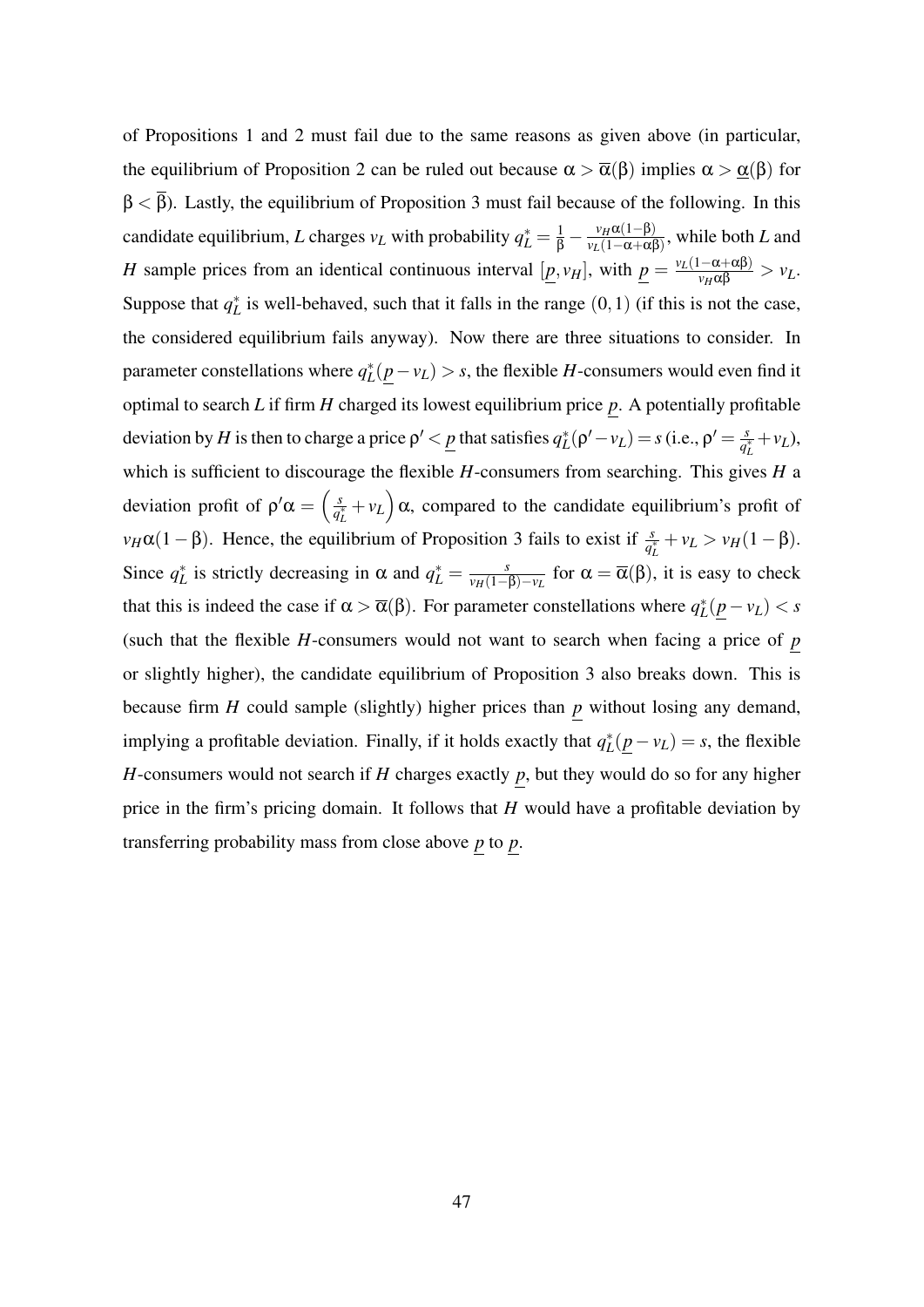of Propositions 1 and 2 must fail due to the same reasons as given above (in particular, the equilibrium of Proposition 2 can be ruled out because $\alpha > \overline{\alpha}(\beta)$ implies $\alpha > \underline{\alpha}(\beta)$ for $\beta < \overline{\beta}$). Lastly, the equilibrium of Proposition 3 must fail because of the following. In this candidate equilibrium, $L$ charges $v_L$ with probability $q_L^* = \frac{1}{\beta} - \frac{v_H \alpha(1-\beta)}{v_L(1-\alpha+\alpha\beta)}$, while both $L$ and $H$ sample prices from an identical continuous interval $[\underline{p}, v_H]$, with $\underline{p} = \frac{v_L(1-\alpha+\alpha\beta)}{v_H \alpha\beta} > v_L$. Suppose that $q_L^*$ is well-behaved, such that it falls in the range $(0,1)$ (if this is not the case, the considered equilibrium fails anyway). Now there are three situations to consider. In parameter constellations where $q_L^*(\underline{p} - v_L) > s$, the flexible $H$-consumers would even find it optimal to search $L$ if firm $H$ charged its lowest equilibrium price $\underline{p}$. A potentially profitable deviation by $H$ is then to charge a price $\rho' < \underline{p}$ that satisfies $q_L^*(\rho' - v_L) = s$ (i.e., $\rho' = \frac{s}{q_L^*} + v_L$), which is sufficient to discourage the flexible $H$-consumers from searching. This gives $H$ a deviation profit of $\rho'\alpha = \left(\frac{s}{q_L^*} + v_L\right)\alpha$, compared to the candidate equilibrium's profit of $v_H \alpha(1-\beta)$. Hence, the equilibrium of Proposition 3 fails to exist if $\frac{s}{q_L^*} + v_L > v_H(1-\beta)$. Since $q_L^*$ is strictly decreasing in $\alpha$ and $q_L^* = \frac{s}{v_H(1-\beta)-v_L}$ for $\alpha = \overline{\alpha}(\beta)$, it is easy to check that this is indeed the case if $\alpha > \overline{\alpha}(\beta)$. For parameter constellations where $q_L^*(\underline{p} - v_L) < s$ (such that the flexible $H$-consumers would not want to search when facing a price of $\underline{p}$ or slightly higher), the candidate equilibrium of Proposition 3 also breaks down. This is because firm $H$ could sample (slightly) higher prices than $\underline{p}$ without losing any demand, implying a profitable deviation. Finally, if it holds exactly that $q_L^*(\underline{p} - v_L) = s$, the flexible $H$-consumers would not search if $H$ charges exactly $\underline{p}$, but they would do so for any higher price in the firm's pricing domain. It follows that $H$ would have a profitable deviation by transferring probability mass from close above $\underline{p}$ to $\underline{p}$.